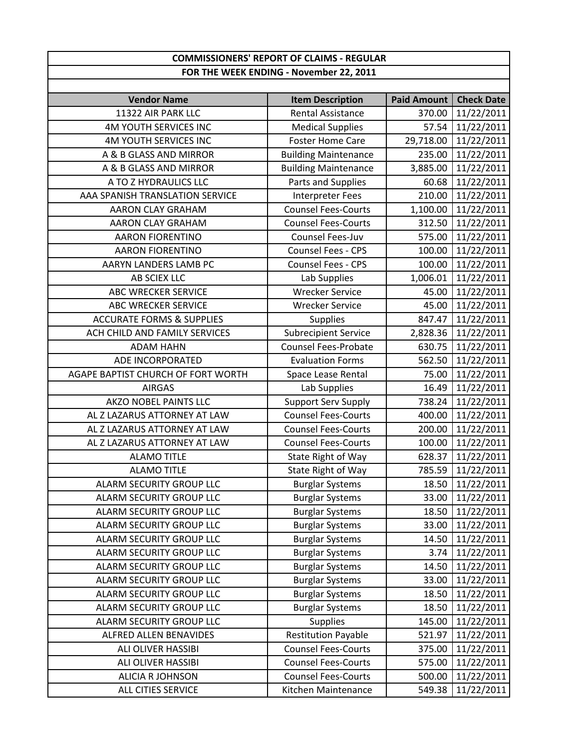| COMMISSIONERS' REPORT OF CLAIMS - REGULAR | | | |
|---|---|---|---|
| FOR THE WEEK ENDING - November 22, 2011 | | | |
| **Vendor Name** | **Item Description** | **Paid Amount** | **Check Date** |
| 11322 AIR PARK LLC | Rental Assistance | 370.00 | 11/22/2011 |
| 4M YOUTH SERVICES INC | Medical Supplies | 57.54 | 11/22/2011 |
| 4M YOUTH SERVICES INC | Foster Home Care | 29,718.00 | 11/22/2011 |
| A & B GLASS AND MIRROR | Building Maintenance | 235.00 | 11/22/2011 |
| A & B GLASS AND MIRROR | Building Maintenance | 3,885.00 | 11/22/2011 |
| A TO Z HYDRAULICS LLC | Parts and Supplies | 60.68 | 11/22/2011 |
| AAA SPANISH TRANSLATION SERVICE | Interpreter Fees | 210.00 | 11/22/2011 |
| AARON CLAY GRAHAM | Counsel Fees-Courts | 1,100.00 | 11/22/2011 |
| AARON CLAY GRAHAM | Counsel Fees-Courts | 312.50 | 11/22/2011 |
| AARON FIORENTINO | Counsel Fees-Juv | 575.00 | 11/22/2011 |
| AARON FIORENTINO | Counsel Fees - CPS | 100.00 | 11/22/2011 |
| AARYN LANDERS LAMB PC | Counsel Fees - CPS | 100.00 | 11/22/2011 |
| AB SCIEX LLC | Lab Supplies | 1,006.01 | 11/22/2011 |
| ABC WRECKER SERVICE | Wrecker Service | 45.00 | 11/22/2011 |
| ABC WRECKER SERVICE | Wrecker Service | 45.00 | 11/22/2011 |
| ACCURATE FORMS & SUPPLIES | Supplies | 847.47 | 11/22/2011 |
| ACH CHILD AND FAMILY SERVICES | Subrecipient Service | 2,828.36 | 11/22/2011 |
| ADAM HAHN | Counsel Fees-Probate | 630.75 | 11/22/2011 |
| ADE INCORPORATED | Evaluation Forms | 562.50 | 11/22/2011 |
| AGAPE BAPTIST CHURCH OF FORT WORTH | Space Lease Rental | 75.00 | 11/22/2011 |
| AIRGAS | Lab Supplies | 16.49 | 11/22/2011 |
| AKZO NOBEL PAINTS LLC | Support Serv Supply | 738.24 | 11/22/2011 |
| AL Z LAZARUS ATTORNEY AT LAW | Counsel Fees-Courts | 400.00 | 11/22/2011 |
| AL Z LAZARUS ATTORNEY AT LAW | Counsel Fees-Courts | 200.00 | 11/22/2011 |
| AL Z LAZARUS ATTORNEY AT LAW | Counsel Fees-Courts | 100.00 | 11/22/2011 |
| ALAMO TITLE | State Right of Way | 628.37 | 11/22/2011 |
| ALAMO TITLE | State Right of Way | 785.59 | 11/22/2011 |
| ALARM SECURITY GROUP LLC | Burglar Systems | 18.50 | 11/22/2011 |
| ALARM SECURITY GROUP LLC | Burglar Systems | 33.00 | 11/22/2011 |
| ALARM SECURITY GROUP LLC | Burglar Systems | 18.50 | 11/22/2011 |
| ALARM SECURITY GROUP LLC | Burglar Systems | 33.00 | 11/22/2011 |
| ALARM SECURITY GROUP LLC | Burglar Systems | 14.50 | 11/22/2011 |
| ALARM SECURITY GROUP LLC | Burglar Systems | 3.74 | 11/22/2011 |
| ALARM SECURITY GROUP LLC | Burglar Systems | 14.50 | 11/22/2011 |
| ALARM SECURITY GROUP LLC | Burglar Systems | 33.00 | 11/22/2011 |
| ALARM SECURITY GROUP LLC | Burglar Systems | 18.50 | 11/22/2011 |
| ALARM SECURITY GROUP LLC | Burglar Systems | 18.50 | 11/22/2011 |
| ALARM SECURITY GROUP LLC | Supplies | 145.00 | 11/22/2011 |
| ALFRED ALLEN BENAVIDES | Restitution Payable | 521.97 | 11/22/2011 |
| ALI OLIVER HASSIBI | Counsel Fees-Courts | 375.00 | 11/22/2011 |
| ALI OLIVER HASSIBI | Counsel Fees-Courts | 575.00 | 11/22/2011 |
| ALICIA R JOHNSON | Counsel Fees-Courts | 500.00 | 11/22/2011 |
| ALL CITIES SERVICE | Kitchen Maintenance | 549.38 | 11/22/2011 |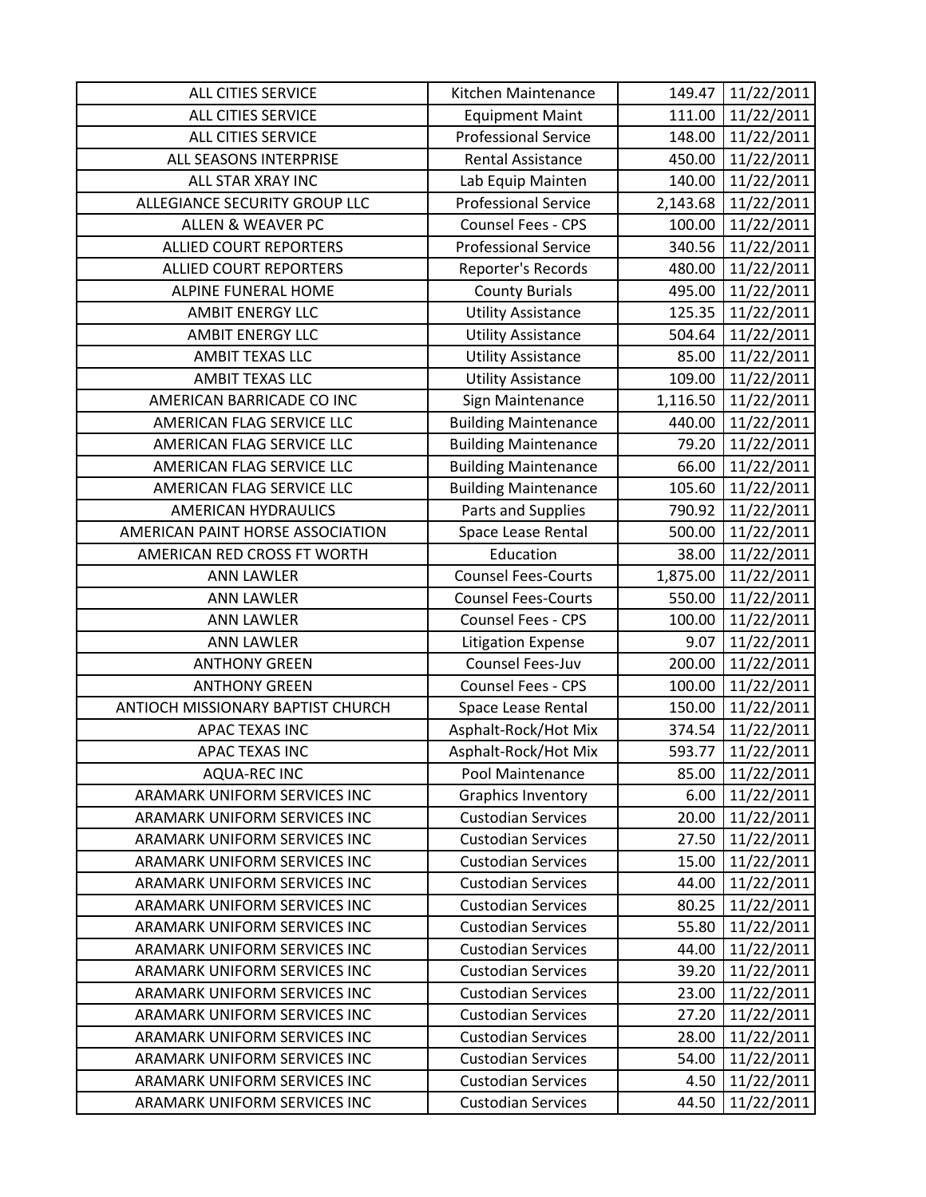| ALL CITIES SERVICE | Kitchen Maintenance | 149.47 | 11/22/2011 |
|---|---|---|---|
| ALL CITIES SERVICE | Equipment Maint | 111.00 | 11/22/2011 |
| ALL CITIES SERVICE | Professional Service | 148.00 | 11/22/2011 |
| ALL SEASONS INTERPRISE | Rental Assistance | 450.00 | 11/22/2011 |
| ALL STAR XRAY INC | Lab Equip Mainten | 140.00 | 11/22/2011 |
| ALLEGIANCE SECURITY GROUP LLC | Professional Service | 2,143.68 | 11/22/2011 |
| ALLEN & WEAVER PC | Counsel Fees - CPS | 100.00 | 11/22/2011 |
| ALLIED COURT REPORTERS | Professional Service | 340.56 | 11/22/2011 |
| ALLIED COURT REPORTERS | Reporter's Records | 480.00 | 11/22/2011 |
| ALPINE FUNERAL HOME | County Burials | 495.00 | 11/22/2011 |
| AMBIT ENERGY LLC | Utility Assistance | 125.35 | 11/22/2011 |
| AMBIT ENERGY LLC | Utility Assistance | 504.64 | 11/22/2011 |
| AMBIT TEXAS LLC | Utility Assistance | 85.00 | 11/22/2011 |
| AMBIT TEXAS LLC | Utility Assistance | 109.00 | 11/22/2011 |
| AMERICAN BARRICADE CO INC | Sign Maintenance | 1,116.50 | 11/22/2011 |
| AMERICAN FLAG SERVICE LLC | Building Maintenance | 440.00 | 11/22/2011 |
| AMERICAN FLAG SERVICE LLC | Building Maintenance | 79.20 | 11/22/2011 |
| AMERICAN FLAG SERVICE LLC | Building Maintenance | 66.00 | 11/22/2011 |
| AMERICAN FLAG SERVICE LLC | Building Maintenance | 105.60 | 11/22/2011 |
| AMERICAN HYDRAULICS | Parts and Supplies | 790.92 | 11/22/2011 |
| AMERICAN PAINT HORSE ASSOCIATION | Space Lease Rental | 500.00 | 11/22/2011 |
| AMERICAN RED CROSS FT WORTH | Education | 38.00 | 11/22/2011 |
| ANN LAWLER | Counsel Fees-Courts | 1,875.00 | 11/22/2011 |
| ANN LAWLER | Counsel Fees-Courts | 550.00 | 11/22/2011 |
| ANN LAWLER | Counsel Fees - CPS | 100.00 | 11/22/2011 |
| ANN LAWLER | Litigation Expense | 9.07 | 11/22/2011 |
| ANTHONY GREEN | Counsel Fees-Juv | 200.00 | 11/22/2011 |
| ANTHONY GREEN | Counsel Fees - CPS | 100.00 | 11/22/2011 |
| ANTIOCH MISSIONARY BAPTIST CHURCH | Space Lease Rental | 150.00 | 11/22/2011 |
| APAC TEXAS INC | Asphalt-Rock/Hot Mix | 374.54 | 11/22/2011 |
| APAC TEXAS INC | Asphalt-Rock/Hot Mix | 593.77 | 11/22/2011 |
| AQUA-REC INC | Pool Maintenance | 85.00 | 11/22/2011 |
| ARAMARK UNIFORM SERVICES INC | Graphics Inventory | 6.00 | 11/22/2011 |
| ARAMARK UNIFORM SERVICES INC | Custodian Services | 20.00 | 11/22/2011 |
| ARAMARK UNIFORM SERVICES INC | Custodian Services | 27.50 | 11/22/2011 |
| ARAMARK UNIFORM SERVICES INC | Custodian Services | 15.00 | 11/22/2011 |
| ARAMARK UNIFORM SERVICES INC | Custodian Services | 44.00 | 11/22/2011 |
| ARAMARK UNIFORM SERVICES INC | Custodian Services | 80.25 | 11/22/2011 |
| ARAMARK UNIFORM SERVICES INC | Custodian Services | 55.80 | 11/22/2011 |
| ARAMARK UNIFORM SERVICES INC | Custodian Services | 44.00 | 11/22/2011 |
| ARAMARK UNIFORM SERVICES INC | Custodian Services | 39.20 | 11/22/2011 |
| ARAMARK UNIFORM SERVICES INC | Custodian Services | 23.00 | 11/22/2011 |
| ARAMARK UNIFORM SERVICES INC | Custodian Services | 27.20 | 11/22/2011 |
| ARAMARK UNIFORM SERVICES INC | Custodian Services | 28.00 | 11/22/2011 |
| ARAMARK UNIFORM SERVICES INC | Custodian Services | 54.00 | 11/22/2011 |
| ARAMARK UNIFORM SERVICES INC | Custodian Services | 4.50 | 11/22/2011 |
| ARAMARK UNIFORM SERVICES INC | Custodian Services | 44.50 | 11/22/2011 |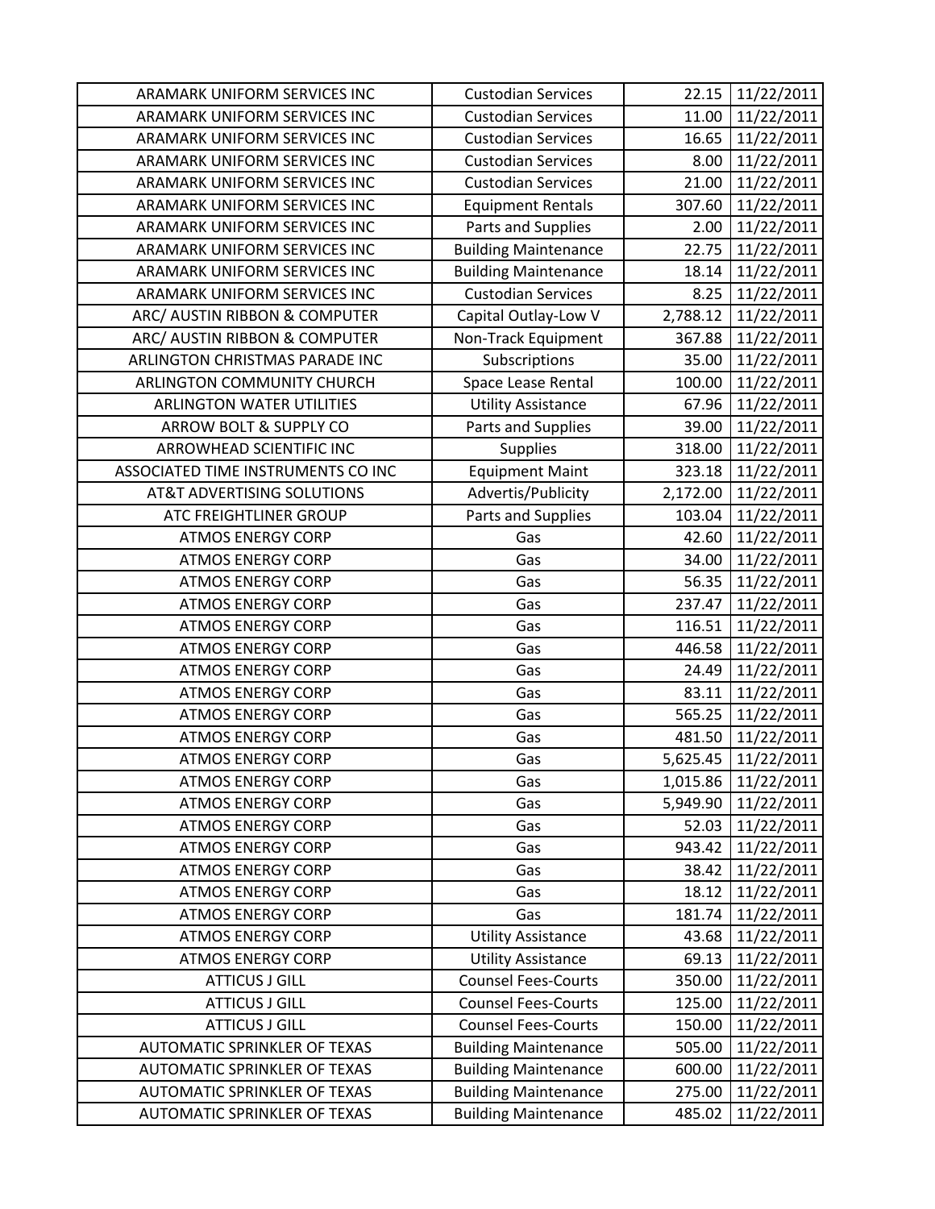| | | | |
|---|---|---|---|
| ARAMARK UNIFORM SERVICES INC | Custodian Services | 22.15 | 11/22/2011 |
| ARAMARK UNIFORM SERVICES INC | Custodian Services | 11.00 | 11/22/2011 |
| ARAMARK UNIFORM SERVICES INC | Custodian Services | 16.65 | 11/22/2011 |
| ARAMARK UNIFORM SERVICES INC | Custodian Services | 8.00 | 11/22/2011 |
| ARAMARK UNIFORM SERVICES INC | Custodian Services | 21.00 | 11/22/2011 |
| ARAMARK UNIFORM SERVICES INC | Equipment Rentals | 307.60 | 11/22/2011 |
| ARAMARK UNIFORM SERVICES INC | Parts and Supplies | 2.00 | 11/22/2011 |
| ARAMARK UNIFORM SERVICES INC | Building Maintenance | 22.75 | 11/22/2011 |
| ARAMARK UNIFORM SERVICES INC | Building Maintenance | 18.14 | 11/22/2011 |
| ARAMARK UNIFORM SERVICES INC | Custodian Services | 8.25 | 11/22/2011 |
| ARC/ AUSTIN RIBBON & COMPUTER | Capital Outlay-Low V | 2,788.12 | 11/22/2011 |
| ARC/ AUSTIN RIBBON & COMPUTER | Non-Track Equipment | 367.88 | 11/22/2011 |
| ARLINGTON CHRISTMAS PARADE INC | Subscriptions | 35.00 | 11/22/2011 |
| ARLINGTON COMMUNITY CHURCH | Space Lease Rental | 100.00 | 11/22/2011 |
| ARLINGTON WATER UTILITIES | Utility Assistance | 67.96 | 11/22/2011 |
| ARROW BOLT & SUPPLY CO | Parts and Supplies | 39.00 | 11/22/2011 |
| ARROWHEAD SCIENTIFIC INC | Supplies | 318.00 | 11/22/2011 |
| ASSOCIATED TIME INSTRUMENTS CO INC | Equipment Maint | 323.18 | 11/22/2011 |
| AT&T ADVERTISING SOLUTIONS | Advertis/Publicity | 2,172.00 | 11/22/2011 |
| ATC FREIGHTLINER GROUP | Parts and Supplies | 103.04 | 11/22/2011 |
| ATMOS ENERGY CORP | Gas | 42.60 | 11/22/2011 |
| ATMOS ENERGY CORP | Gas | 34.00 | 11/22/2011 |
| ATMOS ENERGY CORP | Gas | 56.35 | 11/22/2011 |
| ATMOS ENERGY CORP | Gas | 237.47 | 11/22/2011 |
| ATMOS ENERGY CORP | Gas | 116.51 | 11/22/2011 |
| ATMOS ENERGY CORP | Gas | 446.58 | 11/22/2011 |
| ATMOS ENERGY CORP | Gas | 24.49 | 11/22/2011 |
| ATMOS ENERGY CORP | Gas | 83.11 | 11/22/2011 |
| ATMOS ENERGY CORP | Gas | 565.25 | 11/22/2011 |
| ATMOS ENERGY CORP | Gas | 481.50 | 11/22/2011 |
| ATMOS ENERGY CORP | Gas | 5,625.45 | 11/22/2011 |
| ATMOS ENERGY CORP | Gas | 1,015.86 | 11/22/2011 |
| ATMOS ENERGY CORP | Gas | 5,949.90 | 11/22/2011 |
| ATMOS ENERGY CORP | Gas | 52.03 | 11/22/2011 |
| ATMOS ENERGY CORP | Gas | 943.42 | 11/22/2011 |
| ATMOS ENERGY CORP | Gas | 38.42 | 11/22/2011 |
| ATMOS ENERGY CORP | Gas | 18.12 | 11/22/2011 |
| ATMOS ENERGY CORP | Gas | 181.74 | 11/22/2011 |
| ATMOS ENERGY CORP | Utility Assistance | 43.68 | 11/22/2011 |
| ATMOS ENERGY CORP | Utility Assistance | 69.13 | 11/22/2011 |
| ATTICUS J GILL | Counsel Fees-Courts | 350.00 | 11/22/2011 |
| ATTICUS J GILL | Counsel Fees-Courts | 125.00 | 11/22/2011 |
| ATTICUS J GILL | Counsel Fees-Courts | 150.00 | 11/22/2011 |
| AUTOMATIC SPRINKLER OF TEXAS | Building Maintenance | 505.00 | 11/22/2011 |
| AUTOMATIC SPRINKLER OF TEXAS | Building Maintenance | 600.00 | 11/22/2011 |
| AUTOMATIC SPRINKLER OF TEXAS | Building Maintenance | 275.00 | 11/22/2011 |
| AUTOMATIC SPRINKLER OF TEXAS | Building Maintenance | 485.02 | 11/22/2011 |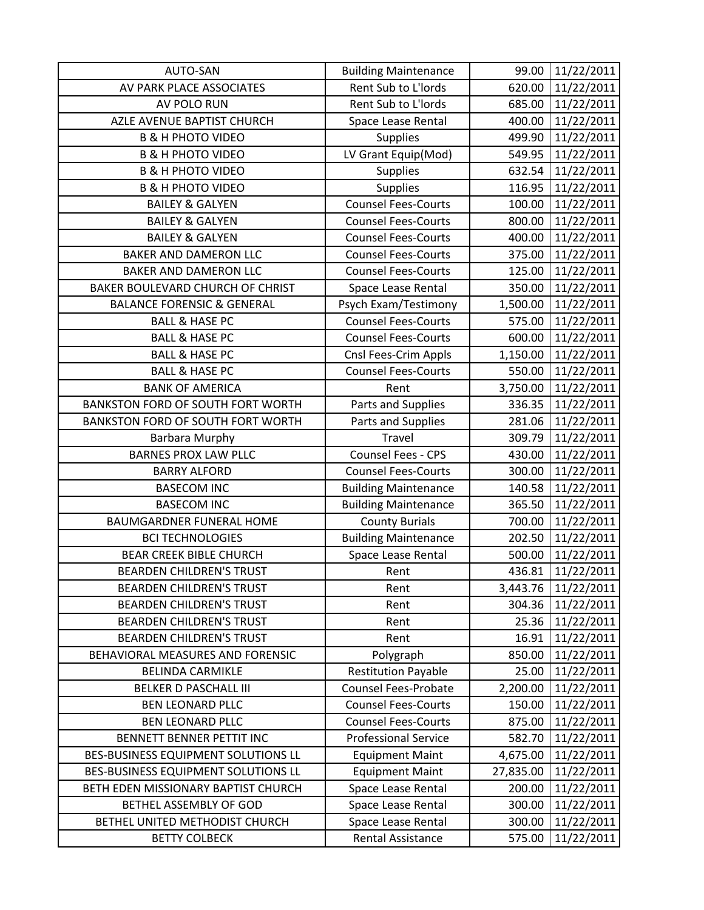| AUTO-SAN | Building Maintenance | 99.00 | 11/22/2011 |
|---|---|---|---|
| AV PARK PLACE ASSOCIATES | Rent Sub to L'lords | 620.00 | 11/22/2011 |
| AV POLO RUN | Rent Sub to L'lords | 685.00 | 11/22/2011 |
| AZLE AVENUE BAPTIST CHURCH | Space Lease Rental | 400.00 | 11/22/2011 |
| B & H PHOTO VIDEO | Supplies | 499.90 | 11/22/2011 |
| B & H PHOTO VIDEO | LV Grant Equip(Mod) | 549.95 | 11/22/2011 |
| B & H PHOTO VIDEO | Supplies | 632.54 | 11/22/2011 |
| B & H PHOTO VIDEO | Supplies | 116.95 | 11/22/2011 |
| BAILEY & GALYEN | Counsel Fees-Courts | 100.00 | 11/22/2011 |
| BAILEY & GALYEN | Counsel Fees-Courts | 800.00 | 11/22/2011 |
| BAILEY & GALYEN | Counsel Fees-Courts | 400.00 | 11/22/2011 |
| BAKER AND DAMERON LLC | Counsel Fees-Courts | 375.00 | 11/22/2011 |
| BAKER AND DAMERON LLC | Counsel Fees-Courts | 125.00 | 11/22/2011 |
| BAKER BOULEVARD CHURCH OF CHRIST | Space Lease Rental | 350.00 | 11/22/2011 |
| BALANCE FORENSIC & GENERAL | Psych Exam/Testimony | 1,500.00 | 11/22/2011 |
| BALL & HASE PC | Counsel Fees-Courts | 575.00 | 11/22/2011 |
| BALL & HASE PC | Counsel Fees-Courts | 600.00 | 11/22/2011 |
| BALL & HASE PC | Cnsl Fees-Crim Appls | 1,150.00 | 11/22/2011 |
| BALL & HASE PC | Counsel Fees-Courts | 550.00 | 11/22/2011 |
| BANK OF AMERICA | Rent | 3,750.00 | 11/22/2011 |
| BANKSTON FORD OF SOUTH FORT WORTH | Parts and Supplies | 336.35 | 11/22/2011 |
| BANKSTON FORD OF SOUTH FORT WORTH | Parts and Supplies | 281.06 | 11/22/2011 |
| Barbara Murphy | Travel | 309.79 | 11/22/2011 |
| BARNES PROX LAW PLLC | Counsel Fees - CPS | 430.00 | 11/22/2011 |
| BARRY ALFORD | Counsel Fees-Courts | 300.00 | 11/22/2011 |
| BASECOM INC | Building Maintenance | 140.58 | 11/22/2011 |
| BASECOM INC | Building Maintenance | 365.50 | 11/22/2011 |
| BAUMGARDNER FUNERAL HOME | County Burials | 700.00 | 11/22/2011 |
| BCI TECHNOLOGIES | Building Maintenance | 202.50 | 11/22/2011 |
| BEAR CREEK BIBLE CHURCH | Space Lease Rental | 500.00 | 11/22/2011 |
| BEARDEN CHILDREN'S TRUST | Rent | 436.81 | 11/22/2011 |
| BEARDEN CHILDREN'S TRUST | Rent | 3,443.76 | 11/22/2011 |
| BEARDEN CHILDREN'S TRUST | Rent | 304.36 | 11/22/2011 |
| BEARDEN CHILDREN'S TRUST | Rent | 25.36 | 11/22/2011 |
| BEARDEN CHILDREN'S TRUST | Rent | 16.91 | 11/22/2011 |
| BEHAVIORAL MEASURES AND FORENSIC | Polygraph | 850.00 | 11/22/2011 |
| BELINDA CARMIKLE | Restitution Payable | 25.00 | 11/22/2011 |
| BELKER D PASCHALL III | Counsel Fees-Probate | 2,200.00 | 11/22/2011 |
| BEN LEONARD PLLC | Counsel Fees-Courts | 150.00 | 11/22/2011 |
| BEN LEONARD PLLC | Counsel Fees-Courts | 875.00 | 11/22/2011 |
| BENNETT BENNER PETTIT INC | Professional Service | 582.70 | 11/22/2011 |
| BES-BUSINESS EQUIPMENT SOLUTIONS LL | Equipment Maint | 4,675.00 | 11/22/2011 |
| BES-BUSINESS EQUIPMENT SOLUTIONS LL | Equipment Maint | 27,835.00 | 11/22/2011 |
| BETH EDEN MISSIONARY BAPTIST CHURCH | Space Lease Rental | 200.00 | 11/22/2011 |
| BETHEL ASSEMBLY OF GOD | Space Lease Rental | 300.00 | 11/22/2011 |
| BETHEL UNITED METHODIST CHURCH | Space Lease Rental | 300.00 | 11/22/2011 |
| BETTY COLBECK | Rental Assistance | 575.00 | 11/22/2011 |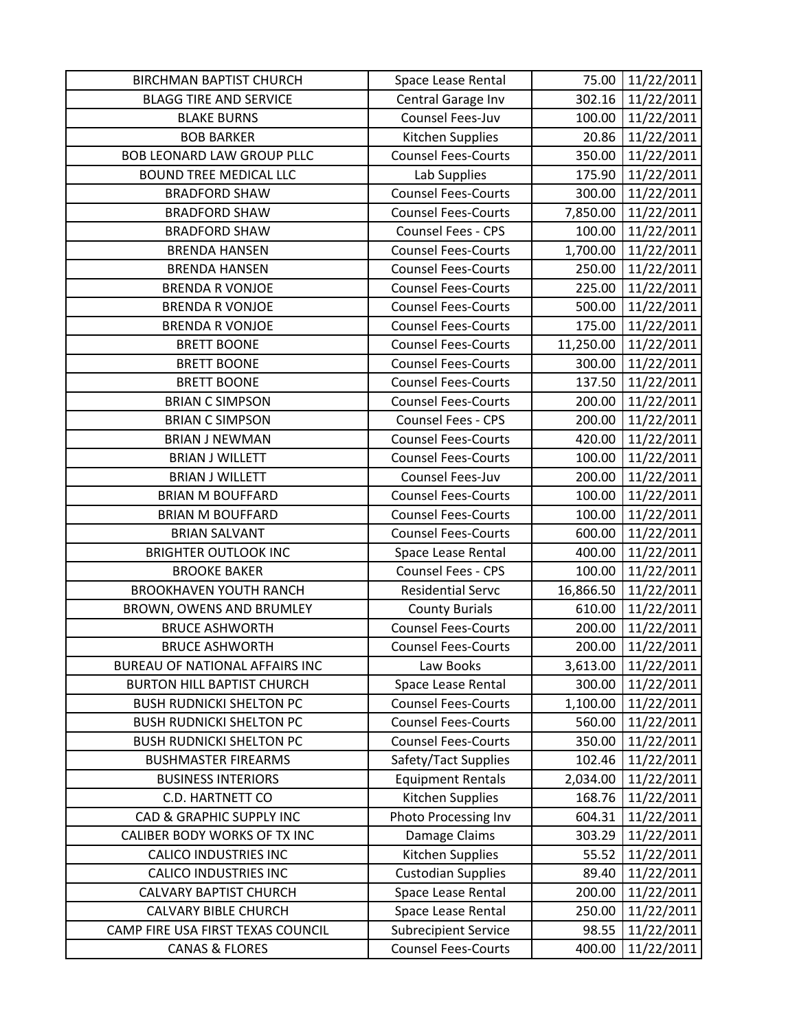| BIRCHMAN BAPTIST CHURCH | Space Lease Rental | 75.00 | 11/22/2011 |
|---|---|---|---|
| BLAGG TIRE AND SERVICE | Central Garage Inv | 302.16 | 11/22/2011 |
| BLAKE BURNS | Counsel Fees-Juv | 100.00 | 11/22/2011 |
| BOB BARKER | Kitchen Supplies | 20.86 | 11/22/2011 |
| BOB LEONARD LAW GROUP PLLC | Counsel Fees-Courts | 350.00 | 11/22/2011 |
| BOUND TREE MEDICAL LLC | Lab Supplies | 175.90 | 11/22/2011 |
| BRADFORD SHAW | Counsel Fees-Courts | 300.00 | 11/22/2011 |
| BRADFORD SHAW | Counsel Fees-Courts | 7,850.00 | 11/22/2011 |
| BRADFORD SHAW | Counsel Fees - CPS | 100.00 | 11/22/2011 |
| BRENDA HANSEN | Counsel Fees-Courts | 1,700.00 | 11/22/2011 |
| BRENDA HANSEN | Counsel Fees-Courts | 250.00 | 11/22/2011 |
| BRENDA R VONJOE | Counsel Fees-Courts | 225.00 | 11/22/2011 |
| BRENDA R VONJOE | Counsel Fees-Courts | 500.00 | 11/22/2011 |
| BRENDA R VONJOE | Counsel Fees-Courts | 175.00 | 11/22/2011 |
| BRETT BOONE | Counsel Fees-Courts | 11,250.00 | 11/22/2011 |
| BRETT BOONE | Counsel Fees-Courts | 300.00 | 11/22/2011 |
| BRETT BOONE | Counsel Fees-Courts | 137.50 | 11/22/2011 |
| BRIAN C SIMPSON | Counsel Fees-Courts | 200.00 | 11/22/2011 |
| BRIAN C SIMPSON | Counsel Fees - CPS | 200.00 | 11/22/2011 |
| BRIAN J NEWMAN | Counsel Fees-Courts | 420.00 | 11/22/2011 |
| BRIAN J WILLETT | Counsel Fees-Courts | 100.00 | 11/22/2011 |
| BRIAN J WILLETT | Counsel Fees-Juv | 200.00 | 11/22/2011 |
| BRIAN M BOUFFARD | Counsel Fees-Courts | 100.00 | 11/22/2011 |
| BRIAN M BOUFFARD | Counsel Fees-Courts | 100.00 | 11/22/2011 |
| BRIAN SALVANT | Counsel Fees-Courts | 600.00 | 11/22/2011 |
| BRIGHTER OUTLOOK INC | Space Lease Rental | 400.00 | 11/22/2011 |
| BROOKE BAKER | Counsel Fees - CPS | 100.00 | 11/22/2011 |
| BROOKHAVEN YOUTH RANCH | Residential Servc | 16,866.50 | 11/22/2011 |
| BROWN, OWENS AND BRUMLEY | County Burials | 610.00 | 11/22/2011 |
| BRUCE ASHWORTH | Counsel Fees-Courts | 200.00 | 11/22/2011 |
| BRUCE ASHWORTH | Counsel Fees-Courts | 200.00 | 11/22/2011 |
| BUREAU OF NATIONAL AFFAIRS INC | Law Books | 3,613.00 | 11/22/2011 |
| BURTON HILL BAPTIST CHURCH | Space Lease Rental | 300.00 | 11/22/2011 |
| BUSH RUDNICKI SHELTON PC | Counsel Fees-Courts | 1,100.00 | 11/22/2011 |
| BUSH RUDNICKI SHELTON PC | Counsel Fees-Courts | 560.00 | 11/22/2011 |
| BUSH RUDNICKI SHELTON PC | Counsel Fees-Courts | 350.00 | 11/22/2011 |
| BUSHMASTER FIREARMS | Safety/Tact Supplies | 102.46 | 11/22/2011 |
| BUSINESS INTERIORS | Equipment Rentals | 2,034.00 | 11/22/2011 |
| C.D. HARTNETT CO | Kitchen Supplies | 168.76 | 11/22/2011 |
| CAD & GRAPHIC SUPPLY INC | Photo Processing Inv | 604.31 | 11/22/2011 |
| CALIBER BODY WORKS OF TX INC | Damage Claims | 303.29 | 11/22/2011 |
| CALICO INDUSTRIES INC | Kitchen Supplies | 55.52 | 11/22/2011 |
| CALICO INDUSTRIES INC | Custodian Supplies | 89.40 | 11/22/2011 |
| CALVARY BAPTIST CHURCH | Space Lease Rental | 200.00 | 11/22/2011 |
| CALVARY BIBLE CHURCH | Space Lease Rental | 250.00 | 11/22/2011 |
| CAMP FIRE USA FIRST TEXAS COUNCIL | Subrecipient Service | 98.55 | 11/22/2011 |
| CANAS & FLORES | Counsel Fees-Courts | 400.00 | 11/22/2011 |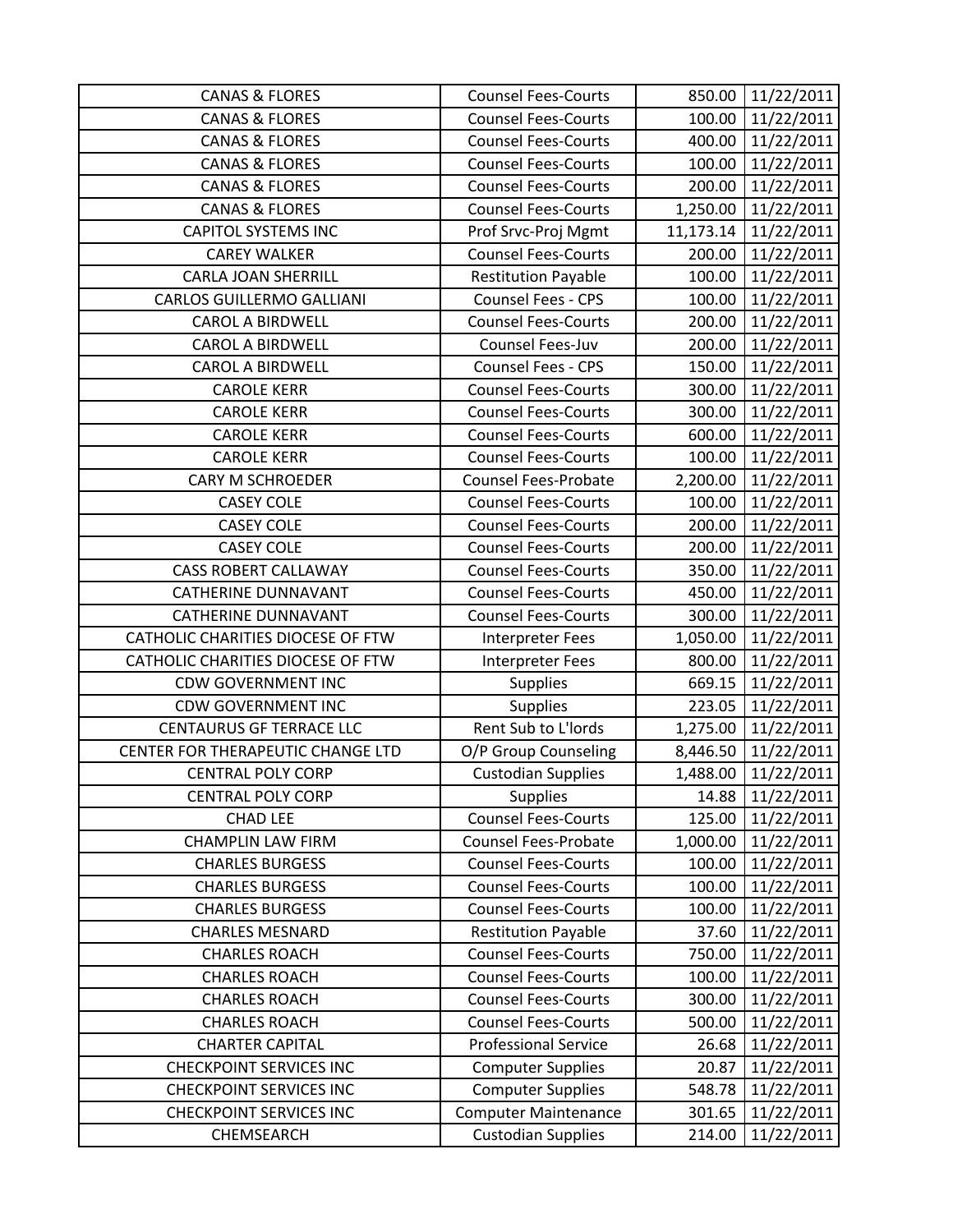| | | | |
|---|---|---|---|
| CANAS & FLORES | Counsel Fees-Courts | 850.00 | 11/22/2011 |
| CANAS & FLORES | Counsel Fees-Courts | 100.00 | 11/22/2011 |
| CANAS & FLORES | Counsel Fees-Courts | 400.00 | 11/22/2011 |
| CANAS & FLORES | Counsel Fees-Courts | 100.00 | 11/22/2011 |
| CANAS & FLORES | Counsel Fees-Courts | 200.00 | 11/22/2011 |
| CANAS & FLORES | Counsel Fees-Courts | 1,250.00 | 11/22/2011 |
| CAPITOL SYSTEMS INC | Prof Srvc-Proj Mgmt | 11,173.14 | 11/22/2011 |
| CAREY WALKER | Counsel Fees-Courts | 200.00 | 11/22/2011 |
| CARLA JOAN SHERRILL | Restitution Payable | 100.00 | 11/22/2011 |
| CARLOS GUILLERMO GALLIANI | Counsel Fees - CPS | 100.00 | 11/22/2011 |
| CAROL A BIRDWELL | Counsel Fees-Courts | 200.00 | 11/22/2011 |
| CAROL A BIRDWELL | Counsel Fees-Juv | 200.00 | 11/22/2011 |
| CAROL A BIRDWELL | Counsel Fees - CPS | 150.00 | 11/22/2011 |
| CAROLE KERR | Counsel Fees-Courts | 300.00 | 11/22/2011 |
| CAROLE KERR | Counsel Fees-Courts | 300.00 | 11/22/2011 |
| CAROLE KERR | Counsel Fees-Courts | 600.00 | 11/22/2011 |
| CAROLE KERR | Counsel Fees-Courts | 100.00 | 11/22/2011 |
| CARY M SCHROEDER | Counsel Fees-Probate | 2,200.00 | 11/22/2011 |
| CASEY COLE | Counsel Fees-Courts | 100.00 | 11/22/2011 |
| CASEY COLE | Counsel Fees-Courts | 200.00 | 11/22/2011 |
| CASEY COLE | Counsel Fees-Courts | 200.00 | 11/22/2011 |
| CASS ROBERT CALLAWAY | Counsel Fees-Courts | 350.00 | 11/22/2011 |
| CATHERINE DUNNAVANT | Counsel Fees-Courts | 450.00 | 11/22/2011 |
| CATHERINE DUNNAVANT | Counsel Fees-Courts | 300.00 | 11/22/2011 |
| CATHOLIC CHARITIES DIOCESE OF FTW | Interpreter Fees | 1,050.00 | 11/22/2011 |
| CATHOLIC CHARITIES DIOCESE OF FTW | Interpreter Fees | 800.00 | 11/22/2011 |
| CDW GOVERNMENT INC | Supplies | 669.15 | 11/22/2011 |
| CDW GOVERNMENT INC | Supplies | 223.05 | 11/22/2011 |
| CENTAURUS GF TERRACE LLC | Rent Sub to L'lords | 1,275.00 | 11/22/2011 |
| CENTER FOR THERAPEUTIC CHANGE LTD | O/P Group Counseling | 8,446.50 | 11/22/2011 |
| CENTRAL POLY CORP | Custodian Supplies | 1,488.00 | 11/22/2011 |
| CENTRAL POLY CORP | Supplies | 14.88 | 11/22/2011 |
| CHAD LEE | Counsel Fees-Courts | 125.00 | 11/22/2011 |
| CHAMPLIN LAW FIRM | Counsel Fees-Probate | 1,000.00 | 11/22/2011 |
| CHARLES BURGESS | Counsel Fees-Courts | 100.00 | 11/22/2011 |
| CHARLES BURGESS | Counsel Fees-Courts | 100.00 | 11/22/2011 |
| CHARLES BURGESS | Counsel Fees-Courts | 100.00 | 11/22/2011 |
| CHARLES MESNARD | Restitution Payable | 37.60 | 11/22/2011 |
| CHARLES ROACH | Counsel Fees-Courts | 750.00 | 11/22/2011 |
| CHARLES ROACH | Counsel Fees-Courts | 100.00 | 11/22/2011 |
| CHARLES ROACH | Counsel Fees-Courts | 300.00 | 11/22/2011 |
| CHARLES ROACH | Counsel Fees-Courts | 500.00 | 11/22/2011 |
| CHARTER CAPITAL | Professional Service | 26.68 | 11/22/2011 |
| CHECKPOINT SERVICES INC | Computer Supplies | 20.87 | 11/22/2011 |
| CHECKPOINT SERVICES INC | Computer Supplies | 548.78 | 11/22/2011 |
| CHECKPOINT SERVICES INC | Computer Maintenance | 301.65 | 11/22/2011 |
| CHEMSEARCH | Custodian Supplies | 214.00 | 11/22/2011 |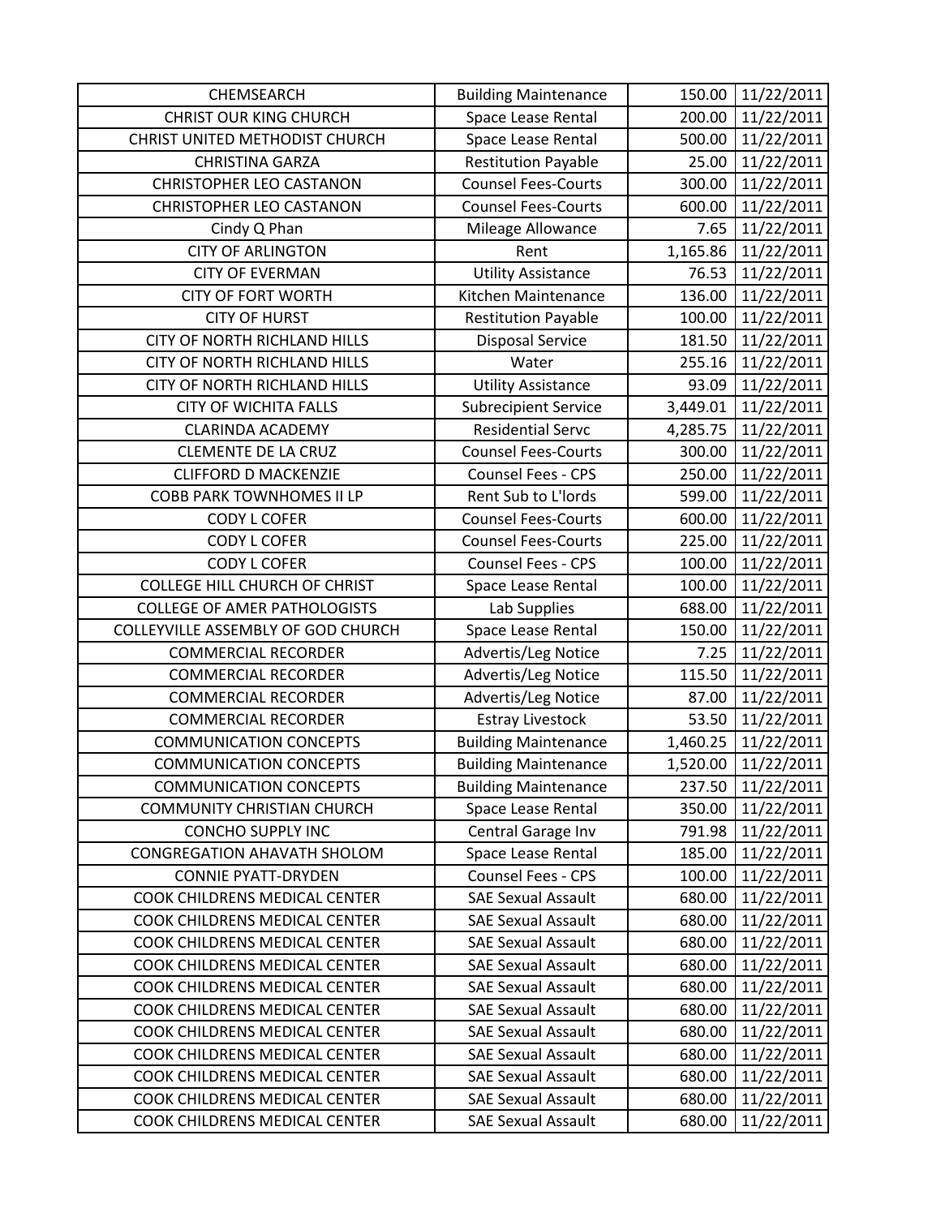| CHEMSEARCH | Building Maintenance | 150.00 | 11/22/2011 |
|---|---|---|---|
| CHRIST OUR KING CHURCH | Space Lease Rental | 200.00 | 11/22/2011 |
| CHRIST UNITED METHODIST CHURCH | Space Lease Rental | 500.00 | 11/22/2011 |
| CHRISTINA GARZA | Restitution Payable | 25.00 | 11/22/2011 |
| CHRISTOPHER LEO CASTANON | Counsel Fees-Courts | 300.00 | 11/22/2011 |
| CHRISTOPHER LEO CASTANON | Counsel Fees-Courts | 600.00 | 11/22/2011 |
| Cindy Q Phan | Mileage Allowance | 7.65 | 11/22/2011 |
| CITY OF ARLINGTON | Rent | 1,165.86 | 11/22/2011 |
| CITY OF EVERMAN | Utility Assistance | 76.53 | 11/22/2011 |
| CITY OF FORT WORTH | Kitchen Maintenance | 136.00 | 11/22/2011 |
| CITY OF HURST | Restitution Payable | 100.00 | 11/22/2011 |
| CITY OF NORTH RICHLAND HILLS | Disposal Service | 181.50 | 11/22/2011 |
| CITY OF NORTH RICHLAND HILLS | Water | 255.16 | 11/22/2011 |
| CITY OF NORTH RICHLAND HILLS | Utility Assistance | 93.09 | 11/22/2011 |
| CITY OF WICHITA FALLS | Subrecipient Service | 3,449.01 | 11/22/2011 |
| CLARINDA ACADEMY | Residential Servc | 4,285.75 | 11/22/2011 |
| CLEMENTE DE LA CRUZ | Counsel Fees-Courts | 300.00 | 11/22/2011 |
| CLIFFORD D MACKENZIE | Counsel Fees - CPS | 250.00 | 11/22/2011 |
| COBB PARK TOWNHOMES II LP | Rent Sub to L'lords | 599.00 | 11/22/2011 |
| CODY L COFER | Counsel Fees-Courts | 600.00 | 11/22/2011 |
| CODY L COFER | Counsel Fees-Courts | 225.00 | 11/22/2011 |
| CODY L COFER | Counsel Fees - CPS | 100.00 | 11/22/2011 |
| COLLEGE HILL CHURCH OF CHRIST | Space Lease Rental | 100.00 | 11/22/2011 |
| COLLEGE OF AMER PATHOLOGISTS | Lab Supplies | 688.00 | 11/22/2011 |
| COLLEYVILLE ASSEMBLY OF GOD CHURCH | Space Lease Rental | 150.00 | 11/22/2011 |
| COMMERCIAL RECORDER | Advertis/Leg Notice | 7.25 | 11/22/2011 |
| COMMERCIAL RECORDER | Advertis/Leg Notice | 115.50 | 11/22/2011 |
| COMMERCIAL RECORDER | Advertis/Leg Notice | 87.00 | 11/22/2011 |
| COMMERCIAL RECORDER | Estray Livestock | 53.50 | 11/22/2011 |
| COMMUNICATION CONCEPTS | Building Maintenance | 1,460.25 | 11/22/2011 |
| COMMUNICATION CONCEPTS | Building Maintenance | 1,520.00 | 11/22/2011 |
| COMMUNICATION CONCEPTS | Building Maintenance | 237.50 | 11/22/2011 |
| COMMUNITY CHRISTIAN CHURCH | Space Lease Rental | 350.00 | 11/22/2011 |
| CONCHO SUPPLY INC | Central Garage Inv | 791.98 | 11/22/2011 |
| CONGREGATION AHAVATH SHOLOM | Space Lease Rental | 185.00 | 11/22/2011 |
| CONNIE PYATT-DRYDEN | Counsel Fees - CPS | 100.00 | 11/22/2011 |
| COOK CHILDRENS MEDICAL CENTER | SAE Sexual Assault | 680.00 | 11/22/2011 |
| COOK CHILDRENS MEDICAL CENTER | SAE Sexual Assault | 680.00 | 11/22/2011 |
| COOK CHILDRENS MEDICAL CENTER | SAE Sexual Assault | 680.00 | 11/22/2011 |
| COOK CHILDRENS MEDICAL CENTER | SAE Sexual Assault | 680.00 | 11/22/2011 |
| COOK CHILDRENS MEDICAL CENTER | SAE Sexual Assault | 680.00 | 11/22/2011 |
| COOK CHILDRENS MEDICAL CENTER | SAE Sexual Assault | 680.00 | 11/22/2011 |
| COOK CHILDRENS MEDICAL CENTER | SAE Sexual Assault | 680.00 | 11/22/2011 |
| COOK CHILDRENS MEDICAL CENTER | SAE Sexual Assault | 680.00 | 11/22/2011 |
| COOK CHILDRENS MEDICAL CENTER | SAE Sexual Assault | 680.00 | 11/22/2011 |
| COOK CHILDRENS MEDICAL CENTER | SAE Sexual Assault | 680.00 | 11/22/2011 |
| COOK CHILDRENS MEDICAL CENTER | SAE Sexual Assault | 680.00 | 11/22/2011 |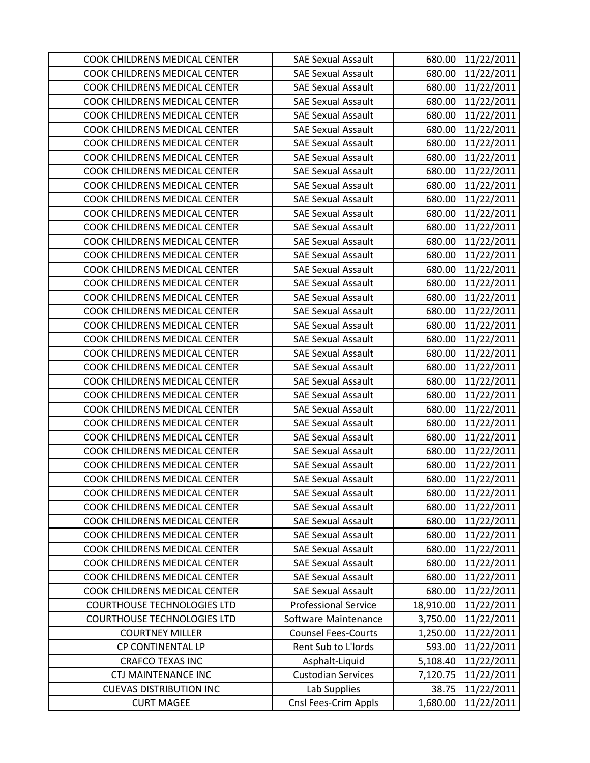| COOK CHILDRENS MEDICAL CENTER | SAE Sexual Assault | 680.00 | 11/22/2011 |
|---|---|---|---|
| COOK CHILDRENS MEDICAL CENTER | SAE Sexual Assault | 680.00 | 11/22/2011 |
| COOK CHILDRENS MEDICAL CENTER | SAE Sexual Assault | 680.00 | 11/22/2011 |
| COOK CHILDRENS MEDICAL CENTER | SAE Sexual Assault | 680.00 | 11/22/2011 |
| COOK CHILDRENS MEDICAL CENTER | SAE Sexual Assault | 680.00 | 11/22/2011 |
| COOK CHILDRENS MEDICAL CENTER | SAE Sexual Assault | 680.00 | 11/22/2011 |
| COOK CHILDRENS MEDICAL CENTER | SAE Sexual Assault | 680.00 | 11/22/2011 |
| COOK CHILDRENS MEDICAL CENTER | SAE Sexual Assault | 680.00 | 11/22/2011 |
| COOK CHILDRENS MEDICAL CENTER | SAE Sexual Assault | 680.00 | 11/22/2011 |
| COOK CHILDRENS MEDICAL CENTER | SAE Sexual Assault | 680.00 | 11/22/2011 |
| COOK CHILDRENS MEDICAL CENTER | SAE Sexual Assault | 680.00 | 11/22/2011 |
| COOK CHILDRENS MEDICAL CENTER | SAE Sexual Assault | 680.00 | 11/22/2011 |
| COOK CHILDRENS MEDICAL CENTER | SAE Sexual Assault | 680.00 | 11/22/2011 |
| COOK CHILDRENS MEDICAL CENTER | SAE Sexual Assault | 680.00 | 11/22/2011 |
| COOK CHILDRENS MEDICAL CENTER | SAE Sexual Assault | 680.00 | 11/22/2011 |
| COOK CHILDRENS MEDICAL CENTER | SAE Sexual Assault | 680.00 | 11/22/2011 |
| COOK CHILDRENS MEDICAL CENTER | SAE Sexual Assault | 680.00 | 11/22/2011 |
| COOK CHILDRENS MEDICAL CENTER | SAE Sexual Assault | 680.00 | 11/22/2011 |
| COOK CHILDRENS MEDICAL CENTER | SAE Sexual Assault | 680.00 | 11/22/2011 |
| COOK CHILDRENS MEDICAL CENTER | SAE Sexual Assault | 680.00 | 11/22/2011 |
| COOK CHILDRENS MEDICAL CENTER | SAE Sexual Assault | 680.00 | 11/22/2011 |
| COOK CHILDRENS MEDICAL CENTER | SAE Sexual Assault | 680.00 | 11/22/2011 |
| COOK CHILDRENS MEDICAL CENTER | SAE Sexual Assault | 680.00 | 11/22/2011 |
| COOK CHILDRENS MEDICAL CENTER | SAE Sexual Assault | 680.00 | 11/22/2011 |
| COOK CHILDRENS MEDICAL CENTER | SAE Sexual Assault | 680.00 | 11/22/2011 |
| COOK CHILDRENS MEDICAL CENTER | SAE Sexual Assault | 680.00 | 11/22/2011 |
| COOK CHILDRENS MEDICAL CENTER | SAE Sexual Assault | 680.00 | 11/22/2011 |
| COOK CHILDRENS MEDICAL CENTER | SAE Sexual Assault | 680.00 | 11/22/2011 |
| COOK CHILDRENS MEDICAL CENTER | SAE Sexual Assault | 680.00 | 11/22/2011 |
| COOK CHILDRENS MEDICAL CENTER | SAE Sexual Assault | 680.00 | 11/22/2011 |
| COOK CHILDRENS MEDICAL CENTER | SAE Sexual Assault | 680.00 | 11/22/2011 |
| COOK CHILDRENS MEDICAL CENTER | SAE Sexual Assault | 680.00 | 11/22/2011 |
| COOK CHILDRENS MEDICAL CENTER | SAE Sexual Assault | 680.00 | 11/22/2011 |
| COOK CHILDRENS MEDICAL CENTER | SAE Sexual Assault | 680.00 | 11/22/2011 |
| COOK CHILDRENS MEDICAL CENTER | SAE Sexual Assault | 680.00 | 11/22/2011 |
| COOK CHILDRENS MEDICAL CENTER | SAE Sexual Assault | 680.00 | 11/22/2011 |
| COOK CHILDRENS MEDICAL CENTER | SAE Sexual Assault | 680.00 | 11/22/2011 |
| COOK CHILDRENS MEDICAL CENTER | SAE Sexual Assault | 680.00 | 11/22/2011 |
| COOK CHILDRENS MEDICAL CENTER | SAE Sexual Assault | 680.00 | 11/22/2011 |
| COURTHOUSE TECHNOLOGIES LTD | Professional Service | 18,910.00 | 11/22/2011 |
| COURTHOUSE TECHNOLOGIES LTD | Software Maintenance | 3,750.00 | 11/22/2011 |
| COURTNEY MILLER | Counsel Fees-Courts | 1,250.00 | 11/22/2011 |
| CP CONTINENTAL LP | Rent Sub to L'lords | 593.00 | 11/22/2011 |
| CRAFCO TEXAS INC | Asphalt-Liquid | 5,108.40 | 11/22/2011 |
| CTJ MAINTENANCE INC | Custodian Services | 7,120.75 | 11/22/2011 |
| CUEVAS DISTRIBUTION INC | Lab Supplies | 38.75 | 11/22/2011 |
| CURT MAGEE | Cnsl Fees-Crim Appls | 1,680.00 | 11/22/2011 |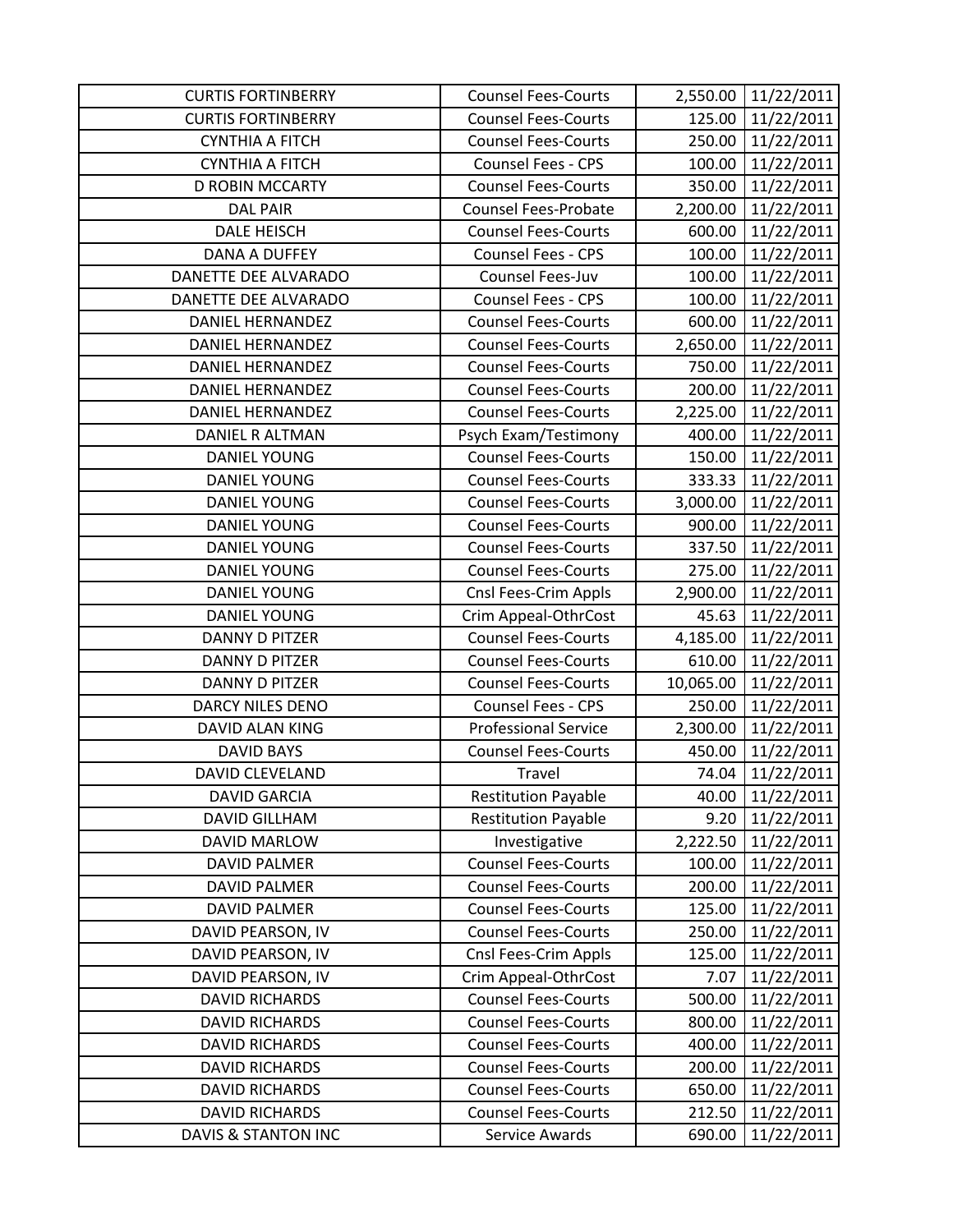| | | | |
|---|---|---|---|
| CURTIS FORTINBERRY | Counsel Fees-Courts | 2,550.00 | 11/22/2011 |
| CURTIS FORTINBERRY | Counsel Fees-Courts | 125.00 | 11/22/2011 |
| CYNTHIA A FITCH | Counsel Fees-Courts | 250.00 | 11/22/2011 |
| CYNTHIA A FITCH | Counsel Fees - CPS | 100.00 | 11/22/2011 |
| D ROBIN MCCARTY | Counsel Fees-Courts | 350.00 | 11/22/2011 |
| DAL PAIR | Counsel Fees-Probate | 2,200.00 | 11/22/2011 |
| DALE HEISCH | Counsel Fees-Courts | 600.00 | 11/22/2011 |
| DANA A DUFFEY | Counsel Fees - CPS | 100.00 | 11/22/2011 |
| DANETTE DEE ALVARADO | Counsel Fees-Juv | 100.00 | 11/22/2011 |
| DANETTE DEE ALVARADO | Counsel Fees - CPS | 100.00 | 11/22/2011 |
| DANIEL HERNANDEZ | Counsel Fees-Courts | 600.00 | 11/22/2011 |
| DANIEL HERNANDEZ | Counsel Fees-Courts | 2,650.00 | 11/22/2011 |
| DANIEL HERNANDEZ | Counsel Fees-Courts | 750.00 | 11/22/2011 |
| DANIEL HERNANDEZ | Counsel Fees-Courts | 200.00 | 11/22/2011 |
| DANIEL HERNANDEZ | Counsel Fees-Courts | 2,225.00 | 11/22/2011 |
| DANIEL R ALTMAN | Psych Exam/Testimony | 400.00 | 11/22/2011 |
| DANIEL YOUNG | Counsel Fees-Courts | 150.00 | 11/22/2011 |
| DANIEL YOUNG | Counsel Fees-Courts | 333.33 | 11/22/2011 |
| DANIEL YOUNG | Counsel Fees-Courts | 3,000.00 | 11/22/2011 |
| DANIEL YOUNG | Counsel Fees-Courts | 900.00 | 11/22/2011 |
| DANIEL YOUNG | Counsel Fees-Courts | 337.50 | 11/22/2011 |
| DANIEL YOUNG | Counsel Fees-Courts | 275.00 | 11/22/2011 |
| DANIEL YOUNG | Cnsl Fees-Crim Appls | 2,900.00 | 11/22/2011 |
| DANIEL YOUNG | Crim Appeal-OthrCost | 45.63 | 11/22/2011 |
| DANNY D PITZER | Counsel Fees-Courts | 4,185.00 | 11/22/2011 |
| DANNY D PITZER | Counsel Fees-Courts | 610.00 | 11/22/2011 |
| DANNY D PITZER | Counsel Fees-Courts | 10,065.00 | 11/22/2011 |
| DARCY NILES DENO | Counsel Fees - CPS | 250.00 | 11/22/2011 |
| DAVID ALAN KING | Professional Service | 2,300.00 | 11/22/2011 |
| DAVID BAYS | Counsel Fees-Courts | 450.00 | 11/22/2011 |
| DAVID CLEVELAND | Travel | 74.04 | 11/22/2011 |
| DAVID GARCIA | Restitution Payable | 40.00 | 11/22/2011 |
| DAVID GILLHAM | Restitution Payable | 9.20 | 11/22/2011 |
| DAVID MARLOW | Investigative | 2,222.50 | 11/22/2011 |
| DAVID PALMER | Counsel Fees-Courts | 100.00 | 11/22/2011 |
| DAVID PALMER | Counsel Fees-Courts | 200.00 | 11/22/2011 |
| DAVID PALMER | Counsel Fees-Courts | 125.00 | 11/22/2011 |
| DAVID PEARSON, IV | Counsel Fees-Courts | 250.00 | 11/22/2011 |
| DAVID PEARSON, IV | Cnsl Fees-Crim Appls | 125.00 | 11/22/2011 |
| DAVID PEARSON, IV | Crim Appeal-OthrCost | 7.07 | 11/22/2011 |
| DAVID RICHARDS | Counsel Fees-Courts | 500.00 | 11/22/2011 |
| DAVID RICHARDS | Counsel Fees-Courts | 800.00 | 11/22/2011 |
| DAVID RICHARDS | Counsel Fees-Courts | 400.00 | 11/22/2011 |
| DAVID RICHARDS | Counsel Fees-Courts | 200.00 | 11/22/2011 |
| DAVID RICHARDS | Counsel Fees-Courts | 650.00 | 11/22/2011 |
| DAVID RICHARDS | Counsel Fees-Courts | 212.50 | 11/22/2011 |
| DAVIS & STANTON INC | Service Awards | 690.00 | 11/22/2011 |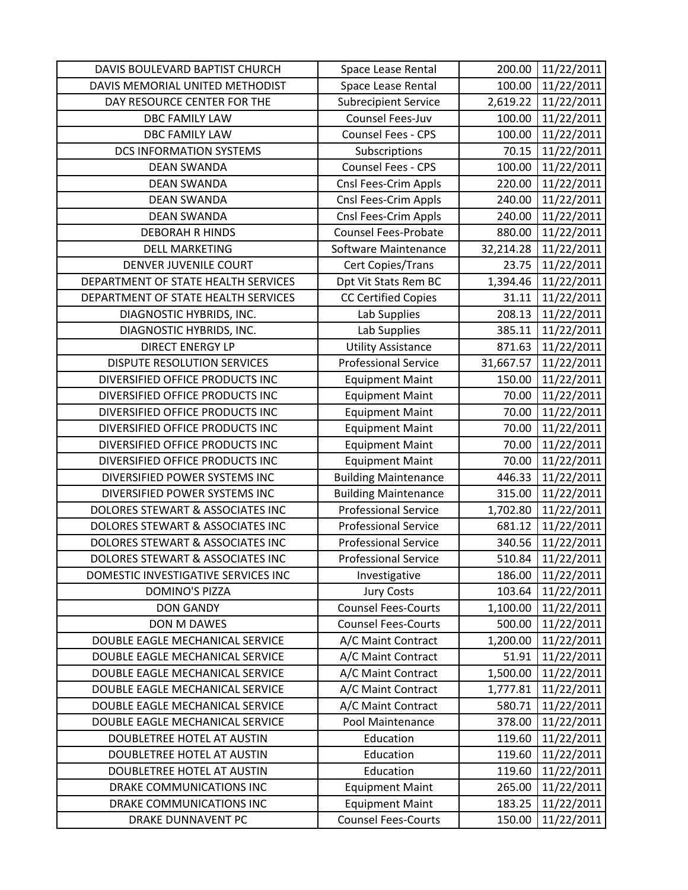| DAVIS BOULEVARD BAPTIST CHURCH | Space Lease Rental | 200.00 | 11/22/2011 |
|---|---|---|---|
| DAVIS MEMORIAL UNITED METHODIST | Space Lease Rental | 100.00 | 11/22/2011 |
| DAY RESOURCE CENTER FOR THE | Subrecipient Service | 2,619.22 | 11/22/2011 |
| DBC FAMILY LAW | Counsel Fees-Juv | 100.00 | 11/22/2011 |
| DBC FAMILY LAW | Counsel Fees - CPS | 100.00 | 11/22/2011 |
| DCS INFORMATION SYSTEMS | Subscriptions | 70.15 | 11/22/2011 |
| DEAN SWANDA | Counsel Fees - CPS | 100.00 | 11/22/2011 |
| DEAN SWANDA | Cnsl Fees-Crim Appls | 220.00 | 11/22/2011 |
| DEAN SWANDA | Cnsl Fees-Crim Appls | 240.00 | 11/22/2011 |
| DEAN SWANDA | Cnsl Fees-Crim Appls | 240.00 | 11/22/2011 |
| DEBORAH R HINDS | Counsel Fees-Probate | 880.00 | 11/22/2011 |
| DELL MARKETING | Software Maintenance | 32,214.28 | 11/22/2011 |
| DENVER JUVENILE COURT | Cert Copies/Trans | 23.75 | 11/22/2011 |
| DEPARTMENT OF STATE HEALTH SERVICES | Dpt Vit Stats Rem BC | 1,394.46 | 11/22/2011 |
| DEPARTMENT OF STATE HEALTH SERVICES | CC Certified Copies | 31.11 | 11/22/2011 |
| DIAGNOSTIC HYBRIDS, INC. | Lab Supplies | 208.13 | 11/22/2011 |
| DIAGNOSTIC HYBRIDS, INC. | Lab Supplies | 385.11 | 11/22/2011 |
| DIRECT ENERGY LP | Utility Assistance | 871.63 | 11/22/2011 |
| DISPUTE RESOLUTION SERVICES | Professional Service | 31,667.57 | 11/22/2011 |
| DIVERSIFIED OFFICE PRODUCTS INC | Equipment Maint | 150.00 | 11/22/2011 |
| DIVERSIFIED OFFICE PRODUCTS INC | Equipment Maint | 70.00 | 11/22/2011 |
| DIVERSIFIED OFFICE PRODUCTS INC | Equipment Maint | 70.00 | 11/22/2011 |
| DIVERSIFIED OFFICE PRODUCTS INC | Equipment Maint | 70.00 | 11/22/2011 |
| DIVERSIFIED OFFICE PRODUCTS INC | Equipment Maint | 70.00 | 11/22/2011 |
| DIVERSIFIED OFFICE PRODUCTS INC | Equipment Maint | 70.00 | 11/22/2011 |
| DIVERSIFIED POWER SYSTEMS INC | Building Maintenance | 446.33 | 11/22/2011 |
| DIVERSIFIED POWER SYSTEMS INC | Building Maintenance | 315.00 | 11/22/2011 |
| DOLORES STEWART & ASSOCIATES INC | Professional Service | 1,702.80 | 11/22/2011 |
| DOLORES STEWART & ASSOCIATES INC | Professional Service | 681.12 | 11/22/2011 |
| DOLORES STEWART & ASSOCIATES INC | Professional Service | 340.56 | 11/22/2011 |
| DOLORES STEWART & ASSOCIATES INC | Professional Service | 510.84 | 11/22/2011 |
| DOMESTIC INVESTIGATIVE SERVICES INC | Investigative | 186.00 | 11/22/2011 |
| DOMINO'S PIZZA | Jury Costs | 103.64 | 11/22/2011 |
| DON GANDY | Counsel Fees-Courts | 1,100.00 | 11/22/2011 |
| DON M DAWES | Counsel Fees-Courts | 500.00 | 11/22/2011 |
| DOUBLE EAGLE MECHANICAL SERVICE | A/C Maint Contract | 1,200.00 | 11/22/2011 |
| DOUBLE EAGLE MECHANICAL SERVICE | A/C Maint Contract | 51.91 | 11/22/2011 |
| DOUBLE EAGLE MECHANICAL SERVICE | A/C Maint Contract | 1,500.00 | 11/22/2011 |
| DOUBLE EAGLE MECHANICAL SERVICE | A/C Maint Contract | 1,777.81 | 11/22/2011 |
| DOUBLE EAGLE MECHANICAL SERVICE | A/C Maint Contract | 580.71 | 11/22/2011 |
| DOUBLE EAGLE MECHANICAL SERVICE | Pool Maintenance | 378.00 | 11/22/2011 |
| DOUBLETREE HOTEL AT AUSTIN | Education | 119.60 | 11/22/2011 |
| DOUBLETREE HOTEL AT AUSTIN | Education | 119.60 | 11/22/2011 |
| DOUBLETREE HOTEL AT AUSTIN | Education | 119.60 | 11/22/2011 |
| DRAKE COMMUNICATIONS INC | Equipment Maint | 265.00 | 11/22/2011 |
| DRAKE COMMUNICATIONS INC | Equipment Maint | 183.25 | 11/22/2011 |
| DRAKE DUNNAVENT PC | Counsel Fees-Courts | 150.00 | 11/22/2011 |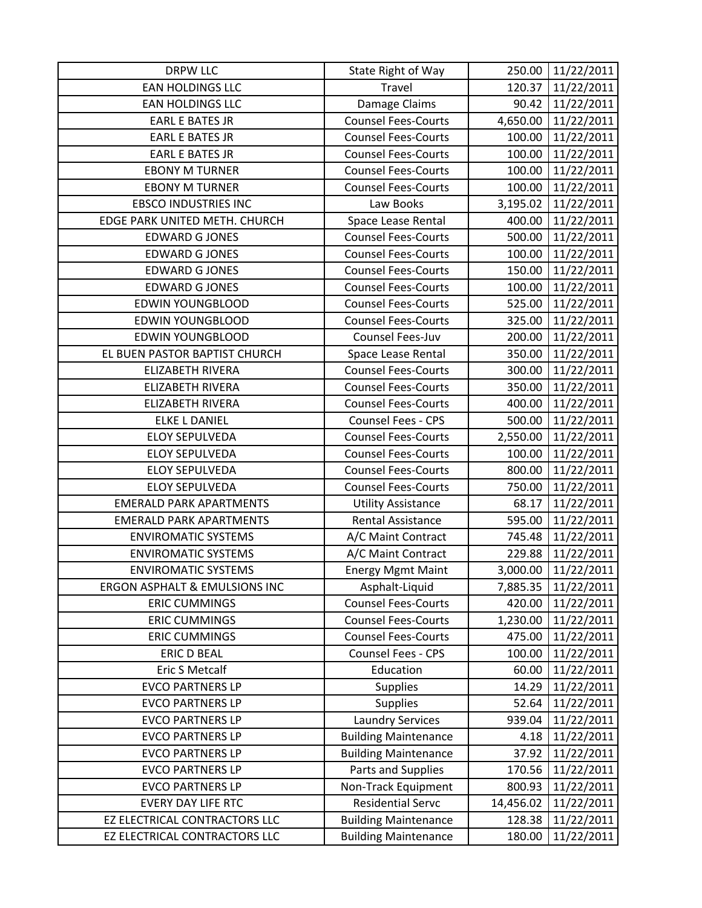| | | | |
|---|---|---|---|
| DRPW LLC | State Right of Way | 250.00 | 11/22/2011 |
| EAN HOLDINGS LLC | Travel | 120.37 | 11/22/2011 |
| EAN HOLDINGS LLC | Damage Claims | 90.42 | 11/22/2011 |
| EARL E BATES JR | Counsel Fees-Courts | 4,650.00 | 11/22/2011 |
| EARL E BATES JR | Counsel Fees-Courts | 100.00 | 11/22/2011 |
| EARL E BATES JR | Counsel Fees-Courts | 100.00 | 11/22/2011 |
| EBONY M TURNER | Counsel Fees-Courts | 100.00 | 11/22/2011 |
| EBONY M TURNER | Counsel Fees-Courts | 100.00 | 11/22/2011 |
| EBSCO INDUSTRIES INC | Law Books | 3,195.02 | 11/22/2011 |
| EDGE PARK UNITED METH. CHURCH | Space Lease Rental | 400.00 | 11/22/2011 |
| EDWARD G JONES | Counsel Fees-Courts | 500.00 | 11/22/2011 |
| EDWARD G JONES | Counsel Fees-Courts | 100.00 | 11/22/2011 |
| EDWARD G JONES | Counsel Fees-Courts | 150.00 | 11/22/2011 |
| EDWARD G JONES | Counsel Fees-Courts | 100.00 | 11/22/2011 |
| EDWIN YOUNGBLOOD | Counsel Fees-Courts | 525.00 | 11/22/2011 |
| EDWIN YOUNGBLOOD | Counsel Fees-Courts | 325.00 | 11/22/2011 |
| EDWIN YOUNGBLOOD | Counsel Fees-Juv | 200.00 | 11/22/2011 |
| EL BUEN PASTOR BAPTIST CHURCH | Space Lease Rental | 350.00 | 11/22/2011 |
| ELIZABETH RIVERA | Counsel Fees-Courts | 300.00 | 11/22/2011 |
| ELIZABETH RIVERA | Counsel Fees-Courts | 350.00 | 11/22/2011 |
| ELIZABETH RIVERA | Counsel Fees-Courts | 400.00 | 11/22/2011 |
| ELKE L DANIEL | Counsel Fees - CPS | 500.00 | 11/22/2011 |
| ELOY SEPULVEDA | Counsel Fees-Courts | 2,550.00 | 11/22/2011 |
| ELOY SEPULVEDA | Counsel Fees-Courts | 100.00 | 11/22/2011 |
| ELOY SEPULVEDA | Counsel Fees-Courts | 800.00 | 11/22/2011 |
| ELOY SEPULVEDA | Counsel Fees-Courts | 750.00 | 11/22/2011 |
| EMERALD PARK APARTMENTS | Utility Assistance | 68.17 | 11/22/2011 |
| EMERALD PARK APARTMENTS | Rental Assistance | 595.00 | 11/22/2011 |
| ENVIROMATIC SYSTEMS | A/C Maint Contract | 745.48 | 11/22/2011 |
| ENVIROMATIC SYSTEMS | A/C Maint Contract | 229.88 | 11/22/2011 |
| ENVIROMATIC SYSTEMS | Energy Mgmt Maint | 3,000.00 | 11/22/2011 |
| ERGON ASPHALT & EMULSIONS INC | Asphalt-Liquid | 7,885.35 | 11/22/2011 |
| ERIC CUMMINGS | Counsel Fees-Courts | 420.00 | 11/22/2011 |
| ERIC CUMMINGS | Counsel Fees-Courts | 1,230.00 | 11/22/2011 |
| ERIC CUMMINGS | Counsel Fees-Courts | 475.00 | 11/22/2011 |
| ERIC D BEAL | Counsel Fees - CPS | 100.00 | 11/22/2011 |
| Eric S Metcalf | Education | 60.00 | 11/22/2011 |
| EVCO PARTNERS LP | Supplies | 14.29 | 11/22/2011 |
| EVCO PARTNERS LP | Supplies | 52.64 | 11/22/2011 |
| EVCO PARTNERS LP | Laundry Services | 939.04 | 11/22/2011 |
| EVCO PARTNERS LP | Building Maintenance | 4.18 | 11/22/2011 |
| EVCO PARTNERS LP | Building Maintenance | 37.92 | 11/22/2011 |
| EVCO PARTNERS LP | Parts and Supplies | 170.56 | 11/22/2011 |
| EVCO PARTNERS LP | Non-Track Equipment | 800.93 | 11/22/2011 |
| EVERY DAY LIFE RTC | Residential Servc | 14,456.02 | 11/22/2011 |
| EZ ELECTRICAL CONTRACTORS LLC | Building Maintenance | 128.38 | 11/22/2011 |
| EZ ELECTRICAL CONTRACTORS LLC | Building Maintenance | 180.00 | 11/22/2011 |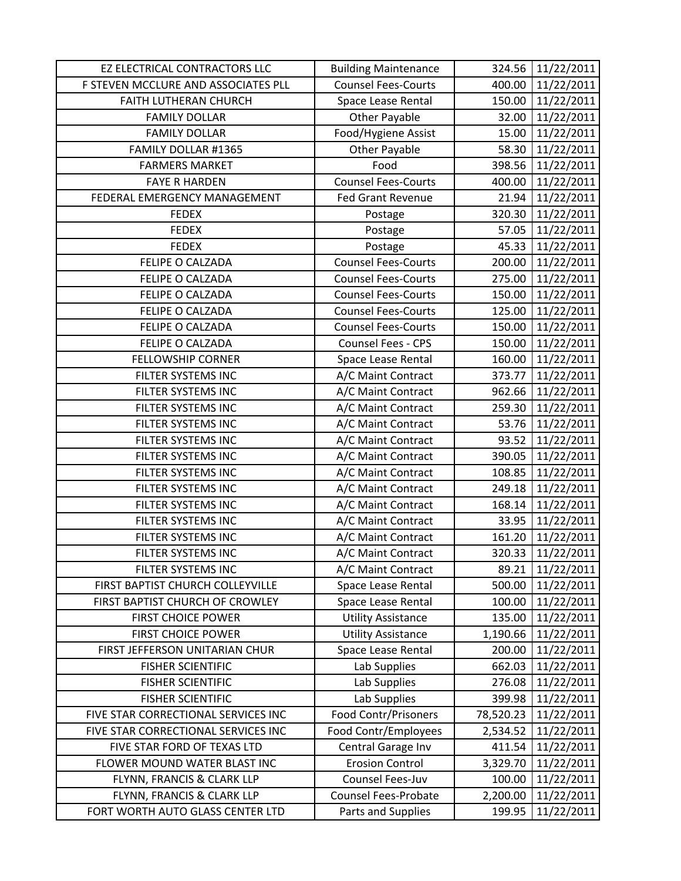| EZ ELECTRICAL CONTRACTORS LLC | Building Maintenance | 324.56 | 11/22/2011 |
|---|---|---|---|
| F STEVEN MCCLURE AND ASSOCIATES PLL | Counsel Fees-Courts | 400.00 | 11/22/2011 |
| FAITH LUTHERAN CHURCH | Space Lease Rental | 150.00 | 11/22/2011 |
| FAMILY DOLLAR | Other Payable | 32.00 | 11/22/2011 |
| FAMILY DOLLAR | Food/Hygiene Assist | 15.00 | 11/22/2011 |
| FAMILY DOLLAR #1365 | Other Payable | 58.30 | 11/22/2011 |
| FARMERS MARKET | Food | 398.56 | 11/22/2011 |
| FAYE R HARDEN | Counsel Fees-Courts | 400.00 | 11/22/2011 |
| FEDERAL EMERGENCY MANAGEMENT | Fed Grant Revenue | 21.94 | 11/22/2011 |
| FEDEX | Postage | 320.30 | 11/22/2011 |
| FEDEX | Postage | 57.05 | 11/22/2011 |
| FEDEX | Postage | 45.33 | 11/22/2011 |
| FELIPE O CALZADA | Counsel Fees-Courts | 200.00 | 11/22/2011 |
| FELIPE O CALZADA | Counsel Fees-Courts | 275.00 | 11/22/2011 |
| FELIPE O CALZADA | Counsel Fees-Courts | 150.00 | 11/22/2011 |
| FELIPE O CALZADA | Counsel Fees-Courts | 125.00 | 11/22/2011 |
| FELIPE O CALZADA | Counsel Fees-Courts | 150.00 | 11/22/2011 |
| FELIPE O CALZADA | Counsel Fees - CPS | 150.00 | 11/22/2011 |
| FELLOWSHIP CORNER | Space Lease Rental | 160.00 | 11/22/2011 |
| FILTER SYSTEMS INC | A/C Maint Contract | 373.77 | 11/22/2011 |
| FILTER SYSTEMS INC | A/C Maint Contract | 962.66 | 11/22/2011 |
| FILTER SYSTEMS INC | A/C Maint Contract | 259.30 | 11/22/2011 |
| FILTER SYSTEMS INC | A/C Maint Contract | 53.76 | 11/22/2011 |
| FILTER SYSTEMS INC | A/C Maint Contract | 93.52 | 11/22/2011 |
| FILTER SYSTEMS INC | A/C Maint Contract | 390.05 | 11/22/2011 |
| FILTER SYSTEMS INC | A/C Maint Contract | 108.85 | 11/22/2011 |
| FILTER SYSTEMS INC | A/C Maint Contract | 249.18 | 11/22/2011 |
| FILTER SYSTEMS INC | A/C Maint Contract | 168.14 | 11/22/2011 |
| FILTER SYSTEMS INC | A/C Maint Contract | 33.95 | 11/22/2011 |
| FILTER SYSTEMS INC | A/C Maint Contract | 161.20 | 11/22/2011 |
| FILTER SYSTEMS INC | A/C Maint Contract | 320.33 | 11/22/2011 |
| FILTER SYSTEMS INC | A/C Maint Contract | 89.21 | 11/22/2011 |
| FIRST BAPTIST CHURCH COLLEYVILLE | Space Lease Rental | 500.00 | 11/22/2011 |
| FIRST BAPTIST CHURCH OF CROWLEY | Space Lease Rental | 100.00 | 11/22/2011 |
| FIRST CHOICE POWER | Utility Assistance | 135.00 | 11/22/2011 |
| FIRST CHOICE POWER | Utility Assistance | 1,190.66 | 11/22/2011 |
| FIRST JEFFERSON UNITARIAN CHUR | Space Lease Rental | 200.00 | 11/22/2011 |
| FISHER SCIENTIFIC | Lab Supplies | 662.03 | 11/22/2011 |
| FISHER SCIENTIFIC | Lab Supplies | 276.08 | 11/22/2011 |
| FISHER SCIENTIFIC | Lab Supplies | 399.98 | 11/22/2011 |
| FIVE STAR CORRECTIONAL SERVICES INC | Food Contr/Prisoners | 78,520.23 | 11/22/2011 |
| FIVE STAR CORRECTIONAL SERVICES INC | Food Contr/Employees | 2,534.52 | 11/22/2011 |
| FIVE STAR FORD OF TEXAS LTD | Central Garage Inv | 411.54 | 11/22/2011 |
| FLOWER MOUND WATER BLAST INC | Erosion Control | 3,329.70 | 11/22/2011 |
| FLYNN, FRANCIS & CLARK LLP | Counsel Fees-Juv | 100.00 | 11/22/2011 |
| FLYNN, FRANCIS & CLARK LLP | Counsel Fees-Probate | 2,200.00 | 11/22/2011 |
| FORT WORTH AUTO GLASS CENTER LTD | Parts and Supplies | 199.95 | 11/22/2011 |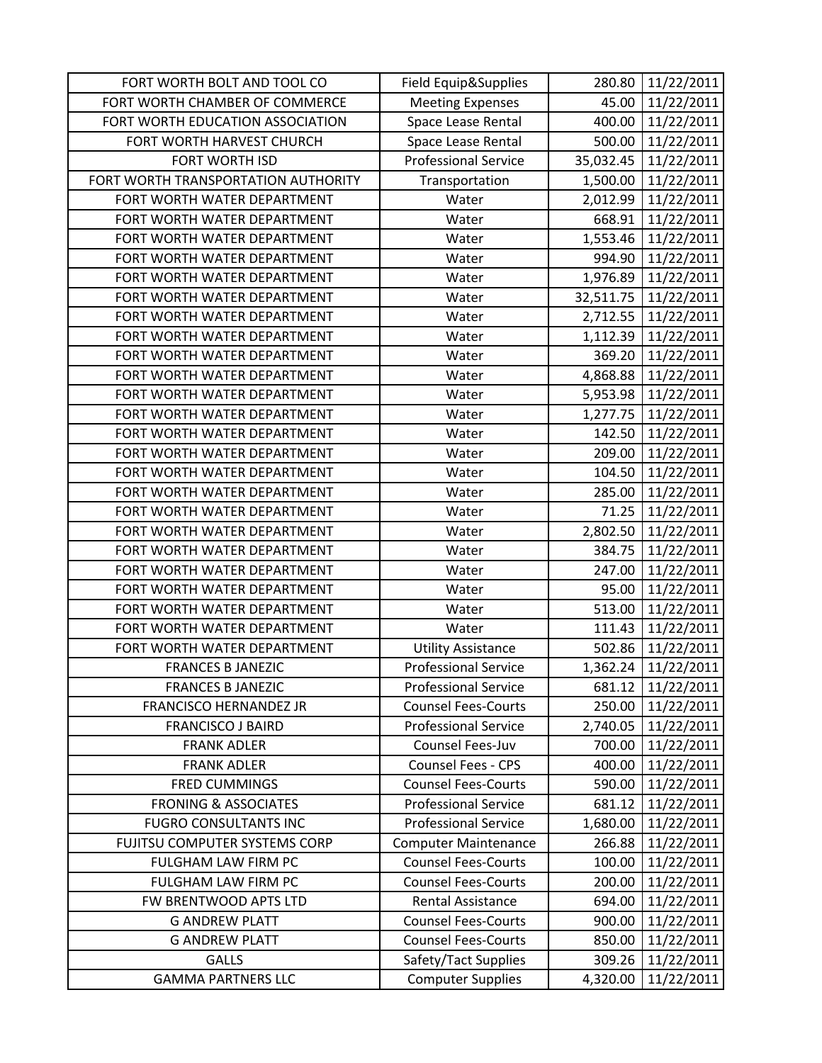| FORT WORTH BOLT AND TOOL CO | Field Equip&Supplies | 280.80 | 11/22/2011 |
|---|---|---|---|
| FORT WORTH CHAMBER OF COMMERCE | Meeting Expenses | 45.00 | 11/22/2011 |
| FORT WORTH EDUCATION ASSOCIATION | Space Lease Rental | 400.00 | 11/22/2011 |
| FORT WORTH HARVEST CHURCH | Space Lease Rental | 500.00 | 11/22/2011 |
| FORT WORTH ISD | Professional Service | 35,032.45 | 11/22/2011 |
| FORT WORTH TRANSPORTATION AUTHORITY | Transportation | 1,500.00 | 11/22/2011 |
| FORT WORTH WATER DEPARTMENT | Water | 2,012.99 | 11/22/2011 |
| FORT WORTH WATER DEPARTMENT | Water | 668.91 | 11/22/2011 |
| FORT WORTH WATER DEPARTMENT | Water | 1,553.46 | 11/22/2011 |
| FORT WORTH WATER DEPARTMENT | Water | 994.90 | 11/22/2011 |
| FORT WORTH WATER DEPARTMENT | Water | 1,976.89 | 11/22/2011 |
| FORT WORTH WATER DEPARTMENT | Water | 32,511.75 | 11/22/2011 |
| FORT WORTH WATER DEPARTMENT | Water | 2,712.55 | 11/22/2011 |
| FORT WORTH WATER DEPARTMENT | Water | 1,112.39 | 11/22/2011 |
| FORT WORTH WATER DEPARTMENT | Water | 369.20 | 11/22/2011 |
| FORT WORTH WATER DEPARTMENT | Water | 4,868.88 | 11/22/2011 |
| FORT WORTH WATER DEPARTMENT | Water | 5,953.98 | 11/22/2011 |
| FORT WORTH WATER DEPARTMENT | Water | 1,277.75 | 11/22/2011 |
| FORT WORTH WATER DEPARTMENT | Water | 142.50 | 11/22/2011 |
| FORT WORTH WATER DEPARTMENT | Water | 209.00 | 11/22/2011 |
| FORT WORTH WATER DEPARTMENT | Water | 104.50 | 11/22/2011 |
| FORT WORTH WATER DEPARTMENT | Water | 285.00 | 11/22/2011 |
| FORT WORTH WATER DEPARTMENT | Water | 71.25 | 11/22/2011 |
| FORT WORTH WATER DEPARTMENT | Water | 2,802.50 | 11/22/2011 |
| FORT WORTH WATER DEPARTMENT | Water | 384.75 | 11/22/2011 |
| FORT WORTH WATER DEPARTMENT | Water | 247.00 | 11/22/2011 |
| FORT WORTH WATER DEPARTMENT | Water | 95.00 | 11/22/2011 |
| FORT WORTH WATER DEPARTMENT | Water | 513.00 | 11/22/2011 |
| FORT WORTH WATER DEPARTMENT | Water | 111.43 | 11/22/2011 |
| FORT WORTH WATER DEPARTMENT | Utility Assistance | 502.86 | 11/22/2011 |
| FRANCES B JANEZIC | Professional Service | 1,362.24 | 11/22/2011 |
| FRANCES B JANEZIC | Professional Service | 681.12 | 11/22/2011 |
| FRANCISCO HERNANDEZ JR | Counsel Fees-Courts | 250.00 | 11/22/2011 |
| FRANCISCO J BAIRD | Professional Service | 2,740.05 | 11/22/2011 |
| FRANK ADLER | Counsel Fees-Juv | 700.00 | 11/22/2011 |
| FRANK ADLER | Counsel Fees - CPS | 400.00 | 11/22/2011 |
| FRED CUMMINGS | Counsel Fees-Courts | 590.00 | 11/22/2011 |
| FRONING & ASSOCIATES | Professional Service | 681.12 | 11/22/2011 |
| FUGRO CONSULTANTS INC | Professional Service | 1,680.00 | 11/22/2011 |
| FUJITSU COMPUTER SYSTEMS CORP | Computer Maintenance | 266.88 | 11/22/2011 |
| FULGHAM LAW FIRM PC | Counsel Fees-Courts | 100.00 | 11/22/2011 |
| FULGHAM LAW FIRM PC | Counsel Fees-Courts | 200.00 | 11/22/2011 |
| FW BRENTWOOD APTS LTD | Rental Assistance | 694.00 | 11/22/2011 |
| G ANDREW PLATT | Counsel Fees-Courts | 900.00 | 11/22/2011 |
| G ANDREW PLATT | Counsel Fees-Courts | 850.00 | 11/22/2011 |
| GALLS | Safety/Tact Supplies | 309.26 | 11/22/2011 |
| GAMMA PARTNERS LLC | Computer Supplies | 4,320.00 | 11/22/2011 |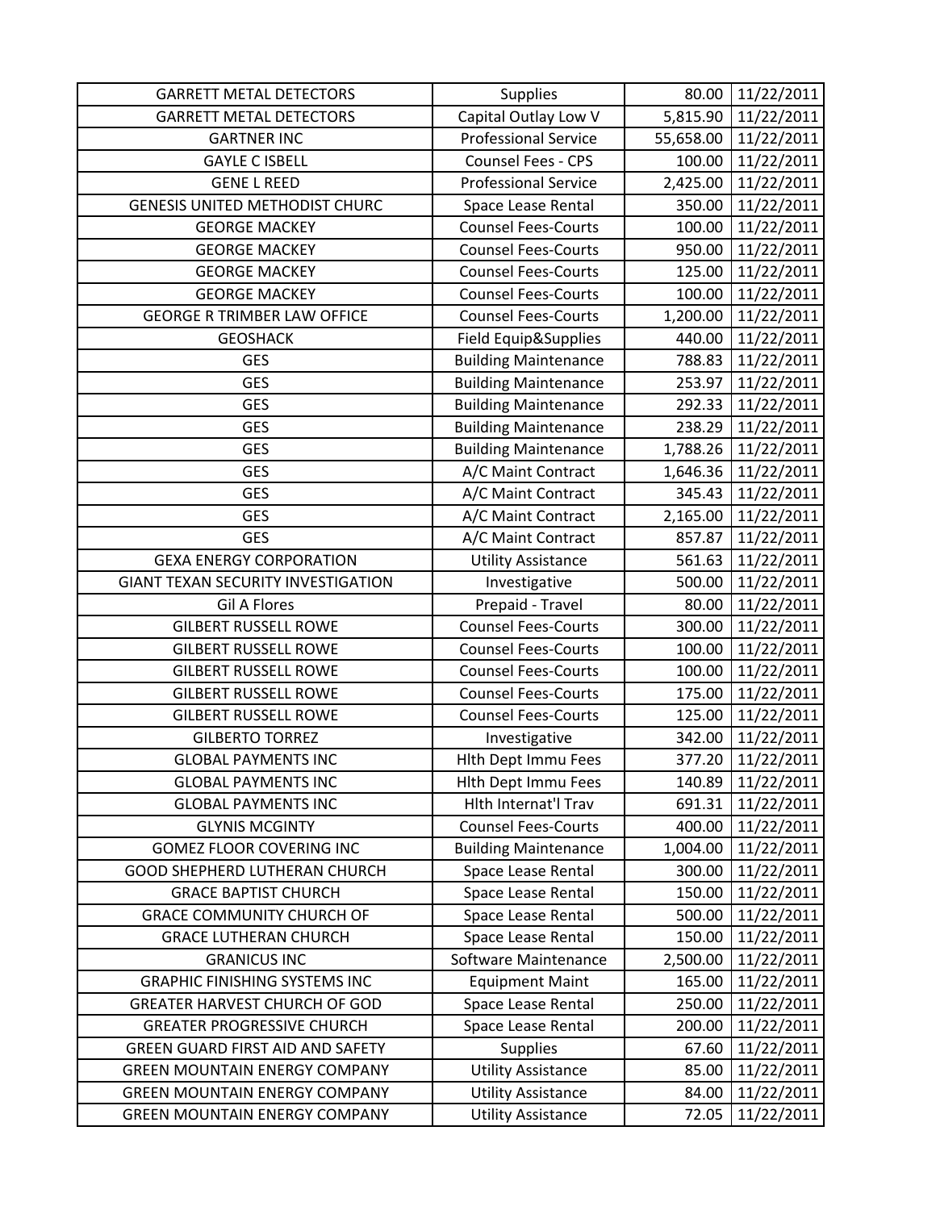| | | | |
|---|---|---|---|
| GARRETT METAL DETECTORS | Supplies | 80.00 | 11/22/2011 |
| GARRETT METAL DETECTORS | Capital Outlay Low V | 5,815.90 | 11/22/2011 |
| GARTNER INC | Professional Service | 55,658.00 | 11/22/2011 |
| GAYLE C ISBELL | Counsel Fees - CPS | 100.00 | 11/22/2011 |
| GENE L REED | Professional Service | 2,425.00 | 11/22/2011 |
| GENESIS UNITED METHODIST CHURC | Space Lease Rental | 350.00 | 11/22/2011 |
| GEORGE MACKEY | Counsel Fees-Courts | 100.00 | 11/22/2011 |
| GEORGE MACKEY | Counsel Fees-Courts | 950.00 | 11/22/2011 |
| GEORGE MACKEY | Counsel Fees-Courts | 125.00 | 11/22/2011 |
| GEORGE MACKEY | Counsel Fees-Courts | 100.00 | 11/22/2011 |
| GEORGE R TRIMBER LAW OFFICE | Counsel Fees-Courts | 1,200.00 | 11/22/2011 |
| GEOSHACK | Field Equip&Supplies | 440.00 | 11/22/2011 |
| GES | Building Maintenance | 788.83 | 11/22/2011 |
| GES | Building Maintenance | 253.97 | 11/22/2011 |
| GES | Building Maintenance | 292.33 | 11/22/2011 |
| GES | Building Maintenance | 238.29 | 11/22/2011 |
| GES | Building Maintenance | 1,788.26 | 11/22/2011 |
| GES | A/C Maint Contract | 1,646.36 | 11/22/2011 |
| GES | A/C Maint Contract | 345.43 | 11/22/2011 |
| GES | A/C Maint Contract | 2,165.00 | 11/22/2011 |
| GES | A/C Maint Contract | 857.87 | 11/22/2011 |
| GEXA ENERGY CORPORATION | Utility Assistance | 561.63 | 11/22/2011 |
| GIANT TEXAN SECURITY INVESTIGATION | Investigative | 500.00 | 11/22/2011 |
| Gil A Flores | Prepaid - Travel | 80.00 | 11/22/2011 |
| GILBERT RUSSELL ROWE | Counsel Fees-Courts | 300.00 | 11/22/2011 |
| GILBERT RUSSELL ROWE | Counsel Fees-Courts | 100.00 | 11/22/2011 |
| GILBERT RUSSELL ROWE | Counsel Fees-Courts | 100.00 | 11/22/2011 |
| GILBERT RUSSELL ROWE | Counsel Fees-Courts | 175.00 | 11/22/2011 |
| GILBERT RUSSELL ROWE | Counsel Fees-Courts | 125.00 | 11/22/2011 |
| GILBERTO TORREZ | Investigative | 342.00 | 11/22/2011 |
| GLOBAL PAYMENTS INC | Hlth Dept Immu Fees | 377.20 | 11/22/2011 |
| GLOBAL PAYMENTS INC | Hlth Dept Immu Fees | 140.89 | 11/22/2011 |
| GLOBAL PAYMENTS INC | Hlth Internat'l Trav | 691.31 | 11/22/2011 |
| GLYNIS MCGINTY | Counsel Fees-Courts | 400.00 | 11/22/2011 |
| GOMEZ FLOOR COVERING INC | Building Maintenance | 1,004.00 | 11/22/2011 |
| GOOD SHEPHERD LUTHERAN CHURCH | Space Lease Rental | 300.00 | 11/22/2011 |
| GRACE BAPTIST CHURCH | Space Lease Rental | 150.00 | 11/22/2011 |
| GRACE COMMUNITY CHURCH OF | Space Lease Rental | 500.00 | 11/22/2011 |
| GRACE LUTHERAN CHURCH | Space Lease Rental | 150.00 | 11/22/2011 |
| GRANICUS INC | Software Maintenance | 2,500.00 | 11/22/2011 |
| GRAPHIC FINISHING SYSTEMS INC | Equipment Maint | 165.00 | 11/22/2011 |
| GREATER HARVEST CHURCH OF GOD | Space Lease Rental | 250.00 | 11/22/2011 |
| GREATER PROGRESSIVE CHURCH | Space Lease Rental | 200.00 | 11/22/2011 |
| GREEN GUARD FIRST AID AND SAFETY | Supplies | 67.60 | 11/22/2011 |
| GREEN MOUNTAIN ENERGY COMPANY | Utility Assistance | 85.00 | 11/22/2011 |
| GREEN MOUNTAIN ENERGY COMPANY | Utility Assistance | 84.00 | 11/22/2011 |
| GREEN MOUNTAIN ENERGY COMPANY | Utility Assistance | 72.05 | 11/22/2011 |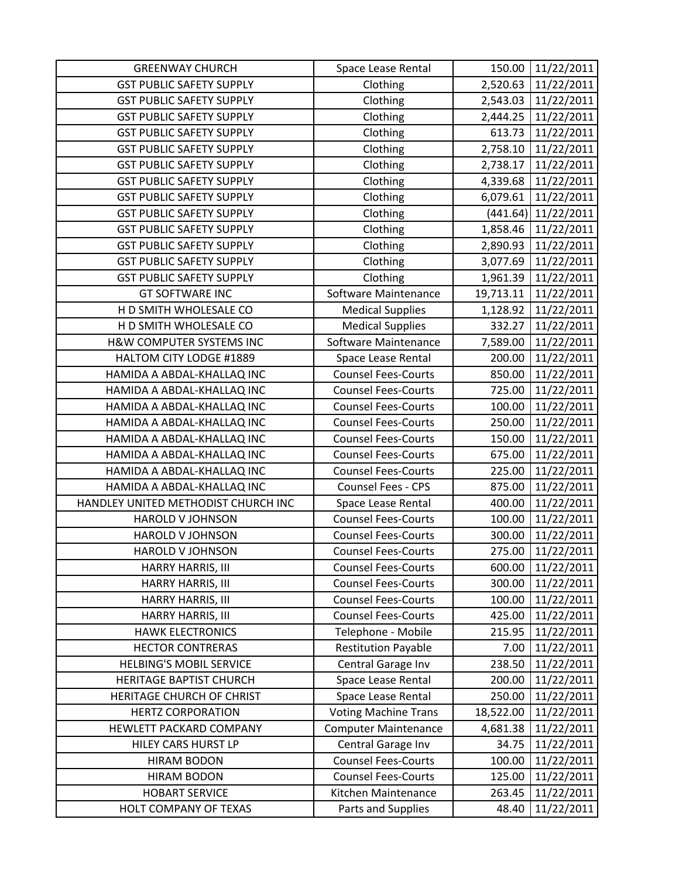| | | | |
|---|---|---|---|
| GREENWAY CHURCH | Space Lease Rental | 150.00 | 11/22/2011 |
| GST PUBLIC SAFETY SUPPLY | Clothing | 2,520.63 | 11/22/2011 |
| GST PUBLIC SAFETY SUPPLY | Clothing | 2,543.03 | 11/22/2011 |
| GST PUBLIC SAFETY SUPPLY | Clothing | 2,444.25 | 11/22/2011 |
| GST PUBLIC SAFETY SUPPLY | Clothing | 613.73 | 11/22/2011 |
| GST PUBLIC SAFETY SUPPLY | Clothing | 2,758.10 | 11/22/2011 |
| GST PUBLIC SAFETY SUPPLY | Clothing | 2,738.17 | 11/22/2011 |
| GST PUBLIC SAFETY SUPPLY | Clothing | 4,339.68 | 11/22/2011 |
| GST PUBLIC SAFETY SUPPLY | Clothing | 6,079.61 | 11/22/2011 |
| GST PUBLIC SAFETY SUPPLY | Clothing | (441.64) | 11/22/2011 |
| GST PUBLIC SAFETY SUPPLY | Clothing | 1,858.46 | 11/22/2011 |
| GST PUBLIC SAFETY SUPPLY | Clothing | 2,890.93 | 11/22/2011 |
| GST PUBLIC SAFETY SUPPLY | Clothing | 3,077.69 | 11/22/2011 |
| GST PUBLIC SAFETY SUPPLY | Clothing | 1,961.39 | 11/22/2011 |
| GT SOFTWARE INC | Software Maintenance | 19,713.11 | 11/22/2011 |
| H D SMITH WHOLESALE CO | Medical Supplies | 1,128.92 | 11/22/2011 |
| H D SMITH WHOLESALE CO | Medical Supplies | 332.27 | 11/22/2011 |
| H&W COMPUTER SYSTEMS INC | Software Maintenance | 7,589.00 | 11/22/2011 |
| HALTOM CITY LODGE #1889 | Space Lease Rental | 200.00 | 11/22/2011 |
| HAMIDA A ABDAL-KHALLAQ INC | Counsel Fees-Courts | 850.00 | 11/22/2011 |
| HAMIDA A ABDAL-KHALLAQ INC | Counsel Fees-Courts | 725.00 | 11/22/2011 |
| HAMIDA A ABDAL-KHALLAQ INC | Counsel Fees-Courts | 100.00 | 11/22/2011 |
| HAMIDA A ABDAL-KHALLAQ INC | Counsel Fees-Courts | 250.00 | 11/22/2011 |
| HAMIDA A ABDAL-KHALLAQ INC | Counsel Fees-Courts | 150.00 | 11/22/2011 |
| HAMIDA A ABDAL-KHALLAQ INC | Counsel Fees-Courts | 675.00 | 11/22/2011 |
| HAMIDA A ABDAL-KHALLAQ INC | Counsel Fees-Courts | 225.00 | 11/22/2011 |
| HAMIDA A ABDAL-KHALLAQ INC | Counsel Fees - CPS | 875.00 | 11/22/2011 |
| HANDLEY UNITED METHODIST CHURCH INC | Space Lease Rental | 400.00 | 11/22/2011 |
| HAROLD V JOHNSON | Counsel Fees-Courts | 100.00 | 11/22/2011 |
| HAROLD V JOHNSON | Counsel Fees-Courts | 300.00 | 11/22/2011 |
| HAROLD V JOHNSON | Counsel Fees-Courts | 275.00 | 11/22/2011 |
| HARRY HARRIS, III | Counsel Fees-Courts | 600.00 | 11/22/2011 |
| HARRY HARRIS, III | Counsel Fees-Courts | 300.00 | 11/22/2011 |
| HARRY HARRIS, III | Counsel Fees-Courts | 100.00 | 11/22/2011 |
| HARRY HARRIS, III | Counsel Fees-Courts | 425.00 | 11/22/2011 |
| HAWK ELECTRONICS | Telephone - Mobile | 215.95 | 11/22/2011 |
| HECTOR CONTRERAS | Restitution Payable | 7.00 | 11/22/2011 |
| HELBING'S MOBIL SERVICE | Central Garage Inv | 238.50 | 11/22/2011 |
| HERITAGE BAPTIST CHURCH | Space Lease Rental | 200.00 | 11/22/2011 |
| HERITAGE CHURCH OF CHRIST | Space Lease Rental | 250.00 | 11/22/2011 |
| HERTZ CORPORATION | Voting Machine Trans | 18,522.00 | 11/22/2011 |
| HEWLETT PACKARD COMPANY | Computer Maintenance | 4,681.38 | 11/22/2011 |
| HILEY CARS HURST LP | Central Garage Inv | 34.75 | 11/22/2011 |
| HIRAM BODON | Counsel Fees-Courts | 100.00 | 11/22/2011 |
| HIRAM BODON | Counsel Fees-Courts | 125.00 | 11/22/2011 |
| HOBART SERVICE | Kitchen Maintenance | 263.45 | 11/22/2011 |
| HOLT COMPANY OF TEXAS | Parts and Supplies | 48.40 | 11/22/2011 |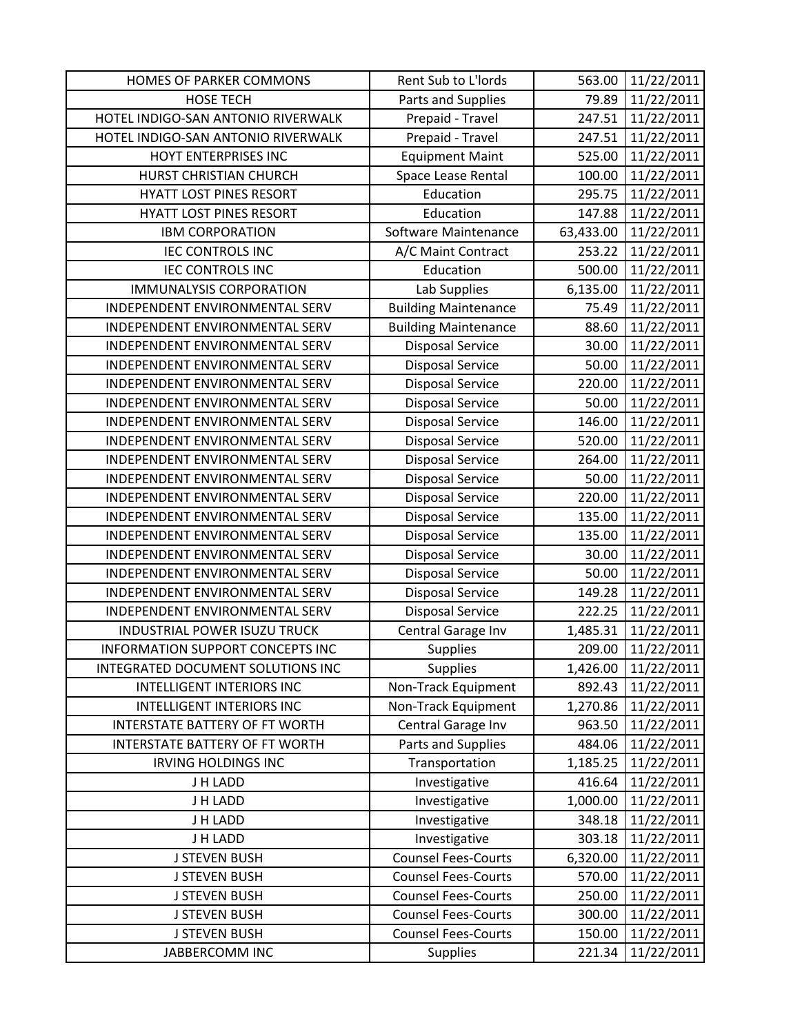| | | | |
|---|---|---|---|
| HOMES OF PARKER COMMONS | Rent Sub to L'lords | 563.00 | 11/22/2011 |
| HOSE TECH | Parts and Supplies | 79.89 | 11/22/2011 |
| HOTEL INDIGO-SAN ANTONIO RIVERWALK | Prepaid - Travel | 247.51 | 11/22/2011 |
| HOTEL INDIGO-SAN ANTONIO RIVERWALK | Prepaid - Travel | 247.51 | 11/22/2011 |
| HOYT ENTERPRISES INC | Equipment Maint | 525.00 | 11/22/2011 |
| HURST CHRISTIAN CHURCH | Space Lease Rental | 100.00 | 11/22/2011 |
| HYATT LOST PINES RESORT | Education | 295.75 | 11/22/2011 |
| HYATT LOST PINES RESORT | Education | 147.88 | 11/22/2011 |
| IBM CORPORATION | Software Maintenance | 63,433.00 | 11/22/2011 |
| IEC CONTROLS INC | A/C Maint Contract | 253.22 | 11/22/2011 |
| IEC CONTROLS INC | Education | 500.00 | 11/22/2011 |
| IMMUNALYSIS CORPORATION | Lab Supplies | 6,135.00 | 11/22/2011 |
| INDEPENDENT ENVIRONMENTAL SERV | Building Maintenance | 75.49 | 11/22/2011 |
| INDEPENDENT ENVIRONMENTAL SERV | Building Maintenance | 88.60 | 11/22/2011 |
| INDEPENDENT ENVIRONMENTAL SERV | Disposal Service | 30.00 | 11/22/2011 |
| INDEPENDENT ENVIRONMENTAL SERV | Disposal Service | 50.00 | 11/22/2011 |
| INDEPENDENT ENVIRONMENTAL SERV | Disposal Service | 220.00 | 11/22/2011 |
| INDEPENDENT ENVIRONMENTAL SERV | Disposal Service | 50.00 | 11/22/2011 |
| INDEPENDENT ENVIRONMENTAL SERV | Disposal Service | 146.00 | 11/22/2011 |
| INDEPENDENT ENVIRONMENTAL SERV | Disposal Service | 520.00 | 11/22/2011 |
| INDEPENDENT ENVIRONMENTAL SERV | Disposal Service | 264.00 | 11/22/2011 |
| INDEPENDENT ENVIRONMENTAL SERV | Disposal Service | 50.00 | 11/22/2011 |
| INDEPENDENT ENVIRONMENTAL SERV | Disposal Service | 220.00 | 11/22/2011 |
| INDEPENDENT ENVIRONMENTAL SERV | Disposal Service | 135.00 | 11/22/2011 |
| INDEPENDENT ENVIRONMENTAL SERV | Disposal Service | 135.00 | 11/22/2011 |
| INDEPENDENT ENVIRONMENTAL SERV | Disposal Service | 30.00 | 11/22/2011 |
| INDEPENDENT ENVIRONMENTAL SERV | Disposal Service | 50.00 | 11/22/2011 |
| INDEPENDENT ENVIRONMENTAL SERV | Disposal Service | 149.28 | 11/22/2011 |
| INDEPENDENT ENVIRONMENTAL SERV | Disposal Service | 222.25 | 11/22/2011 |
| INDUSTRIAL POWER ISUZU TRUCK | Central Garage Inv | 1,485.31 | 11/22/2011 |
| INFORMATION SUPPORT CONCEPTS INC | Supplies | 209.00 | 11/22/2011 |
| INTEGRATED DOCUMENT SOLUTIONS INC | Supplies | 1,426.00 | 11/22/2011 |
| INTELLIGENT INTERIORS INC | Non-Track Equipment | 892.43 | 11/22/2011 |
| INTELLIGENT INTERIORS INC | Non-Track Equipment | 1,270.86 | 11/22/2011 |
| INTERSTATE BATTERY OF FT WORTH | Central Garage Inv | 963.50 | 11/22/2011 |
| INTERSTATE BATTERY OF FT WORTH | Parts and Supplies | 484.06 | 11/22/2011 |
| IRVING HOLDINGS INC | Transportation | 1,185.25 | 11/22/2011 |
| J H LADD | Investigative | 416.64 | 11/22/2011 |
| J H LADD | Investigative | 1,000.00 | 11/22/2011 |
| J H LADD | Investigative | 348.18 | 11/22/2011 |
| J H LADD | Investigative | 303.18 | 11/22/2011 |
| J STEVEN BUSH | Counsel Fees-Courts | 6,320.00 | 11/22/2011 |
| J STEVEN BUSH | Counsel Fees-Courts | 570.00 | 11/22/2011 |
| J STEVEN BUSH | Counsel Fees-Courts | 250.00 | 11/22/2011 |
| J STEVEN BUSH | Counsel Fees-Courts | 300.00 | 11/22/2011 |
| J STEVEN BUSH | Counsel Fees-Courts | 150.00 | 11/22/2011 |
| JABBERCOMM INC | Supplies | 221.34 | 11/22/2011 |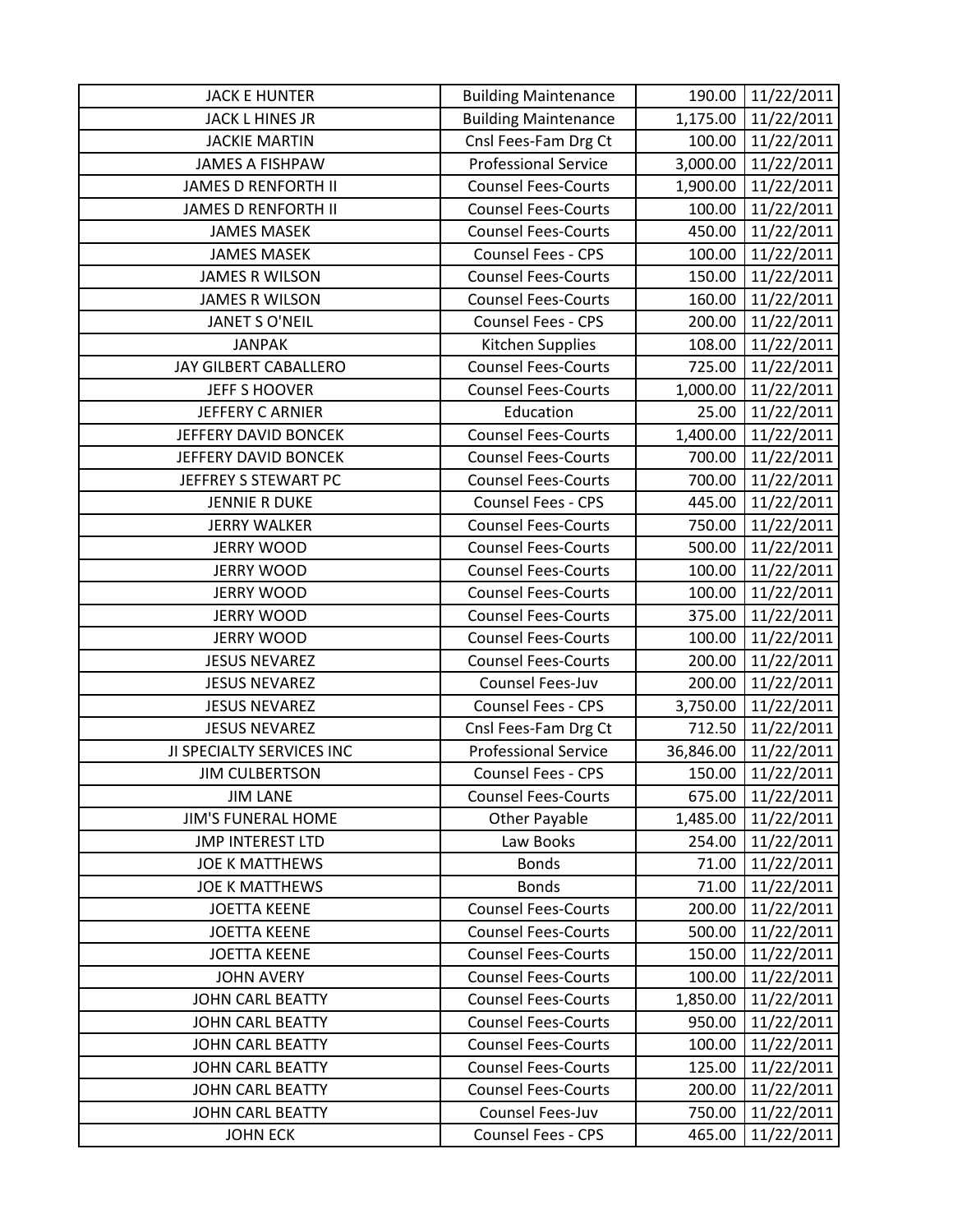| | | | |
|---|---|---|---|
| JACK E HUNTER | Building Maintenance | 190.00 | 11/22/2011 |
| JACK L HINES JR | Building Maintenance | 1,175.00 | 11/22/2011 |
| JACKIE MARTIN | Cnsl Fees-Fam Drg Ct | 100.00 | 11/22/2011 |
| JAMES A FISHPAW | Professional Service | 3,000.00 | 11/22/2011 |
| JAMES D RENFORTH II | Counsel Fees-Courts | 1,900.00 | 11/22/2011 |
| JAMES D RENFORTH II | Counsel Fees-Courts | 100.00 | 11/22/2011 |
| JAMES MASEK | Counsel Fees-Courts | 450.00 | 11/22/2011 |
| JAMES MASEK | Counsel Fees - CPS | 100.00 | 11/22/2011 |
| JAMES R WILSON | Counsel Fees-Courts | 150.00 | 11/22/2011 |
| JAMES R WILSON | Counsel Fees-Courts | 160.00 | 11/22/2011 |
| JANET S O'NEIL | Counsel Fees - CPS | 200.00 | 11/22/2011 |
| JANPAK | Kitchen Supplies | 108.00 | 11/22/2011 |
| JAY GILBERT CABALLERO | Counsel Fees-Courts | 725.00 | 11/22/2011 |
| JEFF S HOOVER | Counsel Fees-Courts | 1,000.00 | 11/22/2011 |
| JEFFERY C ARNIER | Education | 25.00 | 11/22/2011 |
| JEFFERY DAVID BONCEK | Counsel Fees-Courts | 1,400.00 | 11/22/2011 |
| JEFFERY DAVID BONCEK | Counsel Fees-Courts | 700.00 | 11/22/2011 |
| JEFFREY S STEWART PC | Counsel Fees-Courts | 700.00 | 11/22/2011 |
| JENNIE R DUKE | Counsel Fees - CPS | 445.00 | 11/22/2011 |
| JERRY WALKER | Counsel Fees-Courts | 750.00 | 11/22/2011 |
| JERRY WOOD | Counsel Fees-Courts | 500.00 | 11/22/2011 |
| JERRY WOOD | Counsel Fees-Courts | 100.00 | 11/22/2011 |
| JERRY WOOD | Counsel Fees-Courts | 100.00 | 11/22/2011 |
| JERRY WOOD | Counsel Fees-Courts | 375.00 | 11/22/2011 |
| JERRY WOOD | Counsel Fees-Courts | 100.00 | 11/22/2011 |
| JESUS NEVAREZ | Counsel Fees-Courts | 200.00 | 11/22/2011 |
| JESUS NEVAREZ | Counsel Fees-Juv | 200.00 | 11/22/2011 |
| JESUS NEVAREZ | Counsel Fees - CPS | 3,750.00 | 11/22/2011 |
| JESUS NEVAREZ | Cnsl Fees-Fam Drg Ct | 712.50 | 11/22/2011 |
| JI SPECIALTY SERVICES INC | Professional Service | 36,846.00 | 11/22/2011 |
| JIM CULBERTSON | Counsel Fees - CPS | 150.00 | 11/22/2011 |
| JIM LANE | Counsel Fees-Courts | 675.00 | 11/22/2011 |
| JIM'S FUNERAL HOME | Other Payable | 1,485.00 | 11/22/2011 |
| JMP INTEREST LTD | Law Books | 254.00 | 11/22/2011 |
| JOE K MATTHEWS | Bonds | 71.00 | 11/22/2011 |
| JOE K MATTHEWS | Bonds | 71.00 | 11/22/2011 |
| JOETTA KEENE | Counsel Fees-Courts | 200.00 | 11/22/2011 |
| JOETTA KEENE | Counsel Fees-Courts | 500.00 | 11/22/2011 |
| JOETTA KEENE | Counsel Fees-Courts | 150.00 | 11/22/2011 |
| JOHN AVERY | Counsel Fees-Courts | 100.00 | 11/22/2011 |
| JOHN CARL BEATTY | Counsel Fees-Courts | 1,850.00 | 11/22/2011 |
| JOHN CARL BEATTY | Counsel Fees-Courts | 950.00 | 11/22/2011 |
| JOHN CARL BEATTY | Counsel Fees-Courts | 100.00 | 11/22/2011 |
| JOHN CARL BEATTY | Counsel Fees-Courts | 125.00 | 11/22/2011 |
| JOHN CARL BEATTY | Counsel Fees-Courts | 200.00 | 11/22/2011 |
| JOHN CARL BEATTY | Counsel Fees-Juv | 750.00 | 11/22/2011 |
| JOHN ECK | Counsel Fees - CPS | 465.00 | 11/22/2011 |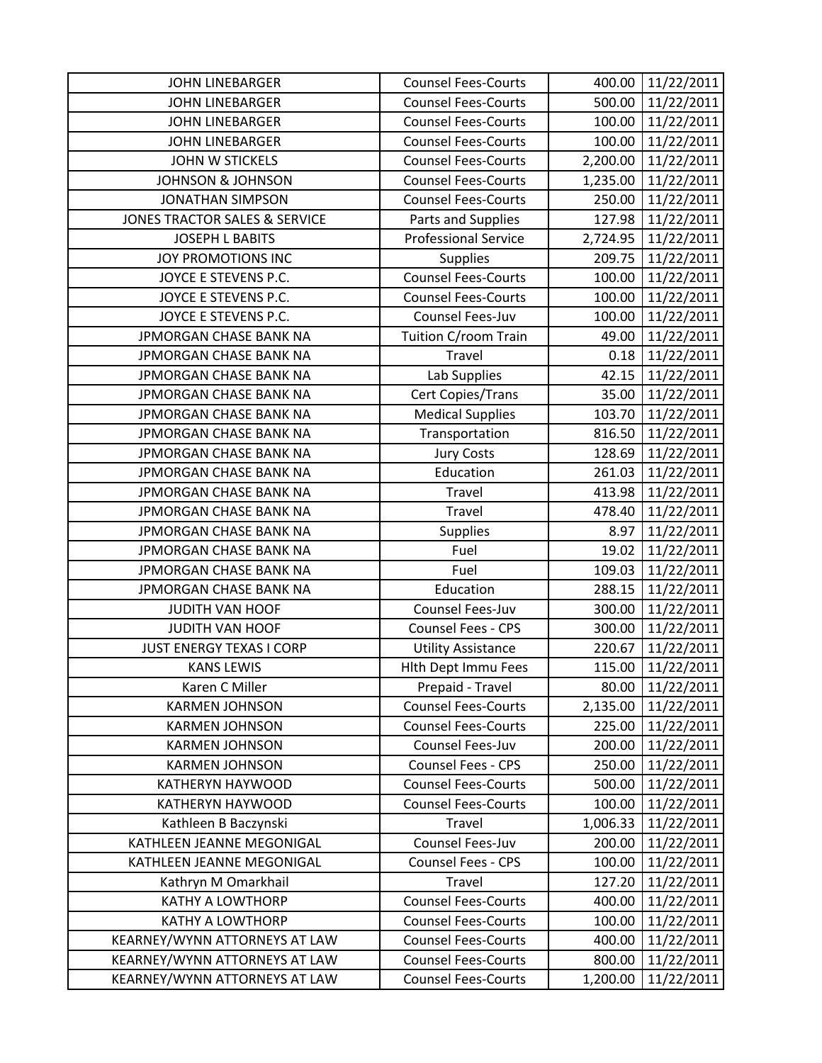| | | | |
|---|---|---|---|
| JOHN LINEBARGER | Counsel Fees-Courts | 400.00 | 11/22/2011 |
| JOHN LINEBARGER | Counsel Fees-Courts | 500.00 | 11/22/2011 |
| JOHN LINEBARGER | Counsel Fees-Courts | 100.00 | 11/22/2011 |
| JOHN LINEBARGER | Counsel Fees-Courts | 100.00 | 11/22/2011 |
| JOHN W STICKELS | Counsel Fees-Courts | 2,200.00 | 11/22/2011 |
| JOHNSON & JOHNSON | Counsel Fees-Courts | 1,235.00 | 11/22/2011 |
| JONATHAN SIMPSON | Counsel Fees-Courts | 250.00 | 11/22/2011 |
| JONES TRACTOR SALES & SERVICE | Parts and Supplies | 127.98 | 11/22/2011 |
| JOSEPH L BABITS | Professional Service | 2,724.95 | 11/22/2011 |
| JOY PROMOTIONS INC | Supplies | 209.75 | 11/22/2011 |
| JOYCE E STEVENS P.C. | Counsel Fees-Courts | 100.00 | 11/22/2011 |
| JOYCE E STEVENS P.C. | Counsel Fees-Courts | 100.00 | 11/22/2011 |
| JOYCE E STEVENS P.C. | Counsel Fees-Juv | 100.00 | 11/22/2011 |
| JPMORGAN CHASE BANK NA | Tuition C/room Train | 49.00 | 11/22/2011 |
| JPMORGAN CHASE BANK NA | Travel | 0.18 | 11/22/2011 |
| JPMORGAN CHASE BANK NA | Lab Supplies | 42.15 | 11/22/2011 |
| JPMORGAN CHASE BANK NA | Cert Copies/Trans | 35.00 | 11/22/2011 |
| JPMORGAN CHASE BANK NA | Medical Supplies | 103.70 | 11/22/2011 |
| JPMORGAN CHASE BANK NA | Transportation | 816.50 | 11/22/2011 |
| JPMORGAN CHASE BANK NA | Jury Costs | 128.69 | 11/22/2011 |
| JPMORGAN CHASE BANK NA | Education | 261.03 | 11/22/2011 |
| JPMORGAN CHASE BANK NA | Travel | 413.98 | 11/22/2011 |
| JPMORGAN CHASE BANK NA | Travel | 478.40 | 11/22/2011 |
| JPMORGAN CHASE BANK NA | Supplies | 8.97 | 11/22/2011 |
| JPMORGAN CHASE BANK NA | Fuel | 19.02 | 11/22/2011 |
| JPMORGAN CHASE BANK NA | Fuel | 109.03 | 11/22/2011 |
| JPMORGAN CHASE BANK NA | Education | 288.15 | 11/22/2011 |
| JUDITH VAN HOOF | Counsel Fees-Juv | 300.00 | 11/22/2011 |
| JUDITH VAN HOOF | Counsel Fees - CPS | 300.00 | 11/22/2011 |
| JUST ENERGY TEXAS I CORP | Utility Assistance | 220.67 | 11/22/2011 |
| KANS LEWIS | Hlth Dept Immu Fees | 115.00 | 11/22/2011 |
| Karen C Miller | Prepaid - Travel | 80.00 | 11/22/2011 |
| KARMEN JOHNSON | Counsel Fees-Courts | 2,135.00 | 11/22/2011 |
| KARMEN JOHNSON | Counsel Fees-Courts | 225.00 | 11/22/2011 |
| KARMEN JOHNSON | Counsel Fees-Juv | 200.00 | 11/22/2011 |
| KARMEN JOHNSON | Counsel Fees - CPS | 250.00 | 11/22/2011 |
| KATHERYN HAYWOOD | Counsel Fees-Courts | 500.00 | 11/22/2011 |
| KATHERYN HAYWOOD | Counsel Fees-Courts | 100.00 | 11/22/2011 |
| Kathleen B Baczynski | Travel | 1,006.33 | 11/22/2011 |
| KATHLEEN JEANNE MEGONIGAL | Counsel Fees-Juv | 200.00 | 11/22/2011 |
| KATHLEEN JEANNE MEGONIGAL | Counsel Fees - CPS | 100.00 | 11/22/2011 |
| Kathryn M Omarkhail | Travel | 127.20 | 11/22/2011 |
| KATHY A LOWTHORP | Counsel Fees-Courts | 400.00 | 11/22/2011 |
| KATHY A LOWTHORP | Counsel Fees-Courts | 100.00 | 11/22/2011 |
| KEARNEY/WYNN ATTORNEYS AT LAW | Counsel Fees-Courts | 400.00 | 11/22/2011 |
| KEARNEY/WYNN ATTORNEYS AT LAW | Counsel Fees-Courts | 800.00 | 11/22/2011 |
| KEARNEY/WYNN ATTORNEYS AT LAW | Counsel Fees-Courts | 1,200.00 | 11/22/2011 |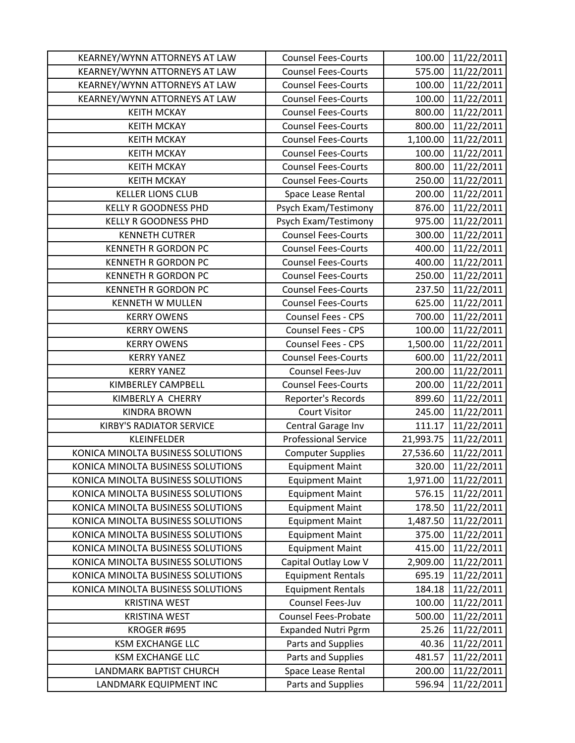| | | | |
|---|---|---|---|
| KEARNEY/WYNN ATTORNEYS AT LAW | Counsel Fees-Courts | 100.00 | 11/22/2011 |
| KEARNEY/WYNN ATTORNEYS AT LAW | Counsel Fees-Courts | 575.00 | 11/22/2011 |
| KEARNEY/WYNN ATTORNEYS AT LAW | Counsel Fees-Courts | 100.00 | 11/22/2011 |
| KEARNEY/WYNN ATTORNEYS AT LAW | Counsel Fees-Courts | 100.00 | 11/22/2011 |
| KEITH MCKAY | Counsel Fees-Courts | 800.00 | 11/22/2011 |
| KEITH MCKAY | Counsel Fees-Courts | 800.00 | 11/22/2011 |
| KEITH MCKAY | Counsel Fees-Courts | 1,100.00 | 11/22/2011 |
| KEITH MCKAY | Counsel Fees-Courts | 100.00 | 11/22/2011 |
| KEITH MCKAY | Counsel Fees-Courts | 800.00 | 11/22/2011 |
| KEITH MCKAY | Counsel Fees-Courts | 250.00 | 11/22/2011 |
| KELLER LIONS CLUB | Space Lease Rental | 200.00 | 11/22/2011 |
| KELLY R GOODNESS PHD | Psych Exam/Testimony | 876.00 | 11/22/2011 |
| KELLY R GOODNESS PHD | Psych Exam/Testimony | 975.00 | 11/22/2011 |
| KENNETH CUTRER | Counsel Fees-Courts | 300.00 | 11/22/2011 |
| KENNETH R GORDON PC | Counsel Fees-Courts | 400.00 | 11/22/2011 |
| KENNETH R GORDON PC | Counsel Fees-Courts | 400.00 | 11/22/2011 |
| KENNETH R GORDON PC | Counsel Fees-Courts | 250.00 | 11/22/2011 |
| KENNETH R GORDON PC | Counsel Fees-Courts | 237.50 | 11/22/2011 |
| KENNETH W MULLEN | Counsel Fees-Courts | 625.00 | 11/22/2011 |
| KERRY OWENS | Counsel Fees - CPS | 700.00 | 11/22/2011 |
| KERRY OWENS | Counsel Fees - CPS | 100.00 | 11/22/2011 |
| KERRY OWENS | Counsel Fees - CPS | 1,500.00 | 11/22/2011 |
| KERRY YANEZ | Counsel Fees-Courts | 600.00 | 11/22/2011 |
| KERRY YANEZ | Counsel Fees-Juv | 200.00 | 11/22/2011 |
| KIMBERLEY CAMPBELL | Counsel Fees-Courts | 200.00 | 11/22/2011 |
| KIMBERLY A CHERRY | Reporter's Records | 899.60 | 11/22/2011 |
| KINDRA BROWN | Court Visitor | 245.00 | 11/22/2011 |
| KIRBY'S RADIATOR SERVICE | Central Garage Inv | 111.17 | 11/22/2011 |
| KLEINFELDER | Professional Service | 21,993.75 | 11/22/2011 |
| KONICA MINOLTA BUSINESS SOLUTIONS | Computer Supplies | 27,536.60 | 11/22/2011 |
| KONICA MINOLTA BUSINESS SOLUTIONS | Equipment Maint | 320.00 | 11/22/2011 |
| KONICA MINOLTA BUSINESS SOLUTIONS | Equipment Maint | 1,971.00 | 11/22/2011 |
| KONICA MINOLTA BUSINESS SOLUTIONS | Equipment Maint | 576.15 | 11/22/2011 |
| KONICA MINOLTA BUSINESS SOLUTIONS | Equipment Maint | 178.50 | 11/22/2011 |
| KONICA MINOLTA BUSINESS SOLUTIONS | Equipment Maint | 1,487.50 | 11/22/2011 |
| KONICA MINOLTA BUSINESS SOLUTIONS | Equipment Maint | 375.00 | 11/22/2011 |
| KONICA MINOLTA BUSINESS SOLUTIONS | Equipment Maint | 415.00 | 11/22/2011 |
| KONICA MINOLTA BUSINESS SOLUTIONS | Capital Outlay Low V | 2,909.00 | 11/22/2011 |
| KONICA MINOLTA BUSINESS SOLUTIONS | Equipment Rentals | 695.19 | 11/22/2011 |
| KONICA MINOLTA BUSINESS SOLUTIONS | Equipment Rentals | 184.18 | 11/22/2011 |
| KRISTINA WEST | Counsel Fees-Juv | 100.00 | 11/22/2011 |
| KRISTINA WEST | Counsel Fees-Probate | 500.00 | 11/22/2011 |
| KROGER #695 | Expanded Nutri Pgrm | 25.26 | 11/22/2011 |
| KSM EXCHANGE LLC | Parts and Supplies | 40.36 | 11/22/2011 |
| KSM EXCHANGE LLC | Parts and Supplies | 481.57 | 11/22/2011 |
| LANDMARK BAPTIST CHURCH | Space Lease Rental | 200.00 | 11/22/2011 |
| LANDMARK EQUIPMENT INC | Parts and Supplies | 596.94 | 11/22/2011 |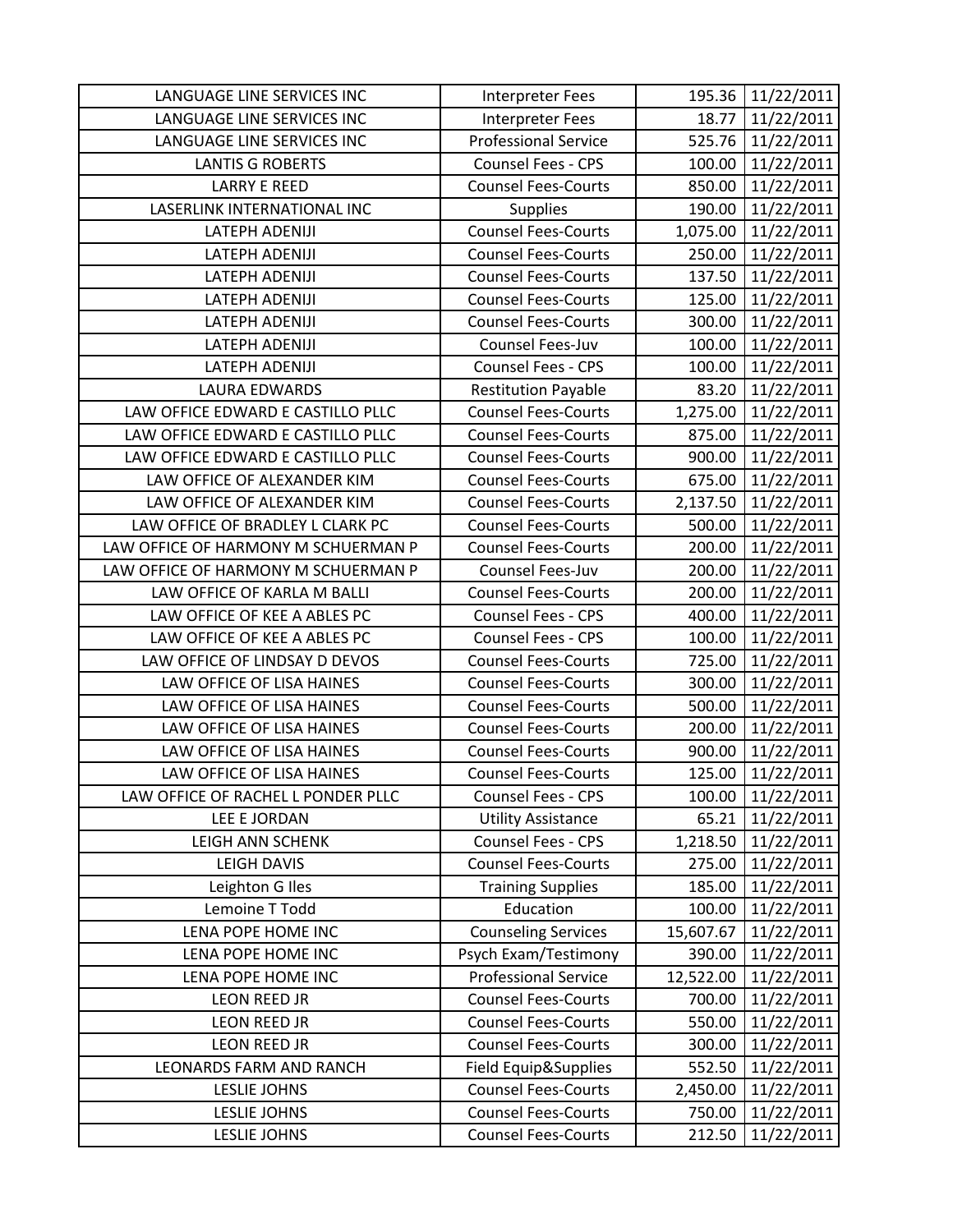| | | | |
|---|---|---|---|
| LANGUAGE LINE SERVICES INC | Interpreter Fees | 195.36 | 11/22/2011 |
| LANGUAGE LINE SERVICES INC | Interpreter Fees | 18.77 | 11/22/2011 |
| LANGUAGE LINE SERVICES INC | Professional Service | 525.76 | 11/22/2011 |
| LANTIS G ROBERTS | Counsel Fees - CPS | 100.00 | 11/22/2011 |
| LARRY E REED | Counsel Fees-Courts | 850.00 | 11/22/2011 |
| LASERLINK INTERNATIONAL INC | Supplies | 190.00 | 11/22/2011 |
| LATEPH ADENIJI | Counsel Fees-Courts | 1,075.00 | 11/22/2011 |
| LATEPH ADENIJI | Counsel Fees-Courts | 250.00 | 11/22/2011 |
| LATEPH ADENIJI | Counsel Fees-Courts | 137.50 | 11/22/2011 |
| LATEPH ADENIJI | Counsel Fees-Courts | 125.00 | 11/22/2011 |
| LATEPH ADENIJI | Counsel Fees-Courts | 300.00 | 11/22/2011 |
| LATEPH ADENIJI | Counsel Fees-Juv | 100.00 | 11/22/2011 |
| LATEPH ADENIJI | Counsel Fees - CPS | 100.00 | 11/22/2011 |
| LAURA EDWARDS | Restitution Payable | 83.20 | 11/22/2011 |
| LAW OFFICE EDWARD E CASTILLO PLLC | Counsel Fees-Courts | 1,275.00 | 11/22/2011 |
| LAW OFFICE EDWARD E CASTILLO PLLC | Counsel Fees-Courts | 875.00 | 11/22/2011 |
| LAW OFFICE EDWARD E CASTILLO PLLC | Counsel Fees-Courts | 900.00 | 11/22/2011 |
| LAW OFFICE OF ALEXANDER KIM | Counsel Fees-Courts | 675.00 | 11/22/2011 |
| LAW OFFICE OF ALEXANDER KIM | Counsel Fees-Courts | 2,137.50 | 11/22/2011 |
| LAW OFFICE OF BRADLEY L CLARK PC | Counsel Fees-Courts | 500.00 | 11/22/2011 |
| LAW OFFICE OF HARMONY M SCHUERMAN P | Counsel Fees-Courts | 200.00 | 11/22/2011 |
| LAW OFFICE OF HARMONY M SCHUERMAN P | Counsel Fees-Juv | 200.00 | 11/22/2011 |
| LAW OFFICE OF KARLA M BALLI | Counsel Fees-Courts | 200.00 | 11/22/2011 |
| LAW OFFICE OF KEE A ABLES PC | Counsel Fees - CPS | 400.00 | 11/22/2011 |
| LAW OFFICE OF KEE A ABLES PC | Counsel Fees - CPS | 100.00 | 11/22/2011 |
| LAW OFFICE OF LINDSAY D DEVOS | Counsel Fees-Courts | 725.00 | 11/22/2011 |
| LAW OFFICE OF LISA HAINES | Counsel Fees-Courts | 300.00 | 11/22/2011 |
| LAW OFFICE OF LISA HAINES | Counsel Fees-Courts | 500.00 | 11/22/2011 |
| LAW OFFICE OF LISA HAINES | Counsel Fees-Courts | 200.00 | 11/22/2011 |
| LAW OFFICE OF LISA HAINES | Counsel Fees-Courts | 900.00 | 11/22/2011 |
| LAW OFFICE OF LISA HAINES | Counsel Fees-Courts | 125.00 | 11/22/2011 |
| LAW OFFICE OF RACHEL L PONDER PLLC | Counsel Fees - CPS | 100.00 | 11/22/2011 |
| LEE E JORDAN | Utility Assistance | 65.21 | 11/22/2011 |
| LEIGH ANN SCHENK | Counsel Fees - CPS | 1,218.50 | 11/22/2011 |
| LEIGH DAVIS | Counsel Fees-Courts | 275.00 | 11/22/2011 |
| Leighton G Iles | Training Supplies | 185.00 | 11/22/2011 |
| Lemoine T Todd | Education | 100.00 | 11/22/2011 |
| LENA POPE HOME INC | Counseling Services | 15,607.67 | 11/22/2011 |
| LENA POPE HOME INC | Psych Exam/Testimony | 390.00 | 11/22/2011 |
| LENA POPE HOME INC | Professional Service | 12,522.00 | 11/22/2011 |
| LEON REED JR | Counsel Fees-Courts | 700.00 | 11/22/2011 |
| LEON REED JR | Counsel Fees-Courts | 550.00 | 11/22/2011 |
| LEON REED JR | Counsel Fees-Courts | 300.00 | 11/22/2011 |
| LEONARDS FARM AND RANCH | Field Equip&Supplies | 552.50 | 11/22/2011 |
| LESLIE JOHNS | Counsel Fees-Courts | 2,450.00 | 11/22/2011 |
| LESLIE JOHNS | Counsel Fees-Courts | 750.00 | 11/22/2011 |
| LESLIE JOHNS | Counsel Fees-Courts | 212.50 | 11/22/2011 |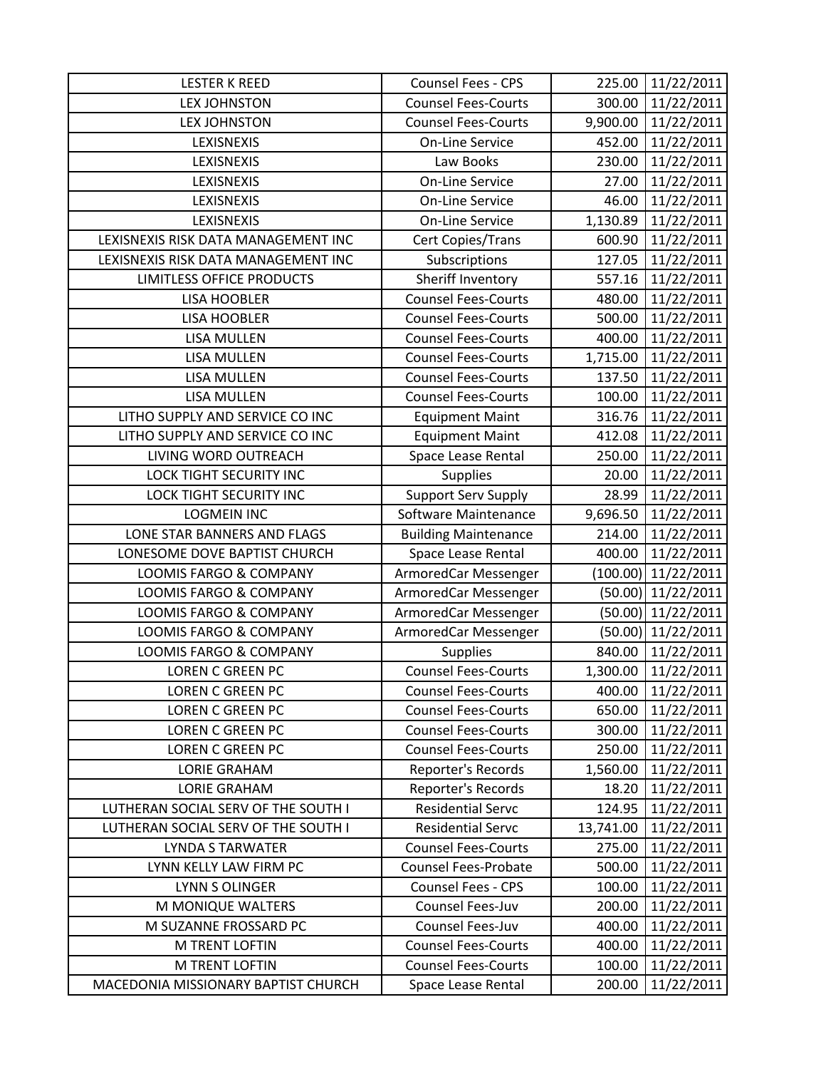| LESTER K REED | Counsel Fees - CPS | 225.00 | 11/22/2011 |
|---|---|---|---|
| LEX JOHNSTON | Counsel Fees-Courts | 300.00 | 11/22/2011 |
| LEX JOHNSTON | Counsel Fees-Courts | 9,900.00 | 11/22/2011 |
| LEXISNEXIS | On-Line Service | 452.00 | 11/22/2011 |
| LEXISNEXIS | Law Books | 230.00 | 11/22/2011 |
| LEXISNEXIS | On-Line Service | 27.00 | 11/22/2011 |
| LEXISNEXIS | On-Line Service | 46.00 | 11/22/2011 |
| LEXISNEXIS | On-Line Service | 1,130.89 | 11/22/2011 |
| LEXISNEXIS RISK DATA MANAGEMENT INC | Cert Copies/Trans | 600.90 | 11/22/2011 |
| LEXISNEXIS RISK DATA MANAGEMENT INC | Subscriptions | 127.05 | 11/22/2011 |
| LIMITLESS OFFICE PRODUCTS | Sheriff Inventory | 557.16 | 11/22/2011 |
| LISA HOOBLER | Counsel Fees-Courts | 480.00 | 11/22/2011 |
| LISA HOOBLER | Counsel Fees-Courts | 500.00 | 11/22/2011 |
| LISA MULLEN | Counsel Fees-Courts | 400.00 | 11/22/2011 |
| LISA MULLEN | Counsel Fees-Courts | 1,715.00 | 11/22/2011 |
| LISA MULLEN | Counsel Fees-Courts | 137.50 | 11/22/2011 |
| LISA MULLEN | Counsel Fees-Courts | 100.00 | 11/22/2011 |
| LITHO SUPPLY AND SERVICE CO INC | Equipment Maint | 316.76 | 11/22/2011 |
| LITHO SUPPLY AND SERVICE CO INC | Equipment Maint | 412.08 | 11/22/2011 |
| LIVING WORD OUTREACH | Space Lease Rental | 250.00 | 11/22/2011 |
| LOCK TIGHT SECURITY INC | Supplies | 20.00 | 11/22/2011 |
| LOCK TIGHT SECURITY INC | Support Serv Supply | 28.99 | 11/22/2011 |
| LOGMEIN INC | Software Maintenance | 9,696.50 | 11/22/2011 |
| LONE STAR BANNERS AND FLAGS | Building Maintenance | 214.00 | 11/22/2011 |
| LONESOME DOVE BAPTIST CHURCH | Space Lease Rental | 400.00 | 11/22/2011 |
| LOOMIS FARGO & COMPANY | ArmoredCar Messenger | (100.00) | 11/22/2011 |
| LOOMIS FARGO & COMPANY | ArmoredCar Messenger | (50.00) | 11/22/2011 |
| LOOMIS FARGO & COMPANY | ArmoredCar Messenger | (50.00) | 11/22/2011 |
| LOOMIS FARGO & COMPANY | ArmoredCar Messenger | (50.00) | 11/22/2011 |
| LOOMIS FARGO & COMPANY | Supplies | 840.00 | 11/22/2011 |
| LOREN C GREEN PC | Counsel Fees-Courts | 1,300.00 | 11/22/2011 |
| LOREN C GREEN PC | Counsel Fees-Courts | 400.00 | 11/22/2011 |
| LOREN C GREEN PC | Counsel Fees-Courts | 650.00 | 11/22/2011 |
| LOREN C GREEN PC | Counsel Fees-Courts | 300.00 | 11/22/2011 |
| LOREN C GREEN PC | Counsel Fees-Courts | 250.00 | 11/22/2011 |
| LORIE GRAHAM | Reporter's Records | 1,560.00 | 11/22/2011 |
| LORIE GRAHAM | Reporter's Records | 18.20 | 11/22/2011 |
| LUTHERAN SOCIAL SERV OF THE SOUTH I | Residential Servc | 124.95 | 11/22/2011 |
| LUTHERAN SOCIAL SERV OF THE SOUTH I | Residential Servc | 13,741.00 | 11/22/2011 |
| LYNDA S TARWATER | Counsel Fees-Courts | 275.00 | 11/22/2011 |
| LYNN KELLY LAW FIRM PC | Counsel Fees-Probate | 500.00 | 11/22/2011 |
| LYNN S OLINGER | Counsel Fees - CPS | 100.00 | 11/22/2011 |
| M MONIQUE WALTERS | Counsel Fees-Juv | 200.00 | 11/22/2011 |
| M SUZANNE FROSSARD PC | Counsel Fees-Juv | 400.00 | 11/22/2011 |
| M TRENT LOFTIN | Counsel Fees-Courts | 400.00 | 11/22/2011 |
| M TRENT LOFTIN | Counsel Fees-Courts | 100.00 | 11/22/2011 |
| MACEDONIA MISSIONARY BAPTIST CHURCH | Space Lease Rental | 200.00 | 11/22/2011 |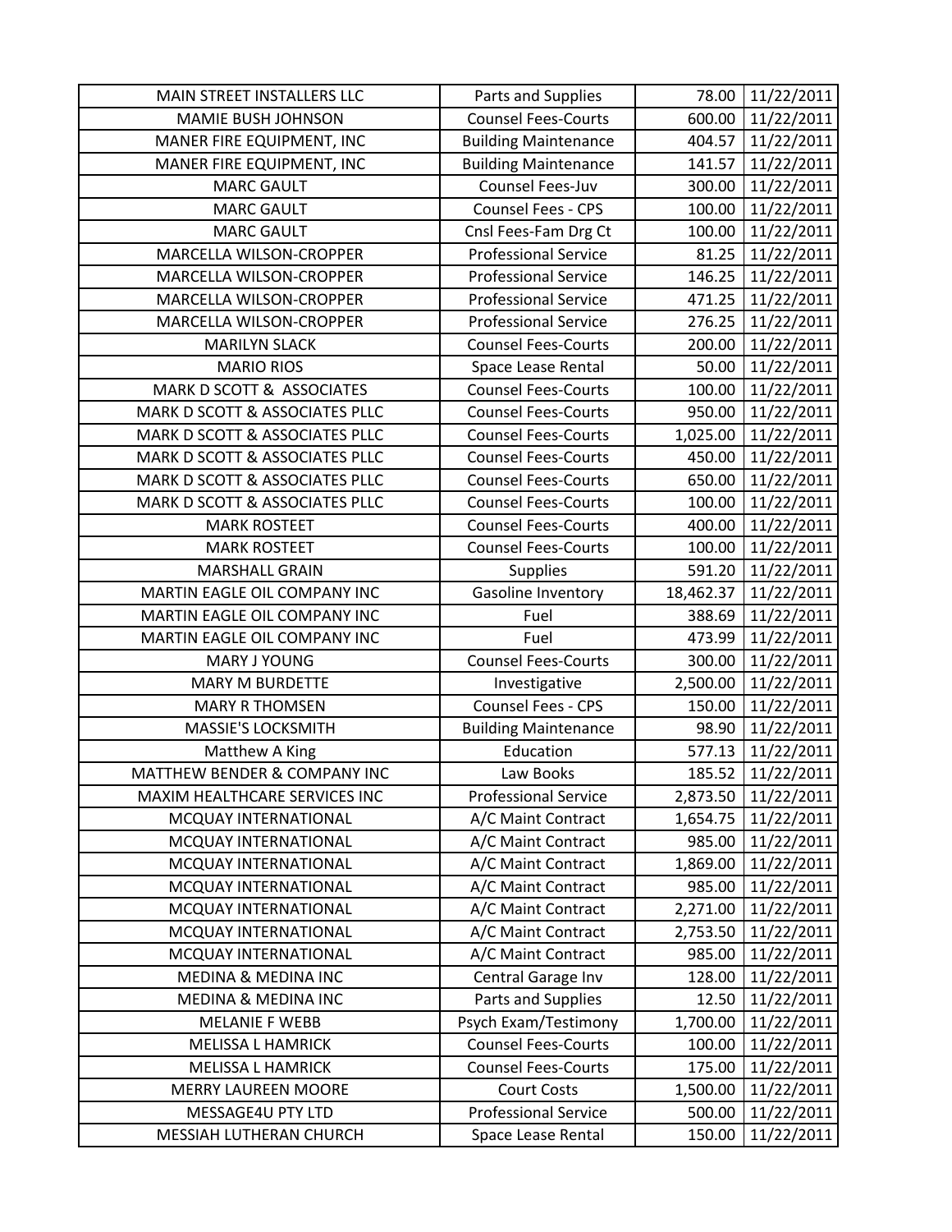| MAIN STREET INSTALLERS LLC | Parts and Supplies | 78.00 | 11/22/2011 |
|---|---|---|---|
| MAMIE BUSH JOHNSON | Counsel Fees-Courts | 600.00 | 11/22/2011 |
| MANER FIRE EQUIPMENT, INC | Building Maintenance | 404.57 | 11/22/2011 |
| MANER FIRE EQUIPMENT, INC | Building Maintenance | 141.57 | 11/22/2011 |
| MARC GAULT | Counsel Fees-Juv | 300.00 | 11/22/2011 |
| MARC GAULT | Counsel Fees - CPS | 100.00 | 11/22/2011 |
| MARC GAULT | Cnsl Fees-Fam Drg Ct | 100.00 | 11/22/2011 |
| MARCELLA WILSON-CROPPER | Professional Service | 81.25 | 11/22/2011 |
| MARCELLA WILSON-CROPPER | Professional Service | 146.25 | 11/22/2011 |
| MARCELLA WILSON-CROPPER | Professional Service | 471.25 | 11/22/2011 |
| MARCELLA WILSON-CROPPER | Professional Service | 276.25 | 11/22/2011 |
| MARILYN SLACK | Counsel Fees-Courts | 200.00 | 11/22/2011 |
| MARIO RIOS | Space Lease Rental | 50.00 | 11/22/2011 |
| MARK D SCOTT & ASSOCIATES | Counsel Fees-Courts | 100.00 | 11/22/2011 |
| MARK D SCOTT & ASSOCIATES PLLC | Counsel Fees-Courts | 950.00 | 11/22/2011 |
| MARK D SCOTT & ASSOCIATES PLLC | Counsel Fees-Courts | 1,025.00 | 11/22/2011 |
| MARK D SCOTT & ASSOCIATES PLLC | Counsel Fees-Courts | 450.00 | 11/22/2011 |
| MARK D SCOTT & ASSOCIATES PLLC | Counsel Fees-Courts | 650.00 | 11/22/2011 |
| MARK D SCOTT & ASSOCIATES PLLC | Counsel Fees-Courts | 100.00 | 11/22/2011 |
| MARK ROSTEET | Counsel Fees-Courts | 400.00 | 11/22/2011 |
| MARK ROSTEET | Counsel Fees-Courts | 100.00 | 11/22/2011 |
| MARSHALL GRAIN | Supplies | 591.20 | 11/22/2011 |
| MARTIN EAGLE OIL COMPANY INC | Gasoline Inventory | 18,462.37 | 11/22/2011 |
| MARTIN EAGLE OIL COMPANY INC | Fuel | 388.69 | 11/22/2011 |
| MARTIN EAGLE OIL COMPANY INC | Fuel | 473.99 | 11/22/2011 |
| MARY J YOUNG | Counsel Fees-Courts | 300.00 | 11/22/2011 |
| MARY M BURDETTE | Investigative | 2,500.00 | 11/22/2011 |
| MARY R THOMSEN | Counsel Fees - CPS | 150.00 | 11/22/2011 |
| MASSIE'S LOCKSMITH | Building Maintenance | 98.90 | 11/22/2011 |
| Matthew A King | Education | 577.13 | 11/22/2011 |
| MATTHEW BENDER & COMPANY INC | Law Books | 185.52 | 11/22/2011 |
| MAXIM HEALTHCARE SERVICES INC | Professional Service | 2,873.50 | 11/22/2011 |
| MCQUAY INTERNATIONAL | A/C Maint Contract | 1,654.75 | 11/22/2011 |
| MCQUAY INTERNATIONAL | A/C Maint Contract | 985.00 | 11/22/2011 |
| MCQUAY INTERNATIONAL | A/C Maint Contract | 1,869.00 | 11/22/2011 |
| MCQUAY INTERNATIONAL | A/C Maint Contract | 985.00 | 11/22/2011 |
| MCQUAY INTERNATIONAL | A/C Maint Contract | 2,271.00 | 11/22/2011 |
| MCQUAY INTERNATIONAL | A/C Maint Contract | 2,753.50 | 11/22/2011 |
| MCQUAY INTERNATIONAL | A/C Maint Contract | 985.00 | 11/22/2011 |
| MEDINA & MEDINA INC | Central Garage Inv | 128.00 | 11/22/2011 |
| MEDINA & MEDINA INC | Parts and Supplies | 12.50 | 11/22/2011 |
| MELANIE F WEBB | Psych Exam/Testimony | 1,700.00 | 11/22/2011 |
| MELISSA L HAMRICK | Counsel Fees-Courts | 100.00 | 11/22/2011 |
| MELISSA L HAMRICK | Counsel Fees-Courts | 175.00 | 11/22/2011 |
| MERRY LAUREEN MOORE | Court Costs | 1,500.00 | 11/22/2011 |
| MESSAGE4U PTY LTD | Professional Service | 500.00 | 11/22/2011 |
| MESSIAH LUTHERAN CHURCH | Space Lease Rental | 150.00 | 11/22/2011 |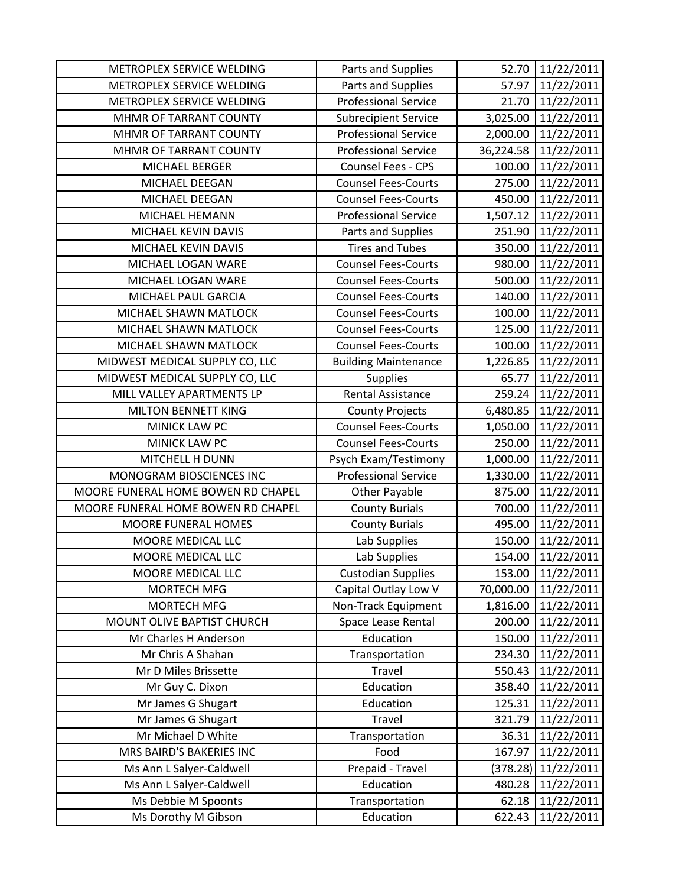| | | | |
|---|---|---|---|
| METROPLEX SERVICE WELDING | Parts and Supplies | 52.70 | 11/22/2011 |
| METROPLEX SERVICE WELDING | Parts and Supplies | 57.97 | 11/22/2011 |
| METROPLEX SERVICE WELDING | Professional Service | 21.70 | 11/22/2011 |
| MHMR OF TARRANT COUNTY | Subrecipient Service | 3,025.00 | 11/22/2011 |
| MHMR OF TARRANT COUNTY | Professional Service | 2,000.00 | 11/22/2011 |
| MHMR OF TARRANT COUNTY | Professional Service | 36,224.58 | 11/22/2011 |
| MICHAEL BERGER | Counsel Fees - CPS | 100.00 | 11/22/2011 |
| MICHAEL DEEGAN | Counsel Fees-Courts | 275.00 | 11/22/2011 |
| MICHAEL DEEGAN | Counsel Fees-Courts | 450.00 | 11/22/2011 |
| MICHAEL HEMANN | Professional Service | 1,507.12 | 11/22/2011 |
| MICHAEL KEVIN DAVIS | Parts and Supplies | 251.90 | 11/22/2011 |
| MICHAEL KEVIN DAVIS | Tires and Tubes | 350.00 | 11/22/2011 |
| MICHAEL LOGAN WARE | Counsel Fees-Courts | 980.00 | 11/22/2011 |
| MICHAEL LOGAN WARE | Counsel Fees-Courts | 500.00 | 11/22/2011 |
| MICHAEL PAUL GARCIA | Counsel Fees-Courts | 140.00 | 11/22/2011 |
| MICHAEL SHAWN MATLOCK | Counsel Fees-Courts | 100.00 | 11/22/2011 |
| MICHAEL SHAWN MATLOCK | Counsel Fees-Courts | 125.00 | 11/22/2011 |
| MICHAEL SHAWN MATLOCK | Counsel Fees-Courts | 100.00 | 11/22/2011 |
| MIDWEST MEDICAL SUPPLY CO, LLC | Building Maintenance | 1,226.85 | 11/22/2011 |
| MIDWEST MEDICAL SUPPLY CO, LLC | Supplies | 65.77 | 11/22/2011 |
| MILL VALLEY APARTMENTS LP | Rental Assistance | 259.24 | 11/22/2011 |
| MILTON BENNETT KING | County Projects | 6,480.85 | 11/22/2011 |
| MINICK LAW PC | Counsel Fees-Courts | 1,050.00 | 11/22/2011 |
| MINICK LAW PC | Counsel Fees-Courts | 250.00 | 11/22/2011 |
| MITCHELL H DUNN | Psych Exam/Testimony | 1,000.00 | 11/22/2011 |
| MONOGRAM BIOSCIENCES INC | Professional Service | 1,330.00 | 11/22/2011 |
| MOORE FUNERAL HOME BOWEN RD CHAPEL | Other Payable | 875.00 | 11/22/2011 |
| MOORE FUNERAL HOME BOWEN RD CHAPEL | County Burials | 700.00 | 11/22/2011 |
| MOORE FUNERAL HOMES | County Burials | 495.00 | 11/22/2011 |
| MOORE MEDICAL LLC | Lab Supplies | 150.00 | 11/22/2011 |
| MOORE MEDICAL LLC | Lab Supplies | 154.00 | 11/22/2011 |
| MOORE MEDICAL LLC | Custodian Supplies | 153.00 | 11/22/2011 |
| MORTECH MFG | Capital Outlay Low V | 70,000.00 | 11/22/2011 |
| MORTECH MFG | Non-Track Equipment | 1,816.00 | 11/22/2011 |
| MOUNT OLIVE BAPTIST CHURCH | Space Lease Rental | 200.00 | 11/22/2011 |
| Mr Charles H Anderson | Education | 150.00 | 11/22/2011 |
| Mr Chris A Shahan | Transportation | 234.30 | 11/22/2011 |
| Mr D Miles Brissette | Travel | 550.43 | 11/22/2011 |
| Mr Guy C. Dixon | Education | 358.40 | 11/22/2011 |
| Mr James G Shugart | Education | 125.31 | 11/22/2011 |
| Mr James G Shugart | Travel | 321.79 | 11/22/2011 |
| Mr Michael D White | Transportation | 36.31 | 11/22/2011 |
| MRS BAIRD'S BAKERIES INC | Food | 167.97 | 11/22/2011 |
| Ms Ann L Salyer-Caldwell | Prepaid - Travel | (378.28) | 11/22/2011 |
| Ms Ann L Salyer-Caldwell | Education | 480.28 | 11/22/2011 |
| Ms Debbie M Spoonts | Transportation | 62.18 | 11/22/2011 |
| Ms Dorothy M Gibson | Education | 622.43 | 11/22/2011 |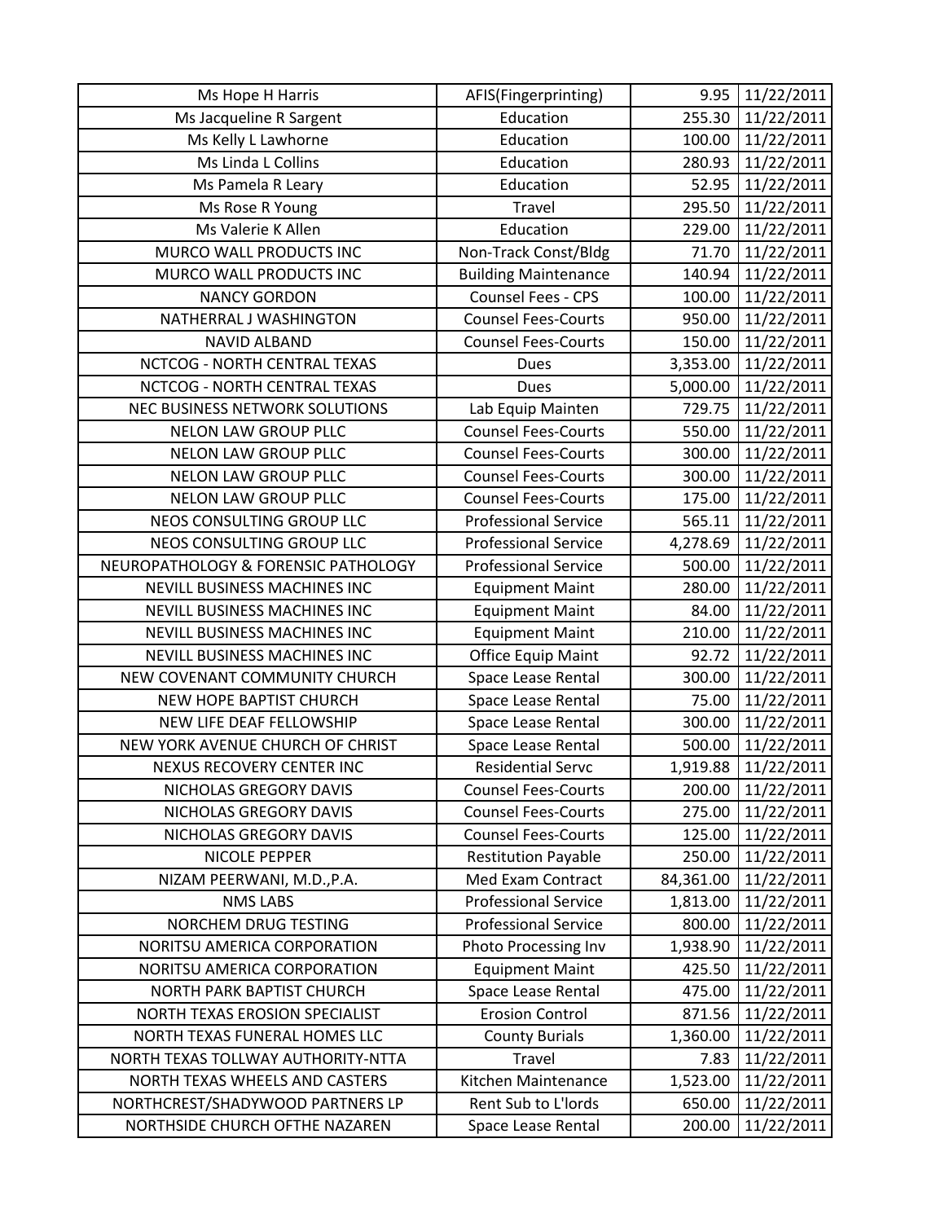| Ms Hope H Harris | AFIS(Fingerprinting) | 9.95 | 11/22/2011 |
|---|---|---|---|
| Ms Jacqueline R Sargent | Education | 255.30 | 11/22/2011 |
| Ms Kelly L Lawhorne | Education | 100.00 | 11/22/2011 |
| Ms Linda L Collins | Education | 280.93 | 11/22/2011 |
| Ms Pamela R Leary | Education | 52.95 | 11/22/2011 |
| Ms Rose R Young | Travel | 295.50 | 11/22/2011 |
| Ms Valerie K Allen | Education | 229.00 | 11/22/2011 |
| MURCO WALL PRODUCTS INC | Non-Track Const/Bldg | 71.70 | 11/22/2011 |
| MURCO WALL PRODUCTS INC | Building Maintenance | 140.94 | 11/22/2011 |
| NANCY GORDON | Counsel Fees - CPS | 100.00 | 11/22/2011 |
| NATHERRAL J WASHINGTON | Counsel Fees-Courts | 950.00 | 11/22/2011 |
| NAVID ALBAND | Counsel Fees-Courts | 150.00 | 11/22/2011 |
| NCTCOG - NORTH CENTRAL TEXAS | Dues | 3,353.00 | 11/22/2011 |
| NCTCOG - NORTH CENTRAL TEXAS | Dues | 5,000.00 | 11/22/2011 |
| NEC BUSINESS NETWORK SOLUTIONS | Lab Equip Mainten | 729.75 | 11/22/2011 |
| NELON LAW GROUP PLLC | Counsel Fees-Courts | 550.00 | 11/22/2011 |
| NELON LAW GROUP PLLC | Counsel Fees-Courts | 300.00 | 11/22/2011 |
| NELON LAW GROUP PLLC | Counsel Fees-Courts | 300.00 | 11/22/2011 |
| NELON LAW GROUP PLLC | Counsel Fees-Courts | 175.00 | 11/22/2011 |
| NEOS CONSULTING GROUP LLC | Professional Service | 565.11 | 11/22/2011 |
| NEOS CONSULTING GROUP LLC | Professional Service | 4,278.69 | 11/22/2011 |
| NEUROPATHOLOGY & FORENSIC PATHOLOGY | Professional Service | 500.00 | 11/22/2011 |
| NEVILL BUSINESS MACHINES INC | Equipment Maint | 280.00 | 11/22/2011 |
| NEVILL BUSINESS MACHINES INC | Equipment Maint | 84.00 | 11/22/2011 |
| NEVILL BUSINESS MACHINES INC | Equipment Maint | 210.00 | 11/22/2011 |
| NEVILL BUSINESS MACHINES INC | Office Equip Maint | 92.72 | 11/22/2011 |
| NEW COVENANT COMMUNITY CHURCH | Space Lease Rental | 300.00 | 11/22/2011 |
| NEW HOPE BAPTIST CHURCH | Space Lease Rental | 75.00 | 11/22/2011 |
| NEW LIFE DEAF FELLOWSHIP | Space Lease Rental | 300.00 | 11/22/2011 |
| NEW YORK AVENUE CHURCH OF CHRIST | Space Lease Rental | 500.00 | 11/22/2011 |
| NEXUS RECOVERY CENTER INC | Residential Servc | 1,919.88 | 11/22/2011 |
| NICHOLAS GREGORY DAVIS | Counsel Fees-Courts | 200.00 | 11/22/2011 |
| NICHOLAS GREGORY DAVIS | Counsel Fees-Courts | 275.00 | 11/22/2011 |
| NICHOLAS GREGORY DAVIS | Counsel Fees-Courts | 125.00 | 11/22/2011 |
| NICOLE PEPPER | Restitution Payable | 250.00 | 11/22/2011 |
| NIZAM PEERWANI, M.D.,P.A. | Med Exam Contract | 84,361.00 | 11/22/2011 |
| NMS LABS | Professional Service | 1,813.00 | 11/22/2011 |
| NORCHEM DRUG TESTING | Professional Service | 800.00 | 11/22/2011 |
| NORITSU AMERICA CORPORATION | Photo Processing Inv | 1,938.90 | 11/22/2011 |
| NORITSU AMERICA CORPORATION | Equipment Maint | 425.50 | 11/22/2011 |
| NORTH PARK BAPTIST CHURCH | Space Lease Rental | 475.00 | 11/22/2011 |
| NORTH TEXAS EROSION SPECIALIST | Erosion Control | 871.56 | 11/22/2011 |
| NORTH TEXAS FUNERAL HOMES LLC | County Burials | 1,360.00 | 11/22/2011 |
| NORTH TEXAS TOLLWAY AUTHORITY-NTTA | Travel | 7.83 | 11/22/2011 |
| NORTH TEXAS WHEELS AND CASTERS | Kitchen Maintenance | 1,523.00 | 11/22/2011 |
| NORTHCREST/SHADYWOOD PARTNERS LP | Rent Sub to L'lords | 650.00 | 11/22/2011 |
| NORTHSIDE CHURCH OFTHE NAZAREN | Space Lease Rental | 200.00 | 11/22/2011 |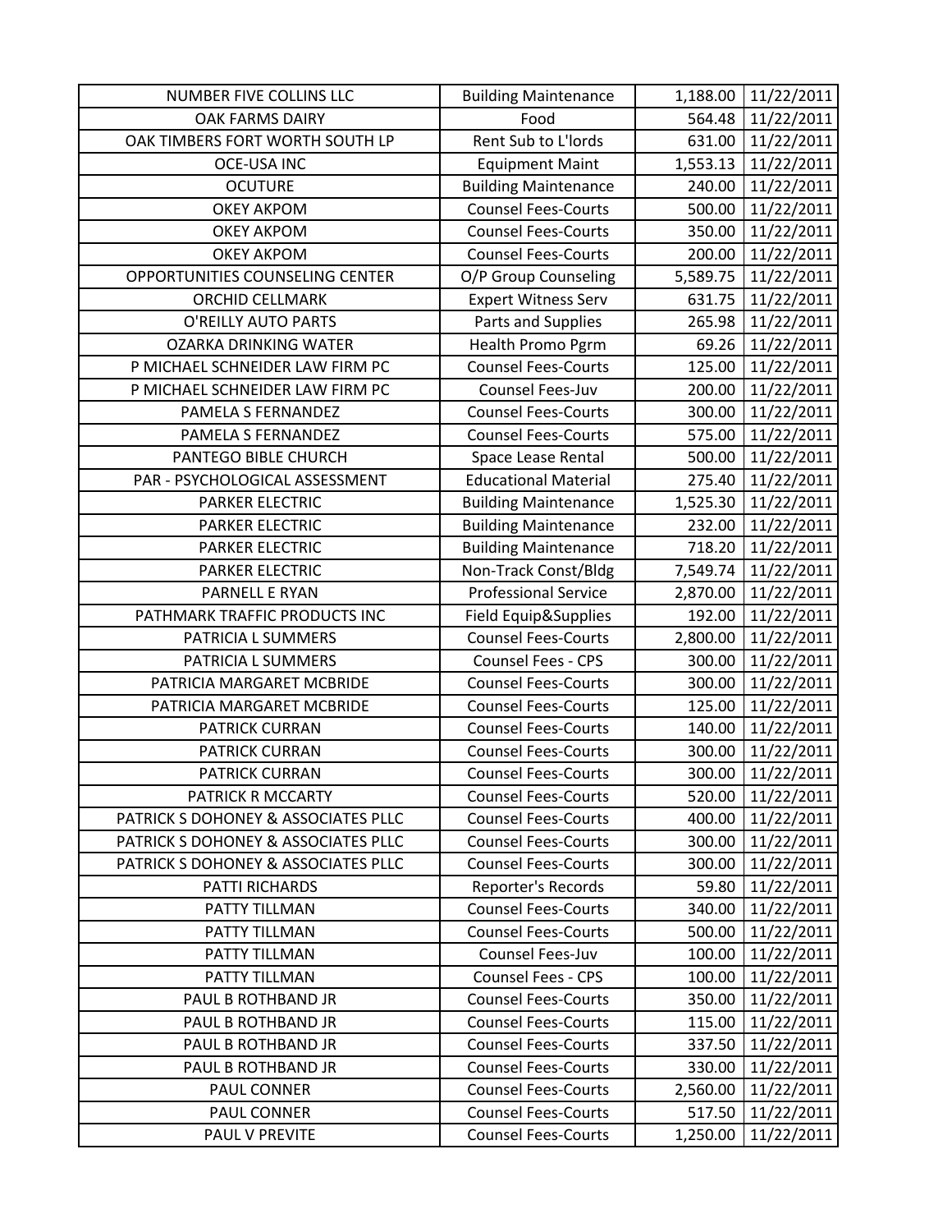| NUMBER FIVE COLLINS LLC | Building Maintenance | 1,188.00 | 11/22/2011 |
|---|---|---|---|
| OAK FARMS DAIRY | Food | 564.48 | 11/22/2011 |
| OAK TIMBERS FORT WORTH SOUTH LP | Rent Sub to L'lords | 631.00 | 11/22/2011 |
| OCE-USA INC | Equipment Maint | 1,553.13 | 11/22/2011 |
| OCUTURE | Building Maintenance | 240.00 | 11/22/2011 |
| OKEY AKPOM | Counsel Fees-Courts | 500.00 | 11/22/2011 |
| OKEY AKPOM | Counsel Fees-Courts | 350.00 | 11/22/2011 |
| OKEY AKPOM | Counsel Fees-Courts | 200.00 | 11/22/2011 |
| OPPORTUNITIES COUNSELING CENTER | O/P Group Counseling | 5,589.75 | 11/22/2011 |
| ORCHID CELLMARK | Expert Witness Serv | 631.75 | 11/22/2011 |
| O'REILLY AUTO PARTS | Parts and Supplies | 265.98 | 11/22/2011 |
| OZARKA DRINKING WATER | Health Promo Pgrm | 69.26 | 11/22/2011 |
| P MICHAEL SCHNEIDER LAW FIRM PC | Counsel Fees-Courts | 125.00 | 11/22/2011 |
| P MICHAEL SCHNEIDER LAW FIRM PC | Counsel Fees-Juv | 200.00 | 11/22/2011 |
| PAMELA S FERNANDEZ | Counsel Fees-Courts | 300.00 | 11/22/2011 |
| PAMELA S FERNANDEZ | Counsel Fees-Courts | 575.00 | 11/22/2011 |
| PANTEGO BIBLE CHURCH | Space Lease Rental | 500.00 | 11/22/2011 |
| PAR - PSYCHOLOGICAL ASSESSMENT | Educational Material | 275.40 | 11/22/2011 |
| PARKER ELECTRIC | Building Maintenance | 1,525.30 | 11/22/2011 |
| PARKER ELECTRIC | Building Maintenance | 232.00 | 11/22/2011 |
| PARKER ELECTRIC | Building Maintenance | 718.20 | 11/22/2011 |
| PARKER ELECTRIC | Non-Track Const/Bldg | 7,549.74 | 11/22/2011 |
| PARNELL E RYAN | Professional Service | 2,870.00 | 11/22/2011 |
| PATHMARK TRAFFIC PRODUCTS INC | Field Equip&Supplies | 192.00 | 11/22/2011 |
| PATRICIA L SUMMERS | Counsel Fees-Courts | 2,800.00 | 11/22/2011 |
| PATRICIA L SUMMERS | Counsel Fees - CPS | 300.00 | 11/22/2011 |
| PATRICIA MARGARET MCBRIDE | Counsel Fees-Courts | 300.00 | 11/22/2011 |
| PATRICIA MARGARET MCBRIDE | Counsel Fees-Courts | 125.00 | 11/22/2011 |
| PATRICK CURRAN | Counsel Fees-Courts | 140.00 | 11/22/2011 |
| PATRICK CURRAN | Counsel Fees-Courts | 300.00 | 11/22/2011 |
| PATRICK CURRAN | Counsel Fees-Courts | 300.00 | 11/22/2011 |
| PATRICK R MCCARTY | Counsel Fees-Courts | 520.00 | 11/22/2011 |
| PATRICK S DOHONEY & ASSOCIATES PLLC | Counsel Fees-Courts | 400.00 | 11/22/2011 |
| PATRICK S DOHONEY & ASSOCIATES PLLC | Counsel Fees-Courts | 300.00 | 11/22/2011 |
| PATRICK S DOHONEY & ASSOCIATES PLLC | Counsel Fees-Courts | 300.00 | 11/22/2011 |
| PATTI RICHARDS | Reporter's Records | 59.80 | 11/22/2011 |
| PATTY TILLMAN | Counsel Fees-Courts | 340.00 | 11/22/2011 |
| PATTY TILLMAN | Counsel Fees-Courts | 500.00 | 11/22/2011 |
| PATTY TILLMAN | Counsel Fees-Juv | 100.00 | 11/22/2011 |
| PATTY TILLMAN | Counsel Fees - CPS | 100.00 | 11/22/2011 |
| PAUL B ROTHBAND JR | Counsel Fees-Courts | 350.00 | 11/22/2011 |
| PAUL B ROTHBAND JR | Counsel Fees-Courts | 115.00 | 11/22/2011 |
| PAUL B ROTHBAND JR | Counsel Fees-Courts | 337.50 | 11/22/2011 |
| PAUL B ROTHBAND JR | Counsel Fees-Courts | 330.00 | 11/22/2011 |
| PAUL CONNER | Counsel Fees-Courts | 2,560.00 | 11/22/2011 |
| PAUL CONNER | Counsel Fees-Courts | 517.50 | 11/22/2011 |
| PAUL V PREVITE | Counsel Fees-Courts | 1,250.00 | 11/22/2011 |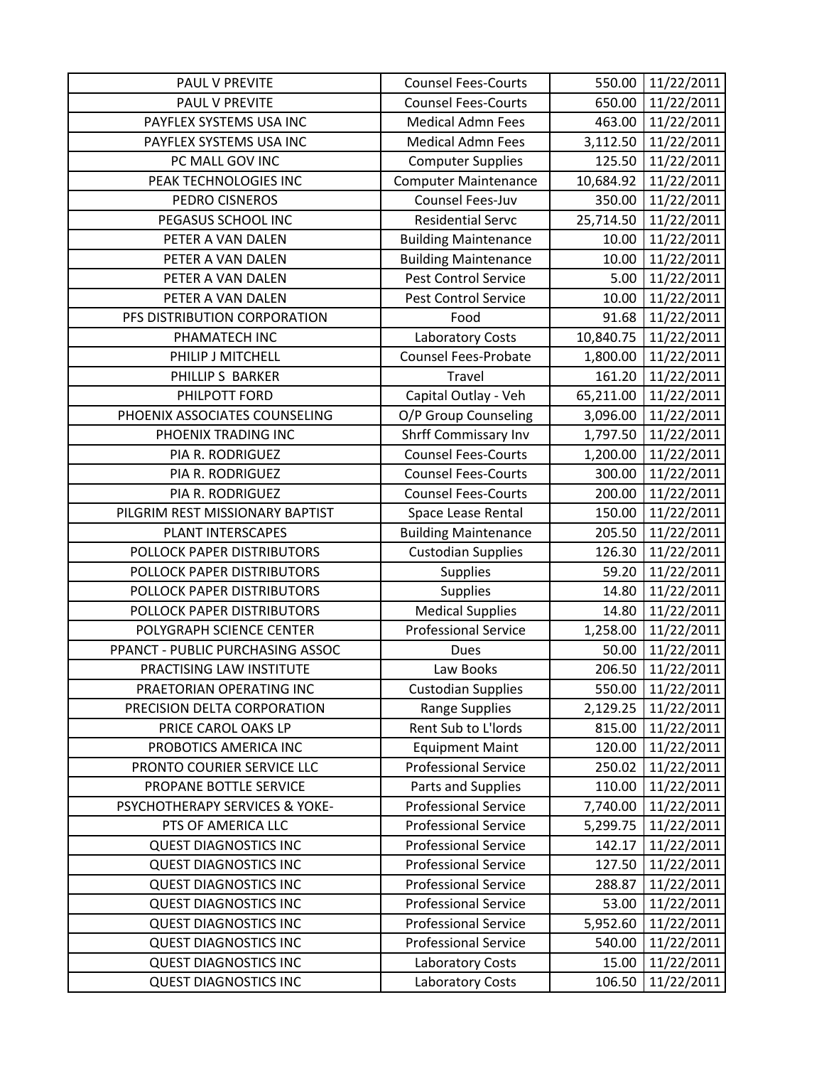| | | | |
|---|---|---|---|
| PAUL V PREVITE | Counsel Fees-Courts | 550.00 | 11/22/2011 |
| PAUL V PREVITE | Counsel Fees-Courts | 650.00 | 11/22/2011 |
| PAYFLEX SYSTEMS USA INC | Medical Admn Fees | 463.00 | 11/22/2011 |
| PAYFLEX SYSTEMS USA INC | Medical Admn Fees | 3,112.50 | 11/22/2011 |
| PC MALL GOV INC | Computer Supplies | 125.50 | 11/22/2011 |
| PEAK TECHNOLOGIES INC | Computer Maintenance | 10,684.92 | 11/22/2011 |
| PEDRO CISNEROS | Counsel Fees-Juv | 350.00 | 11/22/2011 |
| PEGASUS SCHOOL INC | Residential Servc | 25,714.50 | 11/22/2011 |
| PETER A VAN DALEN | Building Maintenance | 10.00 | 11/22/2011 |
| PETER A VAN DALEN | Building Maintenance | 10.00 | 11/22/2011 |
| PETER A VAN DALEN | Pest Control Service | 5.00 | 11/22/2011 |
| PETER A VAN DALEN | Pest Control Service | 10.00 | 11/22/2011 |
| PFS DISTRIBUTION CORPORATION | Food | 91.68 | 11/22/2011 |
| PHAMATECH INC | Laboratory Costs | 10,840.75 | 11/22/2011 |
| PHILIP J MITCHELL | Counsel Fees-Probate | 1,800.00 | 11/22/2011 |
| PHILLIP S BARKER | Travel | 161.20 | 11/22/2011 |
| PHILPOTT FORD | Capital Outlay - Veh | 65,211.00 | 11/22/2011 |
| PHOENIX ASSOCIATES COUNSELING | O/P Group Counseling | 3,096.00 | 11/22/2011 |
| PHOENIX TRADING INC | Shrff Commissary Inv | 1,797.50 | 11/22/2011 |
| PIA R. RODRIGUEZ | Counsel Fees-Courts | 1,200.00 | 11/22/2011 |
| PIA R. RODRIGUEZ | Counsel Fees-Courts | 300.00 | 11/22/2011 |
| PIA R. RODRIGUEZ | Counsel Fees-Courts | 200.00 | 11/22/2011 |
| PILGRIM REST MISSIONARY BAPTIST | Space Lease Rental | 150.00 | 11/22/2011 |
| PLANT INTERSCAPES | Building Maintenance | 205.50 | 11/22/2011 |
| POLLOCK PAPER DISTRIBUTORS | Custodian Supplies | 126.30 | 11/22/2011 |
| POLLOCK PAPER DISTRIBUTORS | Supplies | 59.20 | 11/22/2011 |
| POLLOCK PAPER DISTRIBUTORS | Supplies | 14.80 | 11/22/2011 |
| POLLOCK PAPER DISTRIBUTORS | Medical Supplies | 14.80 | 11/22/2011 |
| POLYGRAPH SCIENCE CENTER | Professional Service | 1,258.00 | 11/22/2011 |
| PPANCT - PUBLIC PURCHASING ASSOC | Dues | 50.00 | 11/22/2011 |
| PRACTISING LAW INSTITUTE | Law Books | 206.50 | 11/22/2011 |
| PRAETORIAN OPERATING INC | Custodian Supplies | 550.00 | 11/22/2011 |
| PRECISION DELTA CORPORATION | Range Supplies | 2,129.25 | 11/22/2011 |
| PRICE CAROL OAKS LP | Rent Sub to L'lords | 815.00 | 11/22/2011 |
| PROBOTICS AMERICA INC | Equipment Maint | 120.00 | 11/22/2011 |
| PRONTO COURIER SERVICE LLC | Professional Service | 250.02 | 11/22/2011 |
| PROPANE BOTTLE SERVICE | Parts and Supplies | 110.00 | 11/22/2011 |
| PSYCHOTHERAPY SERVICES & YOKE- | Professional Service | 7,740.00 | 11/22/2011 |
| PTS OF AMERICA LLC | Professional Service | 5,299.75 | 11/22/2011 |
| QUEST DIAGNOSTICS INC | Professional Service | 142.17 | 11/22/2011 |
| QUEST DIAGNOSTICS INC | Professional Service | 127.50 | 11/22/2011 |
| QUEST DIAGNOSTICS INC | Professional Service | 288.87 | 11/22/2011 |
| QUEST DIAGNOSTICS INC | Professional Service | 53.00 | 11/22/2011 |
| QUEST DIAGNOSTICS INC | Professional Service | 5,952.60 | 11/22/2011 |
| QUEST DIAGNOSTICS INC | Professional Service | 540.00 | 11/22/2011 |
| QUEST DIAGNOSTICS INC | Laboratory Costs | 15.00 | 11/22/2011 |
| QUEST DIAGNOSTICS INC | Laboratory Costs | 106.50 | 11/22/2011 |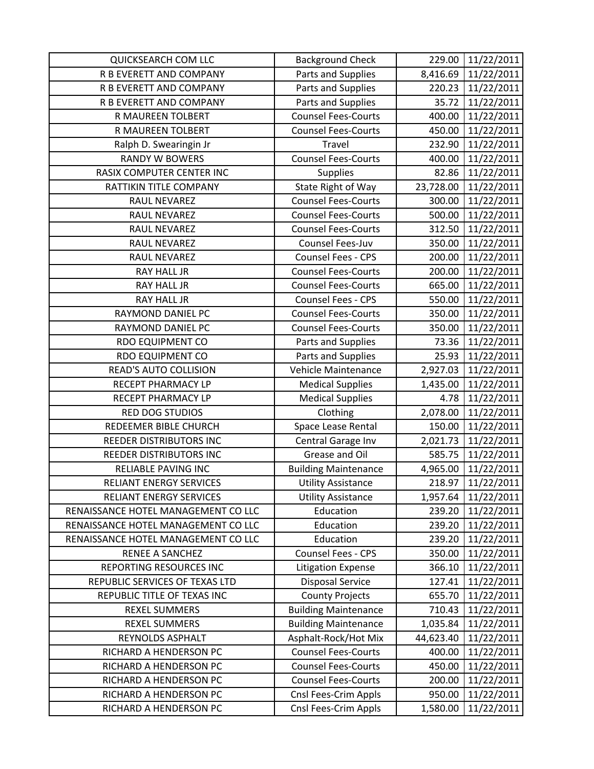| | | | |
|---|---|---|---|
| QUICKSEARCH COM LLC | Background Check | 229.00 | 11/22/2011 |
| R B EVERETT AND COMPANY | Parts and Supplies | 8,416.69 | 11/22/2011 |
| R B EVERETT AND COMPANY | Parts and Supplies | 220.23 | 11/22/2011 |
| R B EVERETT AND COMPANY | Parts and Supplies | 35.72 | 11/22/2011 |
| R MAUREEN TOLBERT | Counsel Fees-Courts | 400.00 | 11/22/2011 |
| R MAUREEN TOLBERT | Counsel Fees-Courts | 450.00 | 11/22/2011 |
| Ralph D. Swearingin Jr | Travel | 232.90 | 11/22/2011 |
| RANDY W BOWERS | Counsel Fees-Courts | 400.00 | 11/22/2011 |
| RASIX COMPUTER CENTER INC | Supplies | 82.86 | 11/22/2011 |
| RATTIKIN TITLE COMPANY | State Right of Way | 23,728.00 | 11/22/2011 |
| RAUL NEVAREZ | Counsel Fees-Courts | 300.00 | 11/22/2011 |
| RAUL NEVAREZ | Counsel Fees-Courts | 500.00 | 11/22/2011 |
| RAUL NEVAREZ | Counsel Fees-Courts | 312.50 | 11/22/2011 |
| RAUL NEVAREZ | Counsel Fees-Juv | 350.00 | 11/22/2011 |
| RAUL NEVAREZ | Counsel Fees - CPS | 200.00 | 11/22/2011 |
| RAY HALL JR | Counsel Fees-Courts | 200.00 | 11/22/2011 |
| RAY HALL JR | Counsel Fees-Courts | 665.00 | 11/22/2011 |
| RAY HALL JR | Counsel Fees - CPS | 550.00 | 11/22/2011 |
| RAYMOND DANIEL PC | Counsel Fees-Courts | 350.00 | 11/22/2011 |
| RAYMOND DANIEL PC | Counsel Fees-Courts | 350.00 | 11/22/2011 |
| RDO EQUIPMENT CO | Parts and Supplies | 73.36 | 11/22/2011 |
| RDO EQUIPMENT CO | Parts and Supplies | 25.93 | 11/22/2011 |
| READ'S AUTO COLLISION | Vehicle Maintenance | 2,927.03 | 11/22/2011 |
| RECEPT PHARMACY LP | Medical Supplies | 1,435.00 | 11/22/2011 |
| RECEPT PHARMACY LP | Medical Supplies | 4.78 | 11/22/2011 |
| RED DOG STUDIOS | Clothing | 2,078.00 | 11/22/2011 |
| REDEEMER BIBLE CHURCH | Space Lease Rental | 150.00 | 11/22/2011 |
| REEDER DISTRIBUTORS INC | Central Garage Inv | 2,021.73 | 11/22/2011 |
| REEDER DISTRIBUTORS INC | Grease and Oil | 585.75 | 11/22/2011 |
| RELIABLE PAVING INC | Building Maintenance | 4,965.00 | 11/22/2011 |
| RELIANT ENERGY SERVICES | Utility Assistance | 218.97 | 11/22/2011 |
| RELIANT ENERGY SERVICES | Utility Assistance | 1,957.64 | 11/22/2011 |
| RENAISSANCE HOTEL MANAGEMENT CO LLC | Education | 239.20 | 11/22/2011 |
| RENAISSANCE HOTEL MANAGEMENT CO LLC | Education | 239.20 | 11/22/2011 |
| RENAISSANCE HOTEL MANAGEMENT CO LLC | Education | 239.20 | 11/22/2011 |
| RENEE A SANCHEZ | Counsel Fees - CPS | 350.00 | 11/22/2011 |
| REPORTING RESOURCES INC | Litigation Expense | 366.10 | 11/22/2011 |
| REPUBLIC SERVICES OF TEXAS LTD | Disposal Service | 127.41 | 11/22/2011 |
| REPUBLIC TITLE OF TEXAS INC | County Projects | 655.70 | 11/22/2011 |
| REXEL SUMMERS | Building Maintenance | 710.43 | 11/22/2011 |
| REXEL SUMMERS | Building Maintenance | 1,035.84 | 11/22/2011 |
| REYNOLDS ASPHALT | Asphalt-Rock/Hot Mix | 44,623.40 | 11/22/2011 |
| RICHARD A HENDERSON PC | Counsel Fees-Courts | 400.00 | 11/22/2011 |
| RICHARD A HENDERSON PC | Counsel Fees-Courts | 450.00 | 11/22/2011 |
| RICHARD A HENDERSON PC | Counsel Fees-Courts | 200.00 | 11/22/2011 |
| RICHARD A HENDERSON PC | Cnsl Fees-Crim Appls | 950.00 | 11/22/2011 |
| RICHARD A HENDERSON PC | Cnsl Fees-Crim Appls | 1,580.00 | 11/22/2011 |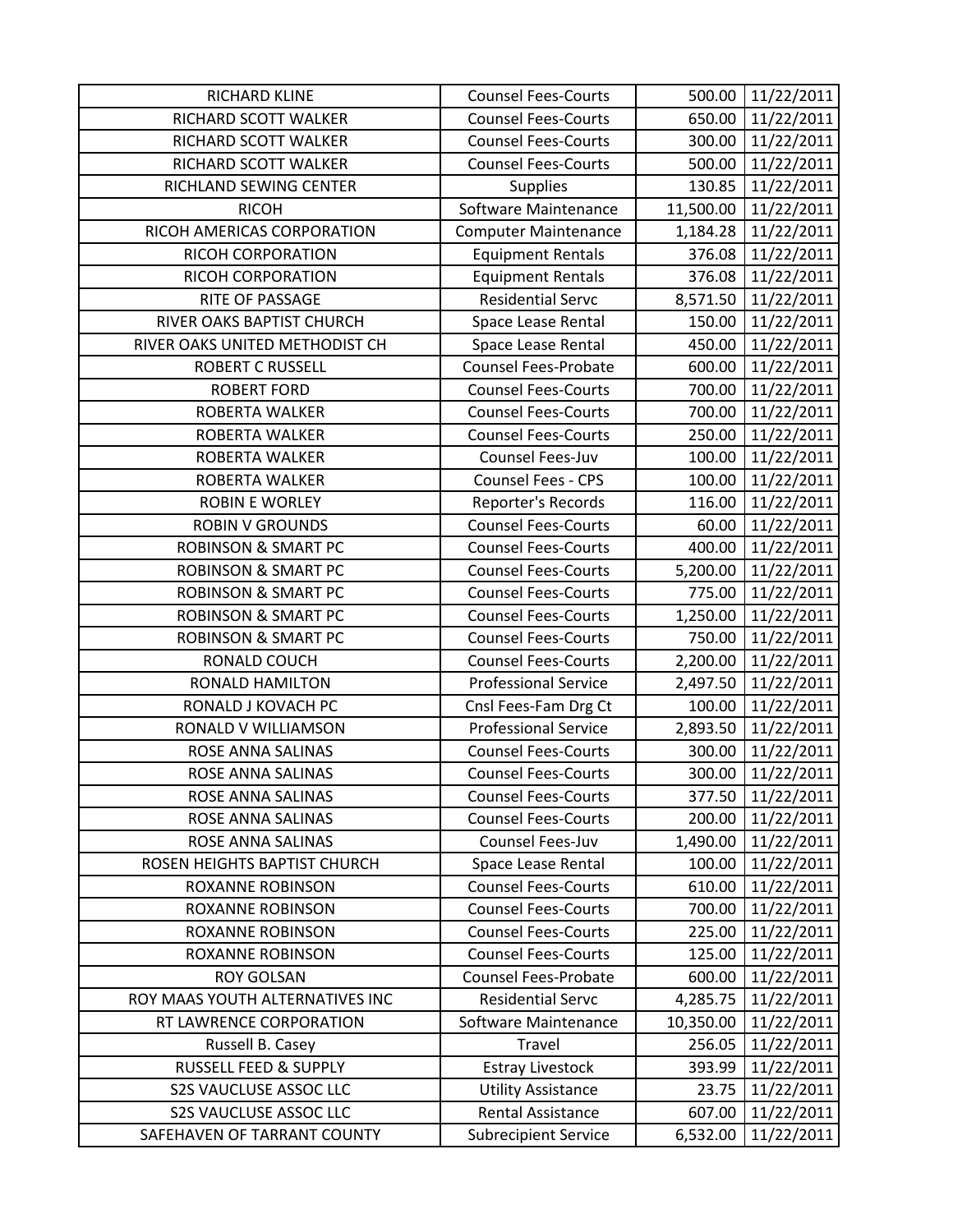| | | | |
|---|---|---|---|
| RICHARD KLINE | Counsel Fees-Courts | 500.00 | 11/22/2011 |
| RICHARD SCOTT WALKER | Counsel Fees-Courts | 650.00 | 11/22/2011 |
| RICHARD SCOTT WALKER | Counsel Fees-Courts | 300.00 | 11/22/2011 |
| RICHARD SCOTT WALKER | Counsel Fees-Courts | 500.00 | 11/22/2011 |
| RICHLAND SEWING CENTER | Supplies | 130.85 | 11/22/2011 |
| RICOH | Software Maintenance | 11,500.00 | 11/22/2011 |
| RICOH AMERICAS CORPORATION | Computer Maintenance | 1,184.28 | 11/22/2011 |
| RICOH CORPORATION | Equipment Rentals | 376.08 | 11/22/2011 |
| RICOH CORPORATION | Equipment Rentals | 376.08 | 11/22/2011 |
| RITE OF PASSAGE | Residential Servc | 8,571.50 | 11/22/2011 |
| RIVER OAKS BAPTIST CHURCH | Space Lease Rental | 150.00 | 11/22/2011 |
| RIVER OAKS UNITED METHODIST CH | Space Lease Rental | 450.00 | 11/22/2011 |
| ROBERT C RUSSELL | Counsel Fees-Probate | 600.00 | 11/22/2011 |
| ROBERT FORD | Counsel Fees-Courts | 700.00 | 11/22/2011 |
| ROBERTA WALKER | Counsel Fees-Courts | 700.00 | 11/22/2011 |
| ROBERTA WALKER | Counsel Fees-Courts | 250.00 | 11/22/2011 |
| ROBERTA WALKER | Counsel Fees-Juv | 100.00 | 11/22/2011 |
| ROBERTA WALKER | Counsel Fees - CPS | 100.00 | 11/22/2011 |
| ROBIN E WORLEY | Reporter's Records | 116.00 | 11/22/2011 |
| ROBIN V GROUNDS | Counsel Fees-Courts | 60.00 | 11/22/2011 |
| ROBINSON & SMART PC | Counsel Fees-Courts | 400.00 | 11/22/2011 |
| ROBINSON & SMART PC | Counsel Fees-Courts | 5,200.00 | 11/22/2011 |
| ROBINSON & SMART PC | Counsel Fees-Courts | 775.00 | 11/22/2011 |
| ROBINSON & SMART PC | Counsel Fees-Courts | 1,250.00 | 11/22/2011 |
| ROBINSON & SMART PC | Counsel Fees-Courts | 750.00 | 11/22/2011 |
| RONALD COUCH | Counsel Fees-Courts | 2,200.00 | 11/22/2011 |
| RONALD HAMILTON | Professional Service | 2,497.50 | 11/22/2011 |
| RONALD J KOVACH PC | Cnsl Fees-Fam Drg Ct | 100.00 | 11/22/2011 |
| RONALD V WILLIAMSON | Professional Service | 2,893.50 | 11/22/2011 |
| ROSE ANNA SALINAS | Counsel Fees-Courts | 300.00 | 11/22/2011 |
| ROSE ANNA SALINAS | Counsel Fees-Courts | 300.00 | 11/22/2011 |
| ROSE ANNA SALINAS | Counsel Fees-Courts | 377.50 | 11/22/2011 |
| ROSE ANNA SALINAS | Counsel Fees-Courts | 200.00 | 11/22/2011 |
| ROSE ANNA SALINAS | Counsel Fees-Juv | 1,490.00 | 11/22/2011 |
| ROSEN HEIGHTS BAPTIST CHURCH | Space Lease Rental | 100.00 | 11/22/2011 |
| ROXANNE ROBINSON | Counsel Fees-Courts | 610.00 | 11/22/2011 |
| ROXANNE ROBINSON | Counsel Fees-Courts | 700.00 | 11/22/2011 |
| ROXANNE ROBINSON | Counsel Fees-Courts | 225.00 | 11/22/2011 |
| ROXANNE ROBINSON | Counsel Fees-Courts | 125.00 | 11/22/2011 |
| ROY GOLSAN | Counsel Fees-Probate | 600.00 | 11/22/2011 |
| ROY MAAS YOUTH ALTERNATIVES INC | Residential Servc | 4,285.75 | 11/22/2011 |
| RT LAWRENCE CORPORATION | Software Maintenance | 10,350.00 | 11/22/2011 |
| Russell B. Casey | Travel | 256.05 | 11/22/2011 |
| RUSSELL FEED & SUPPLY | Estray Livestock | 393.99 | 11/22/2011 |
| S2S VAUCLUSE ASSOC LLC | Utility Assistance | 23.75 | 11/22/2011 |
| S2S VAUCLUSE ASSOC LLC | Rental Assistance | 607.00 | 11/22/2011 |
| SAFEHAVEN OF TARRANT COUNTY | Subrecipient Service | 6,532.00 | 11/22/2011 |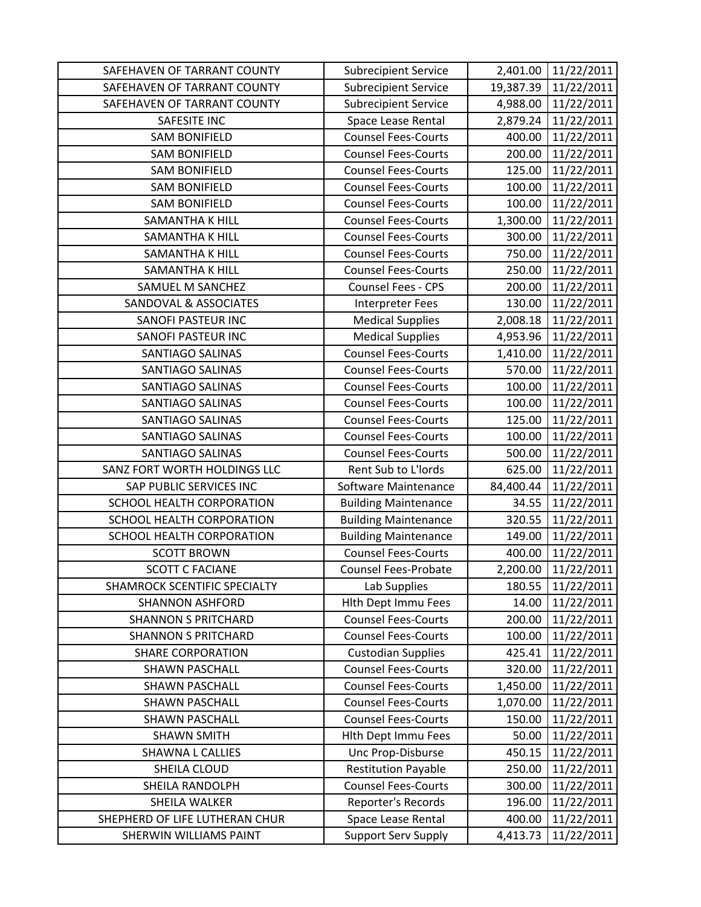| | | | |
|---|---|---|---|
| SAFEHAVEN OF TARRANT COUNTY | Subrecipient Service | 2,401.00 | 11/22/2011 |
| SAFEHAVEN OF TARRANT COUNTY | Subrecipient Service | 19,387.39 | 11/22/2011 |
| SAFEHAVEN OF TARRANT COUNTY | Subrecipient Service | 4,988.00 | 11/22/2011 |
| SAFESITE INC | Space Lease Rental | 2,879.24 | 11/22/2011 |
| SAM BONIFIELD | Counsel Fees-Courts | 400.00 | 11/22/2011 |
| SAM BONIFIELD | Counsel Fees-Courts | 200.00 | 11/22/2011 |
| SAM BONIFIELD | Counsel Fees-Courts | 125.00 | 11/22/2011 |
| SAM BONIFIELD | Counsel Fees-Courts | 100.00 | 11/22/2011 |
| SAM BONIFIELD | Counsel Fees-Courts | 100.00 | 11/22/2011 |
| SAMANTHA K HILL | Counsel Fees-Courts | 1,300.00 | 11/22/2011 |
| SAMANTHA K HILL | Counsel Fees-Courts | 300.00 | 11/22/2011 |
| SAMANTHA K HILL | Counsel Fees-Courts | 750.00 | 11/22/2011 |
| SAMANTHA K HILL | Counsel Fees-Courts | 250.00 | 11/22/2011 |
| SAMUEL M SANCHEZ | Counsel Fees - CPS | 200.00 | 11/22/2011 |
| SANDOVAL & ASSOCIATES | Interpreter Fees | 130.00 | 11/22/2011 |
| SANOFI PASTEUR INC | Medical Supplies | 2,008.18 | 11/22/2011 |
| SANOFI PASTEUR INC | Medical Supplies | 4,953.96 | 11/22/2011 |
| SANTIAGO SALINAS | Counsel Fees-Courts | 1,410.00 | 11/22/2011 |
| SANTIAGO SALINAS | Counsel Fees-Courts | 570.00 | 11/22/2011 |
| SANTIAGO SALINAS | Counsel Fees-Courts | 100.00 | 11/22/2011 |
| SANTIAGO SALINAS | Counsel Fees-Courts | 100.00 | 11/22/2011 |
| SANTIAGO SALINAS | Counsel Fees-Courts | 125.00 | 11/22/2011 |
| SANTIAGO SALINAS | Counsel Fees-Courts | 100.00 | 11/22/2011 |
| SANTIAGO SALINAS | Counsel Fees-Courts | 500.00 | 11/22/2011 |
| SANZ FORT WORTH HOLDINGS LLC | Rent Sub to L'lords | 625.00 | 11/22/2011 |
| SAP PUBLIC SERVICES INC | Software Maintenance | 84,400.44 | 11/22/2011 |
| SCHOOL HEALTH CORPORATION | Building Maintenance | 34.55 | 11/22/2011 |
| SCHOOL HEALTH CORPORATION | Building Maintenance | 320.55 | 11/22/2011 |
| SCHOOL HEALTH CORPORATION | Building Maintenance | 149.00 | 11/22/2011 |
| SCOTT BROWN | Counsel Fees-Courts | 400.00 | 11/22/2011 |
| SCOTT C FACIANE | Counsel Fees-Probate | 2,200.00 | 11/22/2011 |
| SHAMROCK SCENTIFIC SPECIALTY | Lab Supplies | 180.55 | 11/22/2011 |
| SHANNON ASHFORD | Hlth Dept Immu Fees | 14.00 | 11/22/2011 |
| SHANNON S PRITCHARD | Counsel Fees-Courts | 200.00 | 11/22/2011 |
| SHANNON S PRITCHARD | Counsel Fees-Courts | 100.00 | 11/22/2011 |
| SHARE CORPORATION | Custodian Supplies | 425.41 | 11/22/2011 |
| SHAWN PASCHALL | Counsel Fees-Courts | 320.00 | 11/22/2011 |
| SHAWN PASCHALL | Counsel Fees-Courts | 1,450.00 | 11/22/2011 |
| SHAWN PASCHALL | Counsel Fees-Courts | 1,070.00 | 11/22/2011 |
| SHAWN PASCHALL | Counsel Fees-Courts | 150.00 | 11/22/2011 |
| SHAWN SMITH | Hlth Dept Immu Fees | 50.00 | 11/22/2011 |
| SHAWNA L CALLIES | Unc Prop-Disburse | 450.15 | 11/22/2011 |
| SHEILA CLOUD | Restitution Payable | 250.00 | 11/22/2011 |
| SHEILA RANDOLPH | Counsel Fees-Courts | 300.00 | 11/22/2011 |
| SHEILA WALKER | Reporter's Records | 196.00 | 11/22/2011 |
| SHEPHERD OF LIFE LUTHERAN CHUR | Space Lease Rental | 400.00 | 11/22/2011 |
| SHERWIN WILLIAMS PAINT | Support Serv Supply | 4,413.73 | 11/22/2011 |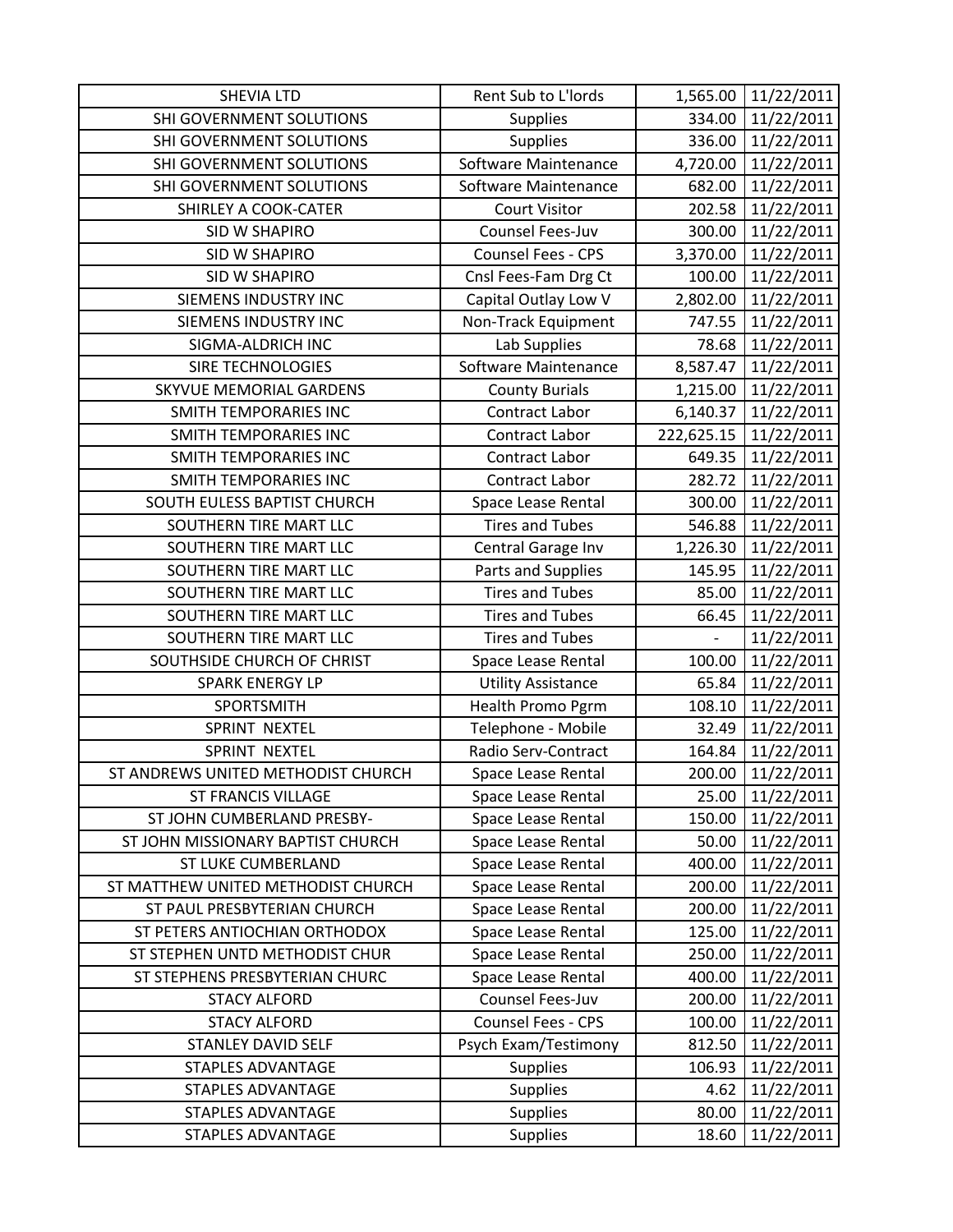| SHEVIA LTD | Rent Sub to L'lords | 1,565.00 | 11/22/2011 |
|---|---|---|---|
| SHI GOVERNMENT SOLUTIONS | Supplies | 334.00 | 11/22/2011 |
| SHI GOVERNMENT SOLUTIONS | Supplies | 336.00 | 11/22/2011 |
| SHI GOVERNMENT SOLUTIONS | Software Maintenance | 4,720.00 | 11/22/2011 |
| SHI GOVERNMENT SOLUTIONS | Software Maintenance | 682.00 | 11/22/2011 |
| SHIRLEY A COOK-CATER | Court Visitor | 202.58 | 11/22/2011 |
| SID W SHAPIRO | Counsel Fees-Juv | 300.00 | 11/22/2011 |
| SID W SHAPIRO | Counsel Fees - CPS | 3,370.00 | 11/22/2011 |
| SID W SHAPIRO | Cnsl Fees-Fam Drg Ct | 100.00 | 11/22/2011 |
| SIEMENS INDUSTRY INC | Capital Outlay Low V | 2,802.00 | 11/22/2011 |
| SIEMENS INDUSTRY INC | Non-Track Equipment | 747.55 | 11/22/2011 |
| SIGMA-ALDRICH INC | Lab Supplies | 78.68 | 11/22/2011 |
| SIRE TECHNOLOGIES | Software Maintenance | 8,587.47 | 11/22/2011 |
| SKYVUE MEMORIAL GARDENS | County Burials | 1,215.00 | 11/22/2011 |
| SMITH TEMPORARIES INC | Contract Labor | 6,140.37 | 11/22/2011 |
| SMITH TEMPORARIES INC | Contract Labor | 222,625.15 | 11/22/2011 |
| SMITH TEMPORARIES INC | Contract Labor | 649.35 | 11/22/2011 |
| SMITH TEMPORARIES INC | Contract Labor | 282.72 | 11/22/2011 |
| SOUTH EULESS BAPTIST CHURCH | Space Lease Rental | 300.00 | 11/22/2011 |
| SOUTHERN TIRE MART LLC | Tires and Tubes | 546.88 | 11/22/2011 |
| SOUTHERN TIRE MART LLC | Central Garage Inv | 1,226.30 | 11/22/2011 |
| SOUTHERN TIRE MART LLC | Parts and Supplies | 145.95 | 11/22/2011 |
| SOUTHERN TIRE MART LLC | Tires and Tubes | 85.00 | 11/22/2011 |
| SOUTHERN TIRE MART LLC | Tires and Tubes | 66.45 | 11/22/2011 |
| SOUTHERN TIRE MART LLC | Tires and Tubes | - | 11/22/2011 |
| SOUTHSIDE CHURCH OF CHRIST | Space Lease Rental | 100.00 | 11/22/2011 |
| SPARK ENERGY LP | Utility Assistance | 65.84 | 11/22/2011 |
| SPORTSMITH | Health Promo Pgrm | 108.10 | 11/22/2011 |
| SPRINT NEXTEL | Telephone - Mobile | 32.49 | 11/22/2011 |
| SPRINT NEXTEL | Radio Serv-Contract | 164.84 | 11/22/2011 |
| ST ANDREWS UNITED METHODIST CHURCH | Space Lease Rental | 200.00 | 11/22/2011 |
| ST FRANCIS VILLAGE | Space Lease Rental | 25.00 | 11/22/2011 |
| ST JOHN CUMBERLAND PRESBY- | Space Lease Rental | 150.00 | 11/22/2011 |
| ST JOHN MISSIONARY BAPTIST CHURCH | Space Lease Rental | 50.00 | 11/22/2011 |
| ST LUKE CUMBERLAND | Space Lease Rental | 400.00 | 11/22/2011 |
| ST MATTHEW UNITED METHODIST CHURCH | Space Lease Rental | 200.00 | 11/22/2011 |
| ST PAUL PRESBYTERIAN CHURCH | Space Lease Rental | 200.00 | 11/22/2011 |
| ST PETERS ANTIOCHIAN ORTHODOX | Space Lease Rental | 125.00 | 11/22/2011 |
| ST STEPHEN UNTD METHODIST CHUR | Space Lease Rental | 250.00 | 11/22/2011 |
| ST STEPHENS PRESBYTERIAN CHURC | Space Lease Rental | 400.00 | 11/22/2011 |
| STACY ALFORD | Counsel Fees-Juv | 200.00 | 11/22/2011 |
| STACY ALFORD | Counsel Fees - CPS | 100.00 | 11/22/2011 |
| STANLEY DAVID SELF | Psych Exam/Testimony | 812.50 | 11/22/2011 |
| STAPLES ADVANTAGE | Supplies | 106.93 | 11/22/2011 |
| STAPLES ADVANTAGE | Supplies | 4.62 | 11/22/2011 |
| STAPLES ADVANTAGE | Supplies | 80.00 | 11/22/2011 |
| STAPLES ADVANTAGE | Supplies | 18.60 | 11/22/2011 |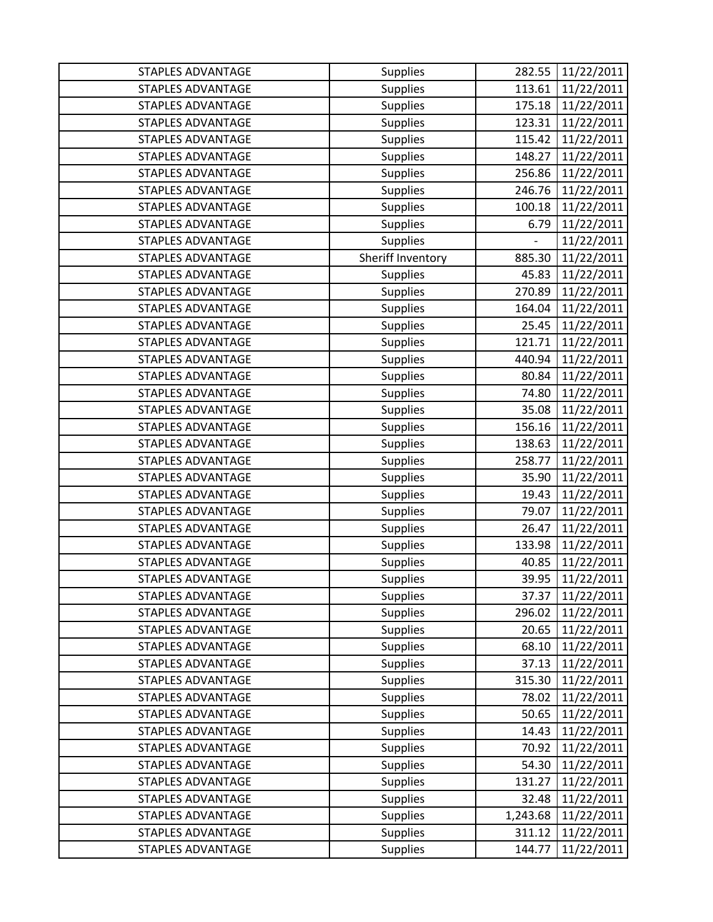| | | | |
|---|---|---|---|
| STAPLES ADVANTAGE | Supplies | 282.55 | 11/22/2011 |
| STAPLES ADVANTAGE | Supplies | 113.61 | 11/22/2011 |
| STAPLES ADVANTAGE | Supplies | 175.18 | 11/22/2011 |
| STAPLES ADVANTAGE | Supplies | 123.31 | 11/22/2011 |
| STAPLES ADVANTAGE | Supplies | 115.42 | 11/22/2011 |
| STAPLES ADVANTAGE | Supplies | 148.27 | 11/22/2011 |
| STAPLES ADVANTAGE | Supplies | 256.86 | 11/22/2011 |
| STAPLES ADVANTAGE | Supplies | 246.76 | 11/22/2011 |
| STAPLES ADVANTAGE | Supplies | 100.18 | 11/22/2011 |
| STAPLES ADVANTAGE | Supplies | 6.79 | 11/22/2011 |
| STAPLES ADVANTAGE | Supplies | - | 11/22/2011 |
| STAPLES ADVANTAGE | Sheriff Inventory | 885.30 | 11/22/2011 |
| STAPLES ADVANTAGE | Supplies | 45.83 | 11/22/2011 |
| STAPLES ADVANTAGE | Supplies | 270.89 | 11/22/2011 |
| STAPLES ADVANTAGE | Supplies | 164.04 | 11/22/2011 |
| STAPLES ADVANTAGE | Supplies | 25.45 | 11/22/2011 |
| STAPLES ADVANTAGE | Supplies | 121.71 | 11/22/2011 |
| STAPLES ADVANTAGE | Supplies | 440.94 | 11/22/2011 |
| STAPLES ADVANTAGE | Supplies | 80.84 | 11/22/2011 |
| STAPLES ADVANTAGE | Supplies | 74.80 | 11/22/2011 |
| STAPLES ADVANTAGE | Supplies | 35.08 | 11/22/2011 |
| STAPLES ADVANTAGE | Supplies | 156.16 | 11/22/2011 |
| STAPLES ADVANTAGE | Supplies | 138.63 | 11/22/2011 |
| STAPLES ADVANTAGE | Supplies | 258.77 | 11/22/2011 |
| STAPLES ADVANTAGE | Supplies | 35.90 | 11/22/2011 |
| STAPLES ADVANTAGE | Supplies | 19.43 | 11/22/2011 |
| STAPLES ADVANTAGE | Supplies | 79.07 | 11/22/2011 |
| STAPLES ADVANTAGE | Supplies | 26.47 | 11/22/2011 |
| STAPLES ADVANTAGE | Supplies | 133.98 | 11/22/2011 |
| STAPLES ADVANTAGE | Supplies | 40.85 | 11/22/2011 |
| STAPLES ADVANTAGE | Supplies | 39.95 | 11/22/2011 |
| STAPLES ADVANTAGE | Supplies | 37.37 | 11/22/2011 |
| STAPLES ADVANTAGE | Supplies | 296.02 | 11/22/2011 |
| STAPLES ADVANTAGE | Supplies | 20.65 | 11/22/2011 |
| STAPLES ADVANTAGE | Supplies | 68.10 | 11/22/2011 |
| STAPLES ADVANTAGE | Supplies | 37.13 | 11/22/2011 |
| STAPLES ADVANTAGE | Supplies | 315.30 | 11/22/2011 |
| STAPLES ADVANTAGE | Supplies | 78.02 | 11/22/2011 |
| STAPLES ADVANTAGE | Supplies | 50.65 | 11/22/2011 |
| STAPLES ADVANTAGE | Supplies | 14.43 | 11/22/2011 |
| STAPLES ADVANTAGE | Supplies | 70.92 | 11/22/2011 |
| STAPLES ADVANTAGE | Supplies | 54.30 | 11/22/2011 |
| STAPLES ADVANTAGE | Supplies | 131.27 | 11/22/2011 |
| STAPLES ADVANTAGE | Supplies | 32.48 | 11/22/2011 |
| STAPLES ADVANTAGE | Supplies | 1,243.68 | 11/22/2011 |
| STAPLES ADVANTAGE | Supplies | 311.12 | 11/22/2011 |
| STAPLES ADVANTAGE | Supplies | 144.77 | 11/22/2011 |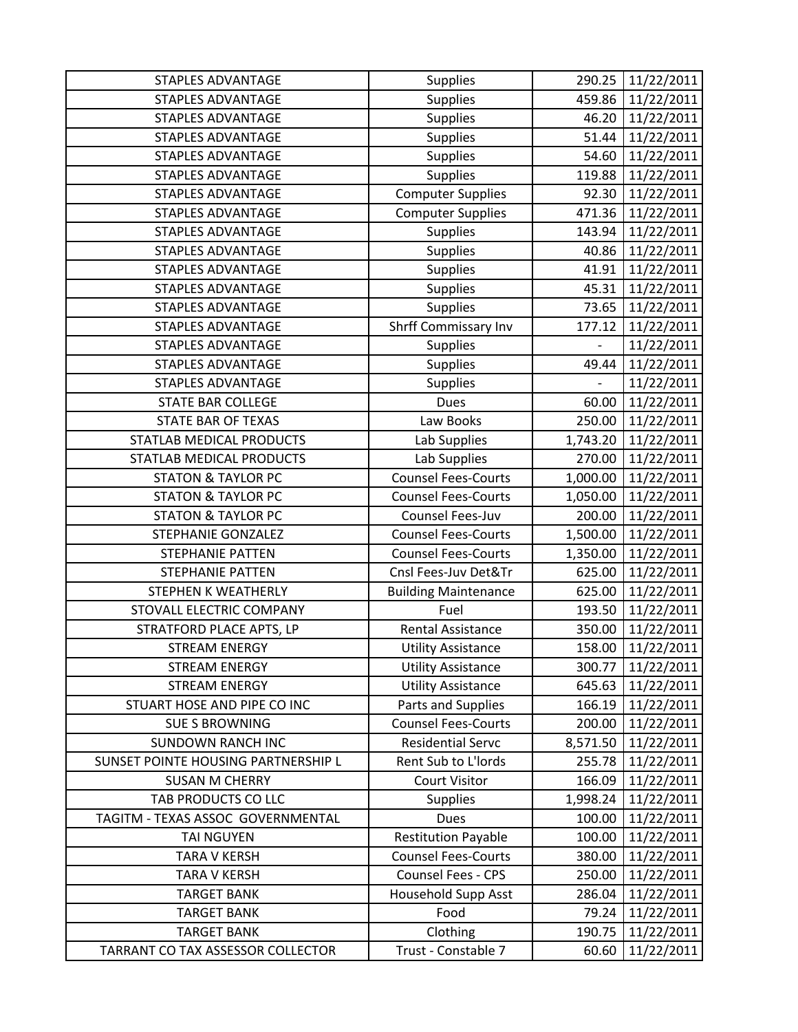| STAPLES ADVANTAGE | Supplies | 290.25 | 11/22/2011 |
|---|---|---|---|
| STAPLES ADVANTAGE | Supplies | 459.86 | 11/22/2011 |
| STAPLES ADVANTAGE | Supplies | 46.20 | 11/22/2011 |
| STAPLES ADVANTAGE | Supplies | 51.44 | 11/22/2011 |
| STAPLES ADVANTAGE | Supplies | 54.60 | 11/22/2011 |
| STAPLES ADVANTAGE | Supplies | 119.88 | 11/22/2011 |
| STAPLES ADVANTAGE | Computer Supplies | 92.30 | 11/22/2011 |
| STAPLES ADVANTAGE | Computer Supplies | 471.36 | 11/22/2011 |
| STAPLES ADVANTAGE | Supplies | 143.94 | 11/22/2011 |
| STAPLES ADVANTAGE | Supplies | 40.86 | 11/22/2011 |
| STAPLES ADVANTAGE | Supplies | 41.91 | 11/22/2011 |
| STAPLES ADVANTAGE | Supplies | 45.31 | 11/22/2011 |
| STAPLES ADVANTAGE | Supplies | 73.65 | 11/22/2011 |
| STAPLES ADVANTAGE | Shrff Commissary Inv | 177.12 | 11/22/2011 |
| STAPLES ADVANTAGE | Supplies | - | 11/22/2011 |
| STAPLES ADVANTAGE | Supplies | 49.44 | 11/22/2011 |
| STAPLES ADVANTAGE | Supplies | - | 11/22/2011 |
| STATE BAR COLLEGE | Dues | 60.00 | 11/22/2011 |
| STATE BAR OF TEXAS | Law Books | 250.00 | 11/22/2011 |
| STATLAB MEDICAL PRODUCTS | Lab Supplies | 1,743.20 | 11/22/2011 |
| STATLAB MEDICAL PRODUCTS | Lab Supplies | 270.00 | 11/22/2011 |
| STATON & TAYLOR PC | Counsel Fees-Courts | 1,000.00 | 11/22/2011 |
| STATON & TAYLOR PC | Counsel Fees-Courts | 1,050.00 | 11/22/2011 |
| STATON & TAYLOR PC | Counsel Fees-Juv | 200.00 | 11/22/2011 |
| STEPHANIE GONZALEZ | Counsel Fees-Courts | 1,500.00 | 11/22/2011 |
| STEPHANIE PATTEN | Counsel Fees-Courts | 1,350.00 | 11/22/2011 |
| STEPHANIE PATTEN | Cnsl Fees-Juv Det&Tr | 625.00 | 11/22/2011 |
| STEPHEN K WEATHERLY | Building Maintenance | 625.00 | 11/22/2011 |
| STOVALL ELECTRIC COMPANY | Fuel | 193.50 | 11/22/2011 |
| STRATFORD PLACE APTS, LP | Rental Assistance | 350.00 | 11/22/2011 |
| STREAM ENERGY | Utility Assistance | 158.00 | 11/22/2011 |
| STREAM ENERGY | Utility Assistance | 300.77 | 11/22/2011 |
| STREAM ENERGY | Utility Assistance | 645.63 | 11/22/2011 |
| STUART HOSE AND PIPE CO INC | Parts and Supplies | 166.19 | 11/22/2011 |
| SUE S BROWNING | Counsel Fees-Courts | 200.00 | 11/22/2011 |
| SUNDOWN RANCH INC | Residential Servc | 8,571.50 | 11/22/2011 |
| SUNSET POINTE HOUSING PARTNERSHIP L | Rent Sub to L'lords | 255.78 | 11/22/2011 |
| SUSAN M CHERRY | Court Visitor | 166.09 | 11/22/2011 |
| TAB PRODUCTS CO LLC | Supplies | 1,998.24 | 11/22/2011 |
| TAGITM - TEXAS ASSOC GOVERNMENTAL | Dues | 100.00 | 11/22/2011 |
| TAI NGUYEN | Restitution Payable | 100.00 | 11/22/2011 |
| TARA V KERSH | Counsel Fees-Courts | 380.00 | 11/22/2011 |
| TARA V KERSH | Counsel Fees - CPS | 250.00 | 11/22/2011 |
| TARGET BANK | Household Supp Asst | 286.04 | 11/22/2011 |
| TARGET BANK | Food | 79.24 | 11/22/2011 |
| TARGET BANK | Clothing | 190.75 | 11/22/2011 |
| TARRANT CO TAX ASSESSOR COLLECTOR | Trust - Constable 7 | 60.60 | 11/22/2011 |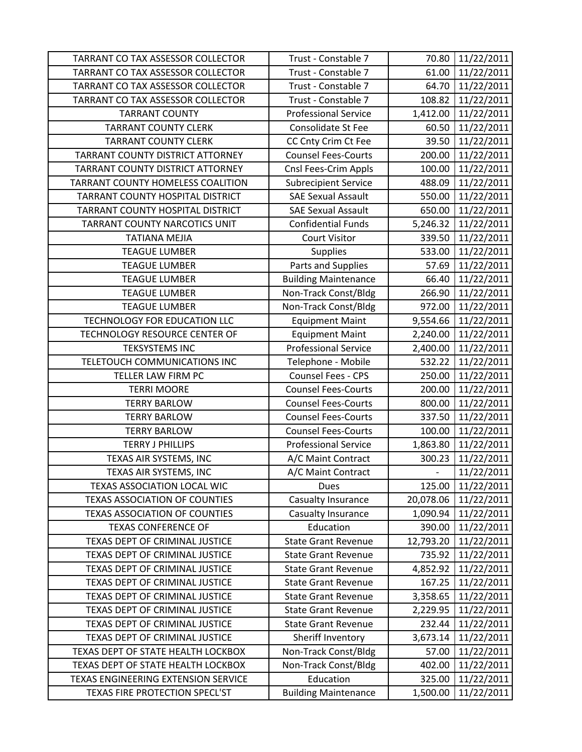| | | | |
|---|---|---|---|
| TARRANT CO TAX ASSESSOR COLLECTOR | Trust - Constable 7 | 70.80 | 11/22/2011 |
| TARRANT CO TAX ASSESSOR COLLECTOR | Trust - Constable 7 | 61.00 | 11/22/2011 |
| TARRANT CO TAX ASSESSOR COLLECTOR | Trust - Constable 7 | 64.70 | 11/22/2011 |
| TARRANT CO TAX ASSESSOR COLLECTOR | Trust - Constable 7 | 108.82 | 11/22/2011 |
| TARRANT COUNTY | Professional Service | 1,412.00 | 11/22/2011 |
| TARRANT COUNTY CLERK | Consolidate St Fee | 60.50 | 11/22/2011 |
| TARRANT COUNTY CLERK | CC Cnty Crim Ct Fee | 39.50 | 11/22/2011 |
| TARRANT COUNTY DISTRICT ATTORNEY | Counsel Fees-Courts | 200.00 | 11/22/2011 |
| TARRANT COUNTY DISTRICT ATTORNEY | Cnsl Fees-Crim Appls | 100.00 | 11/22/2011 |
| TARRANT COUNTY HOMELESS COALITION | Subrecipient Service | 488.09 | 11/22/2011 |
| TARRANT COUNTY HOSPITAL DISTRICT | SAE Sexual Assault | 550.00 | 11/22/2011 |
| TARRANT COUNTY HOSPITAL DISTRICT | SAE Sexual Assault | 650.00 | 11/22/2011 |
| TARRANT COUNTY NARCOTICS UNIT | Confidential Funds | 5,246.32 | 11/22/2011 |
| TATIANA MEJIA | Court Visitor | 339.50 | 11/22/2011 |
| TEAGUE LUMBER | Supplies | 533.00 | 11/22/2011 |
| TEAGUE LUMBER | Parts and Supplies | 57.69 | 11/22/2011 |
| TEAGUE LUMBER | Building Maintenance | 66.40 | 11/22/2011 |
| TEAGUE LUMBER | Non-Track Const/Bldg | 266.90 | 11/22/2011 |
| TEAGUE LUMBER | Non-Track Const/Bldg | 972.00 | 11/22/2011 |
| TECHNOLOGY FOR EDUCATION LLC | Equipment Maint | 9,554.66 | 11/22/2011 |
| TECHNOLOGY RESOURCE CENTER OF | Equipment Maint | 2,240.00 | 11/22/2011 |
| TEKSYSTEMS INC | Professional Service | 2,400.00 | 11/22/2011 |
| TELETOUCH COMMUNICATIONS INC | Telephone - Mobile | 532.22 | 11/22/2011 |
| TELLER LAW FIRM PC | Counsel Fees - CPS | 250.00 | 11/22/2011 |
| TERRI MOORE | Counsel Fees-Courts | 200.00 | 11/22/2011 |
| TERRY BARLOW | Counsel Fees-Courts | 800.00 | 11/22/2011 |
| TERRY BARLOW | Counsel Fees-Courts | 337.50 | 11/22/2011 |
| TERRY BARLOW | Counsel Fees-Courts | 100.00 | 11/22/2011 |
| TERRY J PHILLIPS | Professional Service | 1,863.80 | 11/22/2011 |
| TEXAS AIR SYSTEMS, INC | A/C Maint Contract | 300.23 | 11/22/2011 |
| TEXAS AIR SYSTEMS, INC | A/C Maint Contract | - | 11/22/2011 |
| TEXAS ASSOCIATION LOCAL WIC | Dues | 125.00 | 11/22/2011 |
| TEXAS ASSOCIATION OF COUNTIES | Casualty Insurance | 20,078.06 | 11/22/2011 |
| TEXAS ASSOCIATION OF COUNTIES | Casualty Insurance | 1,090.94 | 11/22/2011 |
| TEXAS CONFERENCE OF | Education | 390.00 | 11/22/2011 |
| TEXAS DEPT OF CRIMINAL JUSTICE | State Grant Revenue | 12,793.20 | 11/22/2011 |
| TEXAS DEPT OF CRIMINAL JUSTICE | State Grant Revenue | 735.92 | 11/22/2011 |
| TEXAS DEPT OF CRIMINAL JUSTICE | State Grant Revenue | 4,852.92 | 11/22/2011 |
| TEXAS DEPT OF CRIMINAL JUSTICE | State Grant Revenue | 167.25 | 11/22/2011 |
| TEXAS DEPT OF CRIMINAL JUSTICE | State Grant Revenue | 3,358.65 | 11/22/2011 |
| TEXAS DEPT OF CRIMINAL JUSTICE | State Grant Revenue | 2,229.95 | 11/22/2011 |
| TEXAS DEPT OF CRIMINAL JUSTICE | State Grant Revenue | 232.44 | 11/22/2011 |
| TEXAS DEPT OF CRIMINAL JUSTICE | Sheriff Inventory | 3,673.14 | 11/22/2011 |
| TEXAS DEPT OF STATE HEALTH LOCKBOX | Non-Track Const/Bldg | 57.00 | 11/22/2011 |
| TEXAS DEPT OF STATE HEALTH LOCKBOX | Non-Track Const/Bldg | 402.00 | 11/22/2011 |
| TEXAS ENGINEERING EXTENSION SERVICE | Education | 325.00 | 11/22/2011 |
| TEXAS FIRE PROTECTION SPECL'ST | Building Maintenance | 1,500.00 | 11/22/2011 |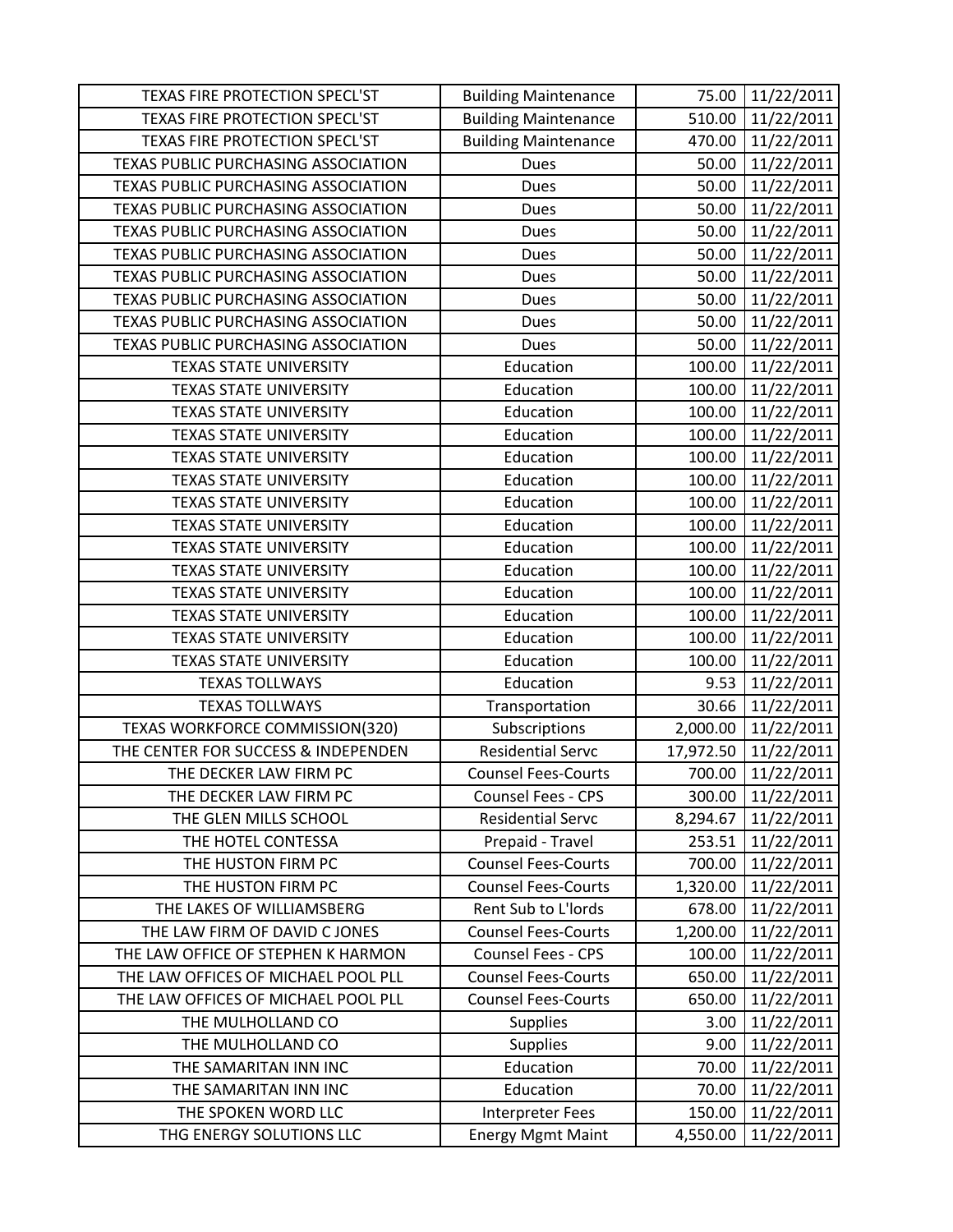| | | | |
|---|---|---|---|
| TEXAS FIRE PROTECTION SPECL'ST | Building Maintenance | 75.00 | 11/22/2011 |
| TEXAS FIRE PROTECTION SPECL'ST | Building Maintenance | 510.00 | 11/22/2011 |
| TEXAS FIRE PROTECTION SPECL'ST | Building Maintenance | 470.00 | 11/22/2011 |
| TEXAS PUBLIC PURCHASING ASSOCIATION | Dues | 50.00 | 11/22/2011 |
| TEXAS PUBLIC PURCHASING ASSOCIATION | Dues | 50.00 | 11/22/2011 |
| TEXAS PUBLIC PURCHASING ASSOCIATION | Dues | 50.00 | 11/22/2011 |
| TEXAS PUBLIC PURCHASING ASSOCIATION | Dues | 50.00 | 11/22/2011 |
| TEXAS PUBLIC PURCHASING ASSOCIATION | Dues | 50.00 | 11/22/2011 |
| TEXAS PUBLIC PURCHASING ASSOCIATION | Dues | 50.00 | 11/22/2011 |
| TEXAS PUBLIC PURCHASING ASSOCIATION | Dues | 50.00 | 11/22/2011 |
| TEXAS PUBLIC PURCHASING ASSOCIATION | Dues | 50.00 | 11/22/2011 |
| TEXAS PUBLIC PURCHASING ASSOCIATION | Dues | 50.00 | 11/22/2011 |
| TEXAS STATE UNIVERSITY | Education | 100.00 | 11/22/2011 |
| TEXAS STATE UNIVERSITY | Education | 100.00 | 11/22/2011 |
| TEXAS STATE UNIVERSITY | Education | 100.00 | 11/22/2011 |
| TEXAS STATE UNIVERSITY | Education | 100.00 | 11/22/2011 |
| TEXAS STATE UNIVERSITY | Education | 100.00 | 11/22/2011 |
| TEXAS STATE UNIVERSITY | Education | 100.00 | 11/22/2011 |
| TEXAS STATE UNIVERSITY | Education | 100.00 | 11/22/2011 |
| TEXAS STATE UNIVERSITY | Education | 100.00 | 11/22/2011 |
| TEXAS STATE UNIVERSITY | Education | 100.00 | 11/22/2011 |
| TEXAS STATE UNIVERSITY | Education | 100.00 | 11/22/2011 |
| TEXAS STATE UNIVERSITY | Education | 100.00 | 11/22/2011 |
| TEXAS STATE UNIVERSITY | Education | 100.00 | 11/22/2011 |
| TEXAS STATE UNIVERSITY | Education | 100.00 | 11/22/2011 |
| TEXAS STATE UNIVERSITY | Education | 100.00 | 11/22/2011 |
| TEXAS TOLLWAYS | Education | 9.53 | 11/22/2011 |
| TEXAS TOLLWAYS | Transportation | 30.66 | 11/22/2011 |
| TEXAS WORKFORCE COMMISSION(320) | Subscriptions | 2,000.00 | 11/22/2011 |
| THE CENTER FOR SUCCESS & INDEPENDEN | Residential Servc | 17,972.50 | 11/22/2011 |
| THE DECKER LAW FIRM PC | Counsel Fees-Courts | 700.00 | 11/22/2011 |
| THE DECKER LAW FIRM PC | Counsel Fees - CPS | 300.00 | 11/22/2011 |
| THE GLEN MILLS SCHOOL | Residential Servc | 8,294.67 | 11/22/2011 |
| THE HOTEL CONTESSA | Prepaid - Travel | 253.51 | 11/22/2011 |
| THE HUSTON FIRM PC | Counsel Fees-Courts | 700.00 | 11/22/2011 |
| THE HUSTON FIRM PC | Counsel Fees-Courts | 1,320.00 | 11/22/2011 |
| THE LAKES OF WILLIAMSBERG | Rent Sub to L'lords | 678.00 | 11/22/2011 |
| THE LAW FIRM OF DAVID C JONES | Counsel Fees-Courts | 1,200.00 | 11/22/2011 |
| THE LAW OFFICE OF STEPHEN K HARMON | Counsel Fees - CPS | 100.00 | 11/22/2011 |
| THE LAW OFFICES OF MICHAEL POOL PLL | Counsel Fees-Courts | 650.00 | 11/22/2011 |
| THE LAW OFFICES OF MICHAEL POOL PLL | Counsel Fees-Courts | 650.00 | 11/22/2011 |
| THE MULHOLLAND CO | Supplies | 3.00 | 11/22/2011 |
| THE MULHOLLAND CO | Supplies | 9.00 | 11/22/2011 |
| THE SAMARITAN INN INC | Education | 70.00 | 11/22/2011 |
| THE SAMARITAN INN INC | Education | 70.00 | 11/22/2011 |
| THE SPOKEN WORD LLC | Interpreter Fees | 150.00 | 11/22/2011 |
| THG ENERGY SOLUTIONS LLC | Energy Mgmt Maint | 4,550.00 | 11/22/2011 |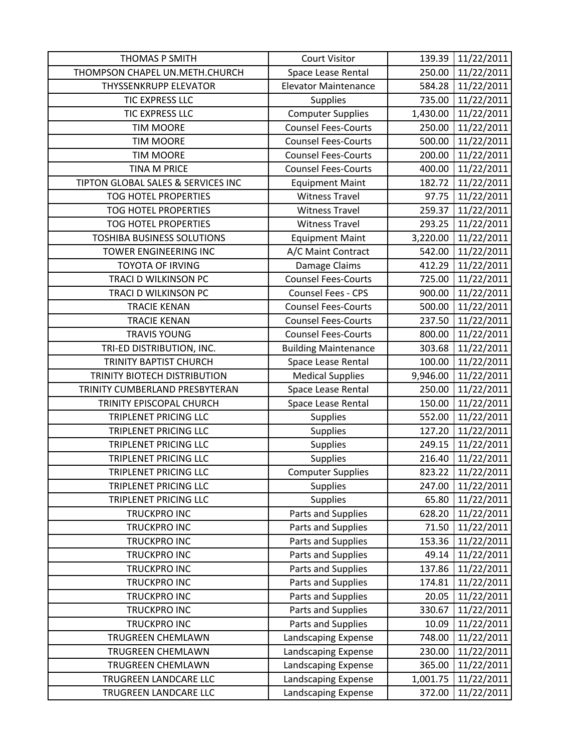| THOMAS P SMITH | Court Visitor | 139.39 | 11/22/2011 |
|---|---|---|---|
| THOMPSON CHAPEL UN.METH.CHURCH | Space Lease Rental | 250.00 | 11/22/2011 |
| THYSSENKRUPP ELEVATOR | Elevator Maintenance | 584.28 | 11/22/2011 |
| TIC EXPRESS LLC | Supplies | 735.00 | 11/22/2011 |
| TIC EXPRESS LLC | Computer Supplies | 1,430.00 | 11/22/2011 |
| TIM MOORE | Counsel Fees-Courts | 250.00 | 11/22/2011 |
| TIM MOORE | Counsel Fees-Courts | 500.00 | 11/22/2011 |
| TIM MOORE | Counsel Fees-Courts | 200.00 | 11/22/2011 |
| TINA M PRICE | Counsel Fees-Courts | 400.00 | 11/22/2011 |
| TIPTON GLOBAL SALES & SERVICES INC | Equipment Maint | 182.72 | 11/22/2011 |
| TOG HOTEL PROPERTIES | Witness Travel | 97.75 | 11/22/2011 |
| TOG HOTEL PROPERTIES | Witness Travel | 259.37 | 11/22/2011 |
| TOG HOTEL PROPERTIES | Witness Travel | 293.25 | 11/22/2011 |
| TOSHIBA BUSINESS SOLUTIONS | Equipment Maint | 3,220.00 | 11/22/2011 |
| TOWER ENGINEERING INC | A/C Maint Contract | 542.00 | 11/22/2011 |
| TOYOTA OF IRVING | Damage Claims | 412.29 | 11/22/2011 |
| TRACI D WILKINSON PC | Counsel Fees-Courts | 725.00 | 11/22/2011 |
| TRACI D WILKINSON PC | Counsel Fees - CPS | 900.00 | 11/22/2011 |
| TRACIE KENAN | Counsel Fees-Courts | 500.00 | 11/22/2011 |
| TRACIE KENAN | Counsel Fees-Courts | 237.50 | 11/22/2011 |
| TRAVIS YOUNG | Counsel Fees-Courts | 800.00 | 11/22/2011 |
| TRI-ED DISTRIBUTION, INC. | Building Maintenance | 303.68 | 11/22/2011 |
| TRINITY BAPTIST CHURCH | Space Lease Rental | 100.00 | 11/22/2011 |
| TRINITY BIOTECH DISTRIBUTION | Medical Supplies | 9,946.00 | 11/22/2011 |
| TRINITY CUMBERLAND PRESBYTERAN | Space Lease Rental | 250.00 | 11/22/2011 |
| TRINITY EPISCOPAL CHURCH | Space Lease Rental | 150.00 | 11/22/2011 |
| TRIPLENET PRICING LLC | Supplies | 552.00 | 11/22/2011 |
| TRIPLENET PRICING LLC | Supplies | 127.20 | 11/22/2011 |
| TRIPLENET PRICING LLC | Supplies | 249.15 | 11/22/2011 |
| TRIPLENET PRICING LLC | Supplies | 216.40 | 11/22/2011 |
| TRIPLENET PRICING LLC | Computer Supplies | 823.22 | 11/22/2011 |
| TRIPLENET PRICING LLC | Supplies | 247.00 | 11/22/2011 |
| TRIPLENET PRICING LLC | Supplies | 65.80 | 11/22/2011 |
| TRUCKPRO INC | Parts and Supplies | 628.20 | 11/22/2011 |
| TRUCKPRO INC | Parts and Supplies | 71.50 | 11/22/2011 |
| TRUCKPRO INC | Parts and Supplies | 153.36 | 11/22/2011 |
| TRUCKPRO INC | Parts and Supplies | 49.14 | 11/22/2011 |
| TRUCKPRO INC | Parts and Supplies | 137.86 | 11/22/2011 |
| TRUCKPRO INC | Parts and Supplies | 174.81 | 11/22/2011 |
| TRUCKPRO INC | Parts and Supplies | 20.05 | 11/22/2011 |
| TRUCKPRO INC | Parts and Supplies | 330.67 | 11/22/2011 |
| TRUCKPRO INC | Parts and Supplies | 10.09 | 11/22/2011 |
| TRUGREEN CHEMLAWN | Landscaping Expense | 748.00 | 11/22/2011 |
| TRUGREEN CHEMLAWN | Landscaping Expense | 230.00 | 11/22/2011 |
| TRUGREEN CHEMLAWN | Landscaping Expense | 365.00 | 11/22/2011 |
| TRUGREEN LANDCARE LLC | Landscaping Expense | 1,001.75 | 11/22/2011 |
| TRUGREEN LANDCARE LLC | Landscaping Expense | 372.00 | 11/22/2011 |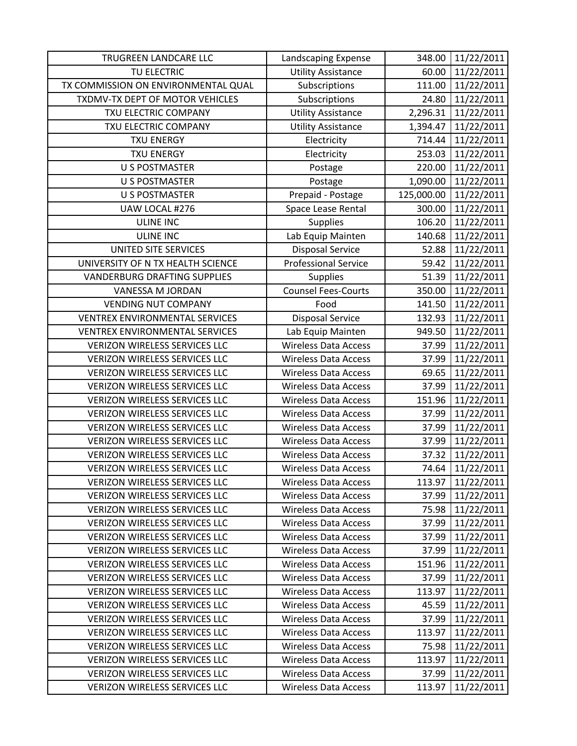| | | | |
|---|---|---|---|
| TRUGREEN LANDCARE LLC | Landscaping Expense | 348.00 | 11/22/2011 |
| TU ELECTRIC | Utility Assistance | 60.00 | 11/22/2011 |
| TX COMMISSION ON ENVIRONMENTAL QUAL | Subscriptions | 111.00 | 11/22/2011 |
| TXDMV-TX DEPT OF MOTOR VEHICLES | Subscriptions | 24.80 | 11/22/2011 |
| TXU ELECTRIC COMPANY | Utility Assistance | 2,296.31 | 11/22/2011 |
| TXU ELECTRIC COMPANY | Utility Assistance | 1,394.47 | 11/22/2011 |
| TXU ENERGY | Electricity | 714.44 | 11/22/2011 |
| TXU ENERGY | Electricity | 253.03 | 11/22/2011 |
| U S POSTMASTER | Postage | 220.00 | 11/22/2011 |
| U S POSTMASTER | Postage | 1,090.00 | 11/22/2011 |
| U S POSTMASTER | Prepaid - Postage | 125,000.00 | 11/22/2011 |
| UAW LOCAL #276 | Space Lease Rental | 300.00 | 11/22/2011 |
| ULINE INC | Supplies | 106.20 | 11/22/2011 |
| ULINE INC | Lab Equip Mainten | 140.68 | 11/22/2011 |
| UNITED SITE SERVICES | Disposal Service | 52.88 | 11/22/2011 |
| UNIVERSITY OF N TX HEALTH SCIENCE | Professional Service | 59.42 | 11/22/2011 |
| VANDERBURG DRAFTING SUPPLIES | Supplies | 51.39 | 11/22/2011 |
| VANESSA M JORDAN | Counsel Fees-Courts | 350.00 | 11/22/2011 |
| VENDING NUT COMPANY | Food | 141.50 | 11/22/2011 |
| VENTREX ENVIRONMENTAL SERVICES | Disposal Service | 132.93 | 11/22/2011 |
| VENTREX ENVIRONMENTAL SERVICES | Lab Equip Mainten | 949.50 | 11/22/2011 |
| VERIZON WIRELESS SERVICES LLC | Wireless Data Access | 37.99 | 11/22/2011 |
| VERIZON WIRELESS SERVICES LLC | Wireless Data Access | 37.99 | 11/22/2011 |
| VERIZON WIRELESS SERVICES LLC | Wireless Data Access | 69.65 | 11/22/2011 |
| VERIZON WIRELESS SERVICES LLC | Wireless Data Access | 37.99 | 11/22/2011 |
| VERIZON WIRELESS SERVICES LLC | Wireless Data Access | 151.96 | 11/22/2011 |
| VERIZON WIRELESS SERVICES LLC | Wireless Data Access | 37.99 | 11/22/2011 |
| VERIZON WIRELESS SERVICES LLC | Wireless Data Access | 37.99 | 11/22/2011 |
| VERIZON WIRELESS SERVICES LLC | Wireless Data Access | 37.99 | 11/22/2011 |
| VERIZON WIRELESS SERVICES LLC | Wireless Data Access | 37.32 | 11/22/2011 |
| VERIZON WIRELESS SERVICES LLC | Wireless Data Access | 74.64 | 11/22/2011 |
| VERIZON WIRELESS SERVICES LLC | Wireless Data Access | 113.97 | 11/22/2011 |
| VERIZON WIRELESS SERVICES LLC | Wireless Data Access | 37.99 | 11/22/2011 |
| VERIZON WIRELESS SERVICES LLC | Wireless Data Access | 75.98 | 11/22/2011 |
| VERIZON WIRELESS SERVICES LLC | Wireless Data Access | 37.99 | 11/22/2011 |
| VERIZON WIRELESS SERVICES LLC | Wireless Data Access | 37.99 | 11/22/2011 |
| VERIZON WIRELESS SERVICES LLC | Wireless Data Access | 37.99 | 11/22/2011 |
| VERIZON WIRELESS SERVICES LLC | Wireless Data Access | 151.96 | 11/22/2011 |
| VERIZON WIRELESS SERVICES LLC | Wireless Data Access | 37.99 | 11/22/2011 |
| VERIZON WIRELESS SERVICES LLC | Wireless Data Access | 113.97 | 11/22/2011 |
| VERIZON WIRELESS SERVICES LLC | Wireless Data Access | 45.59 | 11/22/2011 |
| VERIZON WIRELESS SERVICES LLC | Wireless Data Access | 37.99 | 11/22/2011 |
| VERIZON WIRELESS SERVICES LLC | Wireless Data Access | 113.97 | 11/22/2011 |
| VERIZON WIRELESS SERVICES LLC | Wireless Data Access | 75.98 | 11/22/2011 |
| VERIZON WIRELESS SERVICES LLC | Wireless Data Access | 113.97 | 11/22/2011 |
| VERIZON WIRELESS SERVICES LLC | Wireless Data Access | 37.99 | 11/22/2011 |
| VERIZON WIRELESS SERVICES LLC | Wireless Data Access | 113.97 | 11/22/2011 |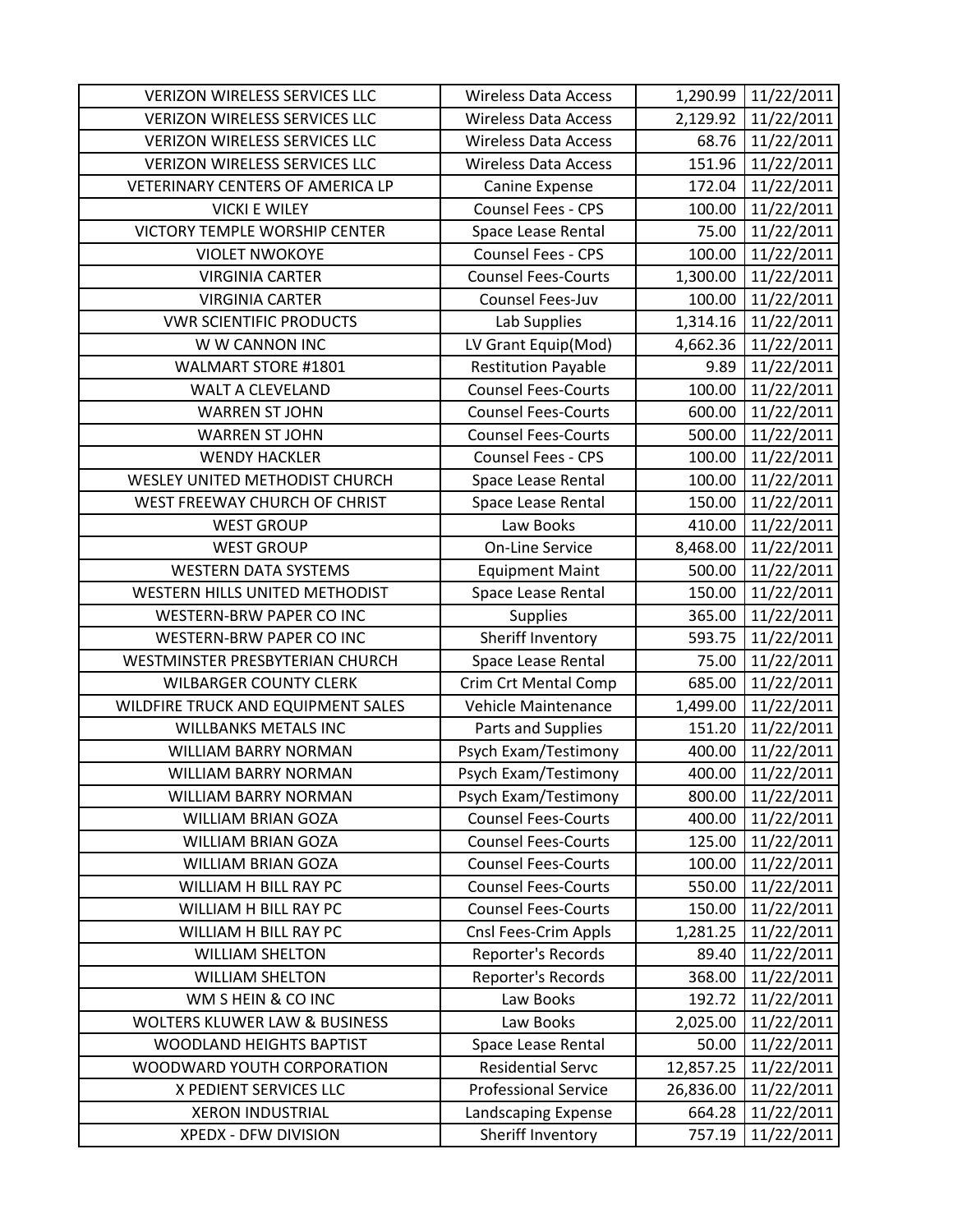| | | | |
|---|---|---|---|
| VERIZON WIRELESS SERVICES LLC | Wireless Data Access | 1,290.99 | 11/22/2011 |
| VERIZON WIRELESS SERVICES LLC | Wireless Data Access | 2,129.92 | 11/22/2011 |
| VERIZON WIRELESS SERVICES LLC | Wireless Data Access | 68.76 | 11/22/2011 |
| VERIZON WIRELESS SERVICES LLC | Wireless Data Access | 151.96 | 11/22/2011 |
| VETERINARY CENTERS OF AMERICA LP | Canine Expense | 172.04 | 11/22/2011 |
| VICKI E WILEY | Counsel Fees - CPS | 100.00 | 11/22/2011 |
| VICTORY TEMPLE WORSHIP CENTER | Space Lease Rental | 75.00 | 11/22/2011 |
| VIOLET NWOKOYE | Counsel Fees - CPS | 100.00 | 11/22/2011 |
| VIRGINIA CARTER | Counsel Fees-Courts | 1,300.00 | 11/22/2011 |
| VIRGINIA CARTER | Counsel Fees-Juv | 100.00 | 11/22/2011 |
| VWR SCIENTIFIC PRODUCTS | Lab Supplies | 1,314.16 | 11/22/2011 |
| W W CANNON INC | LV Grant Equip(Mod) | 4,662.36 | 11/22/2011 |
| WALMART STORE #1801 | Restitution Payable | 9.89 | 11/22/2011 |
| WALT A CLEVELAND | Counsel Fees-Courts | 100.00 | 11/22/2011 |
| WARREN ST JOHN | Counsel Fees-Courts | 600.00 | 11/22/2011 |
| WARREN ST JOHN | Counsel Fees-Courts | 500.00 | 11/22/2011 |
| WENDY HACKLER | Counsel Fees - CPS | 100.00 | 11/22/2011 |
| WESLEY UNITED METHODIST CHURCH | Space Lease Rental | 100.00 | 11/22/2011 |
| WEST FREEWAY CHURCH OF CHRIST | Space Lease Rental | 150.00 | 11/22/2011 |
| WEST GROUP | Law Books | 410.00 | 11/22/2011 |
| WEST GROUP | On-Line Service | 8,468.00 | 11/22/2011 |
| WESTERN DATA SYSTEMS | Equipment Maint | 500.00 | 11/22/2011 |
| WESTERN HILLS UNITED METHODIST | Space Lease Rental | 150.00 | 11/22/2011 |
| WESTERN-BRW PAPER CO INC | Supplies | 365.00 | 11/22/2011 |
| WESTERN-BRW PAPER CO INC | Sheriff Inventory | 593.75 | 11/22/2011 |
| WESTMINSTER PRESBYTERIAN CHURCH | Space Lease Rental | 75.00 | 11/22/2011 |
| WILBARGER COUNTY CLERK | Crim Crt Mental Comp | 685.00 | 11/22/2011 |
| WILDFIRE TRUCK AND EQUIPMENT SALES | Vehicle Maintenance | 1,499.00 | 11/22/2011 |
| WILLBANKS METALS INC | Parts and Supplies | 151.20 | 11/22/2011 |
| WILLIAM BARRY NORMAN | Psych Exam/Testimony | 400.00 | 11/22/2011 |
| WILLIAM BARRY NORMAN | Psych Exam/Testimony | 400.00 | 11/22/2011 |
| WILLIAM BARRY NORMAN | Psych Exam/Testimony | 800.00 | 11/22/2011 |
| WILLIAM BRIAN GOZA | Counsel Fees-Courts | 400.00 | 11/22/2011 |
| WILLIAM BRIAN GOZA | Counsel Fees-Courts | 125.00 | 11/22/2011 |
| WILLIAM BRIAN GOZA | Counsel Fees-Courts | 100.00 | 11/22/2011 |
| WILLIAM H BILL RAY PC | Counsel Fees-Courts | 550.00 | 11/22/2011 |
| WILLIAM H BILL RAY PC | Counsel Fees-Courts | 150.00 | 11/22/2011 |
| WILLIAM H BILL RAY PC | Cnsl Fees-Crim Appls | 1,281.25 | 11/22/2011 |
| WILLIAM SHELTON | Reporter's Records | 89.40 | 11/22/2011 |
| WILLIAM SHELTON | Reporter's Records | 368.00 | 11/22/2011 |
| WM S HEIN & CO INC | Law Books | 192.72 | 11/22/2011 |
| WOLTERS KLUWER LAW & BUSINESS | Law Books | 2,025.00 | 11/22/2011 |
| WOODLAND HEIGHTS BAPTIST | Space Lease Rental | 50.00 | 11/22/2011 |
| WOODWARD YOUTH CORPORATION | Residential Servc | 12,857.25 | 11/22/2011 |
| X PEDIENT SERVICES LLC | Professional Service | 26,836.00 | 11/22/2011 |
| XERON INDUSTRIAL | Landscaping Expense | 664.28 | 11/22/2011 |
| XPEDX - DFW DIVISION | Sheriff Inventory | 757.19 | 11/22/2011 |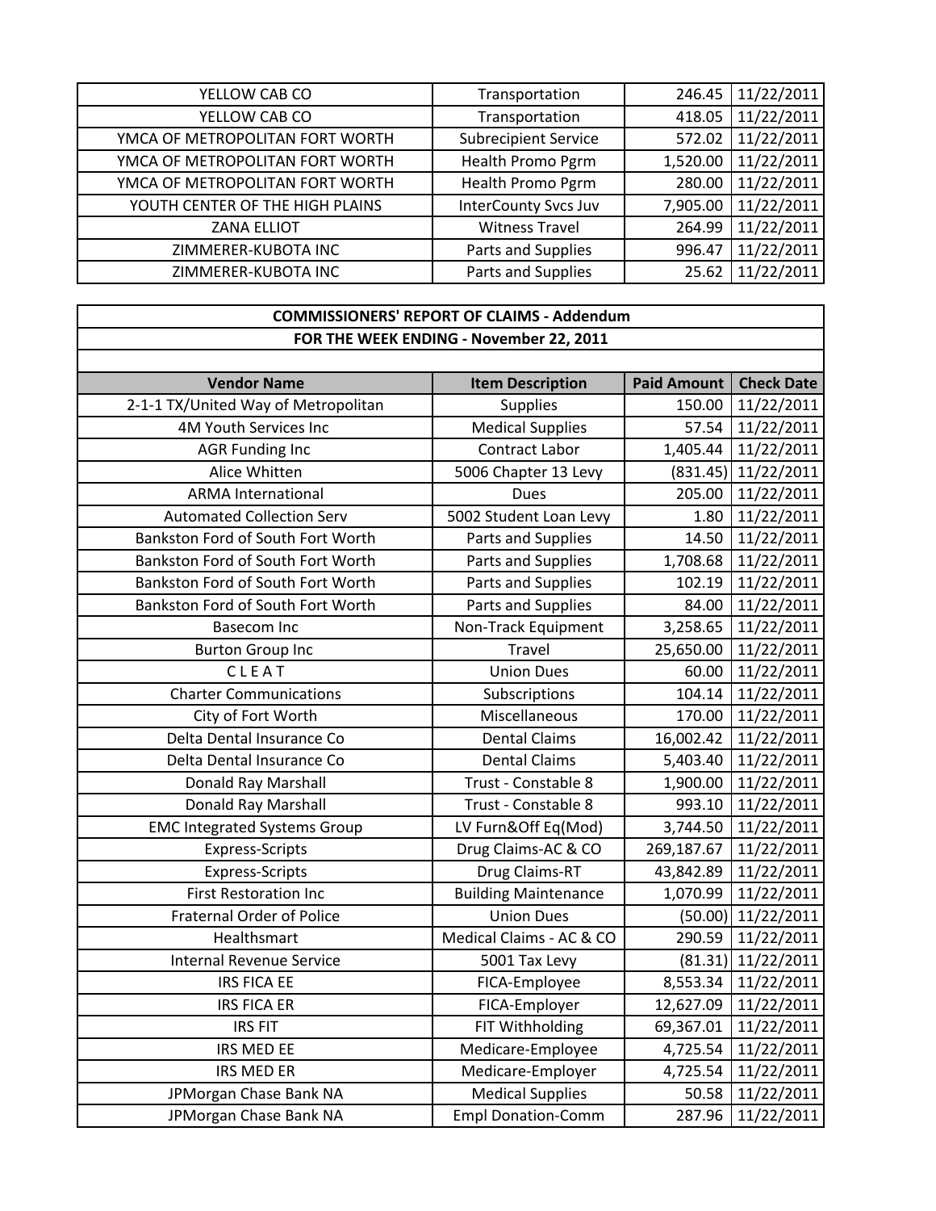| | | | |
|---|---|---|---|
| YELLOW CAB CO | Transportation | 246.45 | 11/22/2011 |
| YELLOW CAB CO | Transportation | 418.05 | 11/22/2011 |
| YMCA OF METROPOLITAN FORT WORTH | Subrecipient Service | 572.02 | 11/22/2011 |
| YMCA OF METROPOLITAN FORT WORTH | Health Promo Pgrm | 1,520.00 | 11/22/2011 |
| YMCA OF METROPOLITAN FORT WORTH | Health Promo Pgrm | 280.00 | 11/22/2011 |
| YOUTH CENTER OF THE HIGH PLAINS | InterCounty Svcs Juv | 7,905.00 | 11/22/2011 |
| ZANA ELLIOT | Witness Travel | 264.99 | 11/22/2011 |
| ZIMMERER-KUBOTA INC | Parts and Supplies | 996.47 | 11/22/2011 |
| ZIMMERER-KUBOTA INC | Parts and Supplies | 25.62 | 11/22/2011 |

**COMMISSIONERS' REPORT OF CLAIMS - Addendum**

**FOR THE WEEK ENDING - November 22, 2011**

| Vendor Name | Item Description | Paid Amount | Check Date |
|---|---|---|---|
| 2-1-1 TX/United Way of Metropolitan | Supplies | 150.00 | 11/22/2011 |
| 4M Youth Services Inc | Medical Supplies | 57.54 | 11/22/2011 |
| AGR Funding Inc | Contract Labor | 1,405.44 | 11/22/2011 |
| Alice Whitten | 5006 Chapter 13 Levy | (831.45) | 11/22/2011 |
| ARMA International | Dues | 205.00 | 11/22/2011 |
| Automated Collection Serv | 5002 Student Loan Levy | 1.80 | 11/22/2011 |
| Bankston Ford of South Fort Worth | Parts and Supplies | 14.50 | 11/22/2011 |
| Bankston Ford of South Fort Worth | Parts and Supplies | 1,708.68 | 11/22/2011 |
| Bankston Ford of South Fort Worth | Parts and Supplies | 102.19 | 11/22/2011 |
| Bankston Ford of South Fort Worth | Parts and Supplies | 84.00 | 11/22/2011 |
| Basecom Inc | Non-Track Equipment | 3,258.65 | 11/22/2011 |
| Burton Group Inc | Travel | 25,650.00 | 11/22/2011 |
| C L E A T | Union Dues | 60.00 | 11/22/2011 |
| Charter Communications | Subscriptions | 104.14 | 11/22/2011 |
| City of Fort Worth | Miscellaneous | 170.00 | 11/22/2011 |
| Delta Dental Insurance Co | Dental Claims | 16,002.42 | 11/22/2011 |
| Delta Dental Insurance Co | Dental Claims | 5,403.40 | 11/22/2011 |
| Donald Ray Marshall | Trust - Constable 8 | 1,900.00 | 11/22/2011 |
| Donald Ray Marshall | Trust - Constable 8 | 993.10 | 11/22/2011 |
| EMC Integrated Systems Group | LV Furn&Off Eq(Mod) | 3,744.50 | 11/22/2011 |
| Express-Scripts | Drug Claims-AC & CO | 269,187.67 | 11/22/2011 |
| Express-Scripts | Drug Claims-RT | 43,842.89 | 11/22/2011 |
| First Restoration Inc | Building Maintenance | 1,070.99 | 11/22/2011 |
| Fraternal Order of Police | Union Dues | (50.00) | 11/22/2011 |
| Healthsmart | Medical Claims - AC & CO | 290.59 | 11/22/2011 |
| Internal Revenue Service | 5001 Tax Levy | (81.31) | 11/22/2011 |
| IRS FICA EE | FICA-Employee | 8,553.34 | 11/22/2011 |
| IRS FICA ER | FICA-Employer | 12,627.09 | 11/22/2011 |
| IRS FIT | FIT Withholding | 69,367.01 | 11/22/2011 |
| IRS MED EE | Medicare-Employee | 4,725.54 | 11/22/2011 |
| IRS MED ER | Medicare-Employer | 4,725.54 | 11/22/2011 |
| JPMorgan Chase Bank NA | Medical Supplies | 50.58 | 11/22/2011 |
| JPMorgan Chase Bank NA | Empl Donation-Comm | 287.96 | 11/22/2011 |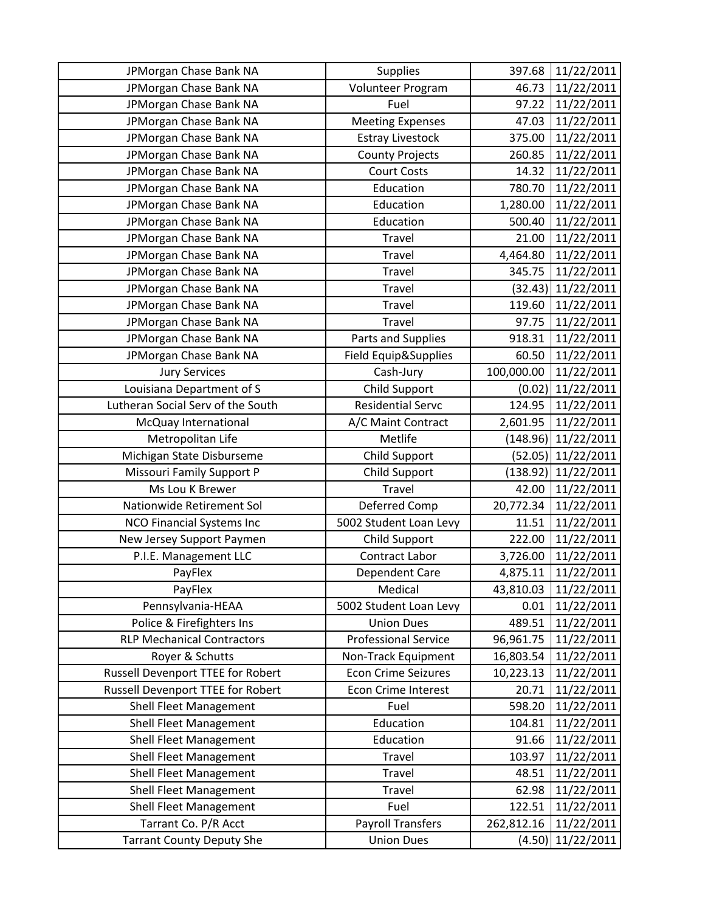| | | | |
|---|---|---|---|
| JPMorgan Chase Bank NA | Supplies | 397.68 | 11/22/2011 |
| JPMorgan Chase Bank NA | Volunteer Program | 46.73 | 11/22/2011 |
| JPMorgan Chase Bank NA | Fuel | 97.22 | 11/22/2011 |
| JPMorgan Chase Bank NA | Meeting Expenses | 47.03 | 11/22/2011 |
| JPMorgan Chase Bank NA | Estray Livestock | 375.00 | 11/22/2011 |
| JPMorgan Chase Bank NA | County Projects | 260.85 | 11/22/2011 |
| JPMorgan Chase Bank NA | Court Costs | 14.32 | 11/22/2011 |
| JPMorgan Chase Bank NA | Education | 780.70 | 11/22/2011 |
| JPMorgan Chase Bank NA | Education | 1,280.00 | 11/22/2011 |
| JPMorgan Chase Bank NA | Education | 500.40 | 11/22/2011 |
| JPMorgan Chase Bank NA | Travel | 21.00 | 11/22/2011 |
| JPMorgan Chase Bank NA | Travel | 4,464.80 | 11/22/2011 |
| JPMorgan Chase Bank NA | Travel | 345.75 | 11/22/2011 |
| JPMorgan Chase Bank NA | Travel | (32.43) | 11/22/2011 |
| JPMorgan Chase Bank NA | Travel | 119.60 | 11/22/2011 |
| JPMorgan Chase Bank NA | Travel | 97.75 | 11/22/2011 |
| JPMorgan Chase Bank NA | Parts and Supplies | 918.31 | 11/22/2011 |
| JPMorgan Chase Bank NA | Field Equip&Supplies | 60.50 | 11/22/2011 |
| Jury Services | Cash-Jury | 100,000.00 | 11/22/2011 |
| Louisiana Department of S | Child Support | (0.02) | 11/22/2011 |
| Lutheran Social Serv of the South | Residential Servc | 124.95 | 11/22/2011 |
| McQuay International | A/C Maint Contract | 2,601.95 | 11/22/2011 |
| Metropolitan Life | Metlife | (148.96) | 11/22/2011 |
| Michigan State Disburseme | Child Support | (52.05) | 11/22/2011 |
| Missouri Family Support P | Child Support | (138.92) | 11/22/2011 |
| Ms Lou K Brewer | Travel | 42.00 | 11/22/2011 |
| Nationwide Retirement Sol | Deferred Comp | 20,772.34 | 11/22/2011 |
| NCO Financial Systems Inc | 5002 Student Loan Levy | 11.51 | 11/22/2011 |
| New Jersey Support Paymen | Child Support | 222.00 | 11/22/2011 |
| P.I.E. Management LLC | Contract Labor | 3,726.00 | 11/22/2011 |
| PayFlex | Dependent Care | 4,875.11 | 11/22/2011 |
| PayFlex | Medical | 43,810.03 | 11/22/2011 |
| Pennsylvania-HEAA | 5002 Student Loan Levy | 0.01 | 11/22/2011 |
| Police & Firefighters Ins | Union Dues | 489.51 | 11/22/2011 |
| RLP Mechanical Contractors | Professional Service | 96,961.75 | 11/22/2011 |
| Royer & Schutts | Non-Track Equipment | 16,803.54 | 11/22/2011 |
| Russell Devenport TTEE for Robert | Econ Crime Seizures | 10,223.13 | 11/22/2011 |
| Russell Devenport TTEE for Robert | Econ Crime Interest | 20.71 | 11/22/2011 |
| Shell Fleet Management | Fuel | 598.20 | 11/22/2011 |
| Shell Fleet Management | Education | 104.81 | 11/22/2011 |
| Shell Fleet Management | Education | 91.66 | 11/22/2011 |
| Shell Fleet Management | Travel | 103.97 | 11/22/2011 |
| Shell Fleet Management | Travel | 48.51 | 11/22/2011 |
| Shell Fleet Management | Travel | 62.98 | 11/22/2011 |
| Shell Fleet Management | Fuel | 122.51 | 11/22/2011 |
| Tarrant Co. P/R Acct | Payroll Transfers | 262,812.16 | 11/22/2011 |
| Tarrant County Deputy She | Union Dues | (4.50) | 11/22/2011 |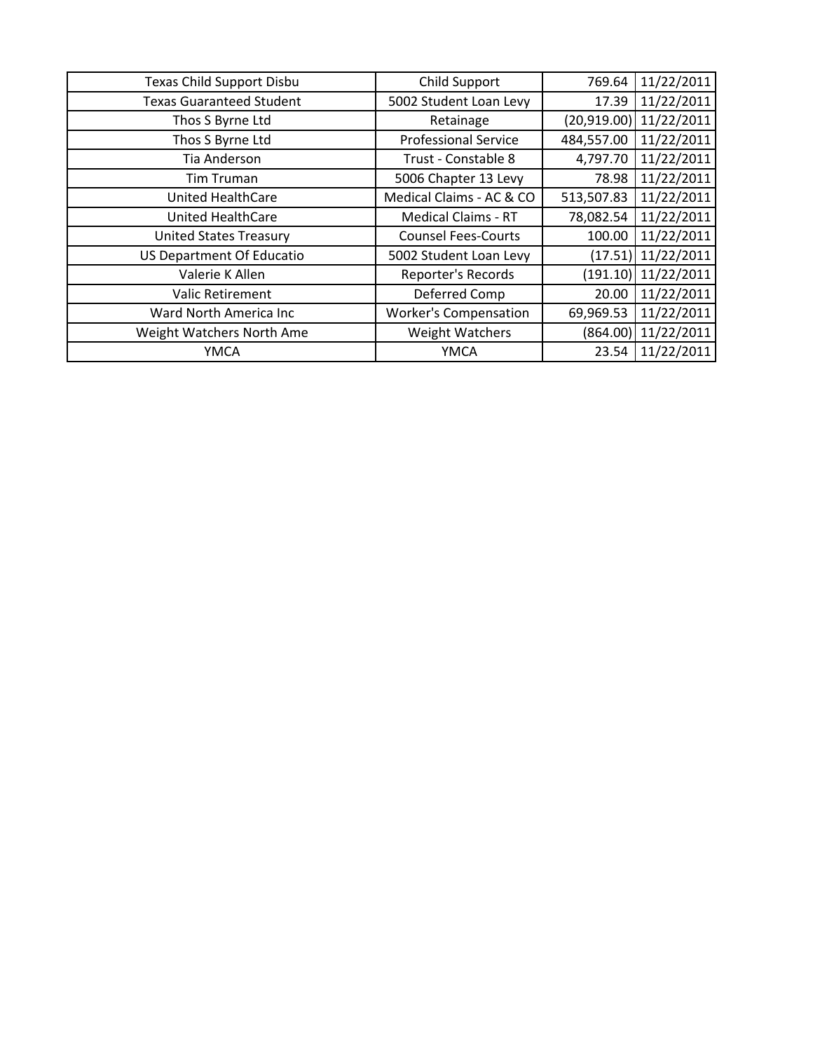| | | | |
|---|---|---|---|
| Texas Child Support Disbu | Child Support | 769.64 | 11/22/2011 |
| Texas Guaranteed Student | 5002 Student Loan Levy | 17.39 | 11/22/2011 |
| Thos S Byrne Ltd | Retainage | (20,919.00) | 11/22/2011 |
| Thos S Byrne Ltd | Professional Service | 484,557.00 | 11/22/2011 |
| Tia Anderson | Trust - Constable 8 | 4,797.70 | 11/22/2011 |
| Tim Truman | 5006 Chapter 13 Levy | 78.98 | 11/22/2011 |
| United HealthCare | Medical Claims - AC & CO | 513,507.83 | 11/22/2011 |
| United HealthCare | Medical Claims - RT | 78,082.54 | 11/22/2011 |
| United States Treasury | Counsel Fees-Courts | 100.00 | 11/22/2011 |
| US Department Of Educatio | 5002 Student Loan Levy | (17.51) | 11/22/2011 |
| Valerie K Allen | Reporter's Records | (191.10) | 11/22/2011 |
| Valic Retirement | Deferred Comp | 20.00 | 11/22/2011 |
| Ward North America Inc | Worker's Compensation | 69,969.53 | 11/22/2011 |
| Weight Watchers North Ame | Weight Watchers | (864.00) | 11/22/2011 |
| YMCA | YMCA | 23.54 | 11/22/2011 |